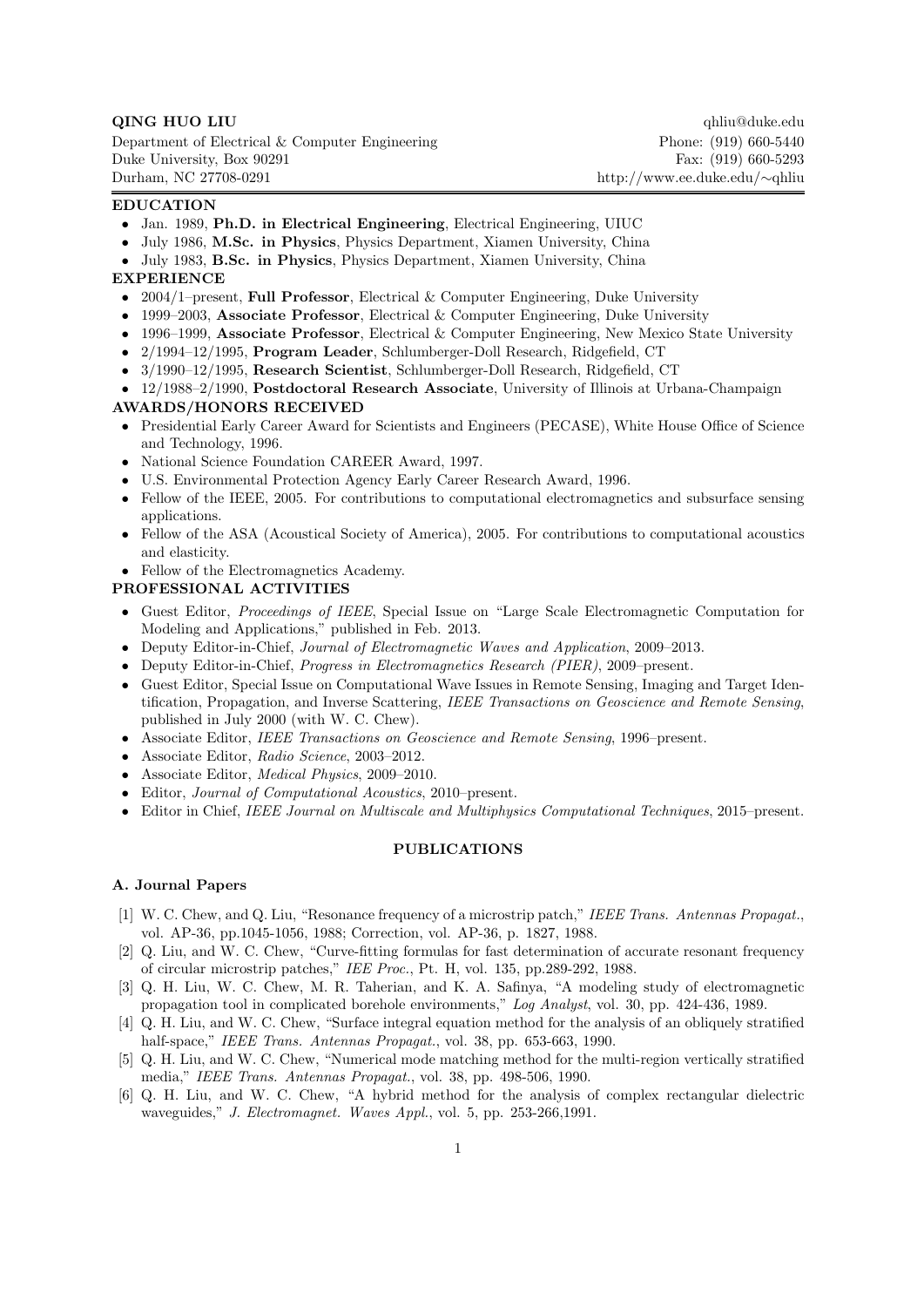**QING HUO LIU**

Department of Electrical & Computer Engineering
Duke University, Box 90291
Durham, NC 27708-0291

qhliu@duke.edu
Phone: (919) 660-5440
Fax: (919) 660-5293
http://www.ee.duke.edu/∼qhliu

## EDUCATION

- Jan. 1989, **Ph.D. in Electrical Engineering**, Electrical Engineering, UIUC
- July 1986, **M.Sc. in Physics**, Physics Department, Xiamen University, China
- July 1983, **B.Sc. in Physics**, Physics Department, Xiamen University, China

## EXPERIENCE

- 2004/1–present, **Full Professor**, Electrical & Computer Engineering, Duke University
- 1999–2003, **Associate Professor**, Electrical & Computer Engineering, Duke University
- 1996–1999, **Associate Professor**, Electrical & Computer Engineering, New Mexico State University
- 2/1994–12/1995, **Program Leader**, Schlumberger-Doll Research, Ridgefield, CT
- 3/1990–12/1995, **Research Scientist**, Schlumberger-Doll Research, Ridgefield, CT
- 12/1988–2/1990, **Postdoctoral Research Associate**, University of Illinois at Urbana-Champaign

## AWARDS/HONORS RECEIVED

- Presidential Early Career Award for Scientists and Engineers (PECASE), White House Office of Science and Technology, 1996.
- National Science Foundation CAREER Award, 1997.
- U.S. Environmental Protection Agency Early Career Research Award, 1996.
- Fellow of the IEEE, 2005. For contributions to computational electromagnetics and subsurface sensing applications.
- Fellow of the ASA (Acoustical Society of America), 2005. For contributions to computational acoustics and elasticity.
- Fellow of the Electromagnetics Academy.

## PROFESSIONAL ACTIVITIES

- Guest Editor, *Proceedings of IEEE*, Special Issue on "Large Scale Electromagnetic Computation for Modeling and Applications," published in Feb. 2013.
- Deputy Editor-in-Chief, *Journal of Electromagnetic Waves and Application*, 2009–2013.
- Deputy Editor-in-Chief, *Progress in Electromagnetics Research (PIER)*, 2009–present.
- Guest Editor, Special Issue on Computational Wave Issues in Remote Sensing, Imaging and Target Identification, Propagation, and Inverse Scattering, *IEEE Transactions on Geoscience and Remote Sensing*, published in July 2000 (with W. C. Chew).
- Associate Editor, *IEEE Transactions on Geoscience and Remote Sensing*, 1996–present.
- Associate Editor, *Radio Science*, 2003–2012.
- Associate Editor, *Medical Physics*, 2009–2010.
- Editor, *Journal of Computational Acoustics*, 2010–present.
- Editor in Chief, *IEEE Journal on Multiscale and Multiphysics Computational Techniques*, 2015–present.

# PUBLICATIONS

### A. Journal Papers

[1] W. C. Chew, and Q. Liu, "Resonance frequency of a microstrip patch," *IEEE Trans. Antennas Propagat.*, vol. AP-36, pp.1045-1056, 1988; Correction, vol. AP-36, p. 1827, 1988.

[2] Q. Liu, and W. C. Chew, "Curve-fitting formulas for fast determination of accurate resonant frequency of circular microstrip patches," *IEE Proc.*, Pt. H, vol. 135, pp.289-292, 1988.

[3] Q. H. Liu, W. C. Chew, M. R. Taherian, and K. A. Safinya, "A modeling study of electromagnetic propagation tool in complicated borehole environments," *Log Analyst*, vol. 30, pp. 424-436, 1989.

[4] Q. H. Liu, and W. C. Chew, "Surface integral equation method for the analysis of an obliquely stratified half-space," *IEEE Trans. Antennas Propagat.*, vol. 38, pp. 653-663, 1990.

[5] Q. H. Liu, and W. C. Chew, "Numerical mode matching method for the multi-region vertically stratified media," *IEEE Trans. Antennas Propagat.*, vol. 38, pp. 498-506, 1990.

[6] Q. H. Liu, and W. C. Chew, "A hybrid method for the analysis of complex rectangular dielectric waveguides," *J. Electromagnet. Waves Appl.*, vol. 5, pp. 253-266,1991.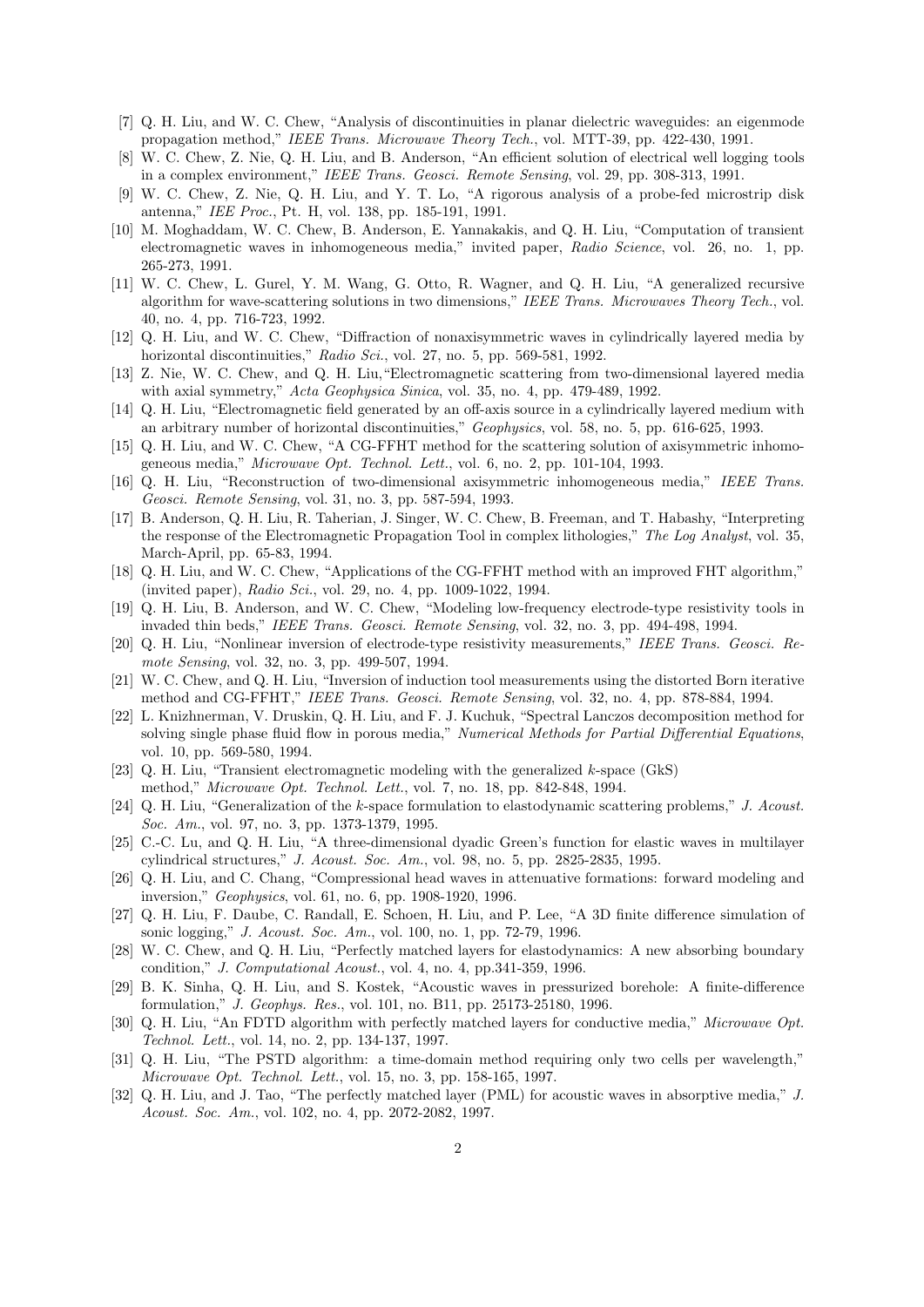[7] Q. H. Liu, and W. C. Chew, "Analysis of discontinuities in planar dielectric waveguides: an eigenmode propagation method," *IEEE Trans. Microwave Theory Tech.*, vol. MTT-39, pp. 422-430, 1991.

[8] W. C. Chew, Z. Nie, Q. H. Liu, and B. Anderson, "An efficient solution of electrical well logging tools in a complex environment," *IEEE Trans. Geosci. Remote Sensing*, vol. 29, pp. 308-313, 1991.

[9] W. C. Chew, Z. Nie, Q. H. Liu, and Y. T. Lo, "A rigorous analysis of a probe-fed microstrip disk antenna," *IEE Proc.*, Pt. H, vol. 138, pp. 185-191, 1991.

[10] M. Moghaddam, W. C. Chew, B. Anderson, E. Yannakakis, and Q. H. Liu, "Computation of transient electromagnetic waves in inhomogeneous media," invited paper, *Radio Science*, vol. 26, no. 1, pp. 265-273, 1991.

[11] W. C. Chew, L. Gurel, Y. M. Wang, G. Otto, R. Wagner, and Q. H. Liu, "A generalized recursive algorithm for wave-scattering solutions in two dimensions," *IEEE Trans. Microwaves Theory Tech.*, vol. 40, no. 4, pp. 716-723, 1992.

[12] Q. H. Liu, and W. C. Chew, "Diffraction of nonaxisymmetric waves in cylindrically layered media by horizontal discontinuities," *Radio Sci.*, vol. 27, no. 5, pp. 569-581, 1992.

[13] Z. Nie, W. C. Chew, and Q. H. Liu,"Electromagnetic scattering from two-dimensional layered media with axial symmetry," *Acta Geophysica Sinica*, vol. 35, no. 4, pp. 479-489, 1992.

[14] Q. H. Liu, "Electromagnetic field generated by an off-axis source in a cylindrically layered medium with an arbitrary number of horizontal discontinuities," *Geophysics*, vol. 58, no. 5, pp. 616-625, 1993.

[15] Q. H. Liu, and W. C. Chew, "A CG-FFHT method for the scattering solution of axisymmetric inhomogeneous media," *Microwave Opt. Technol. Lett.*, vol. 6, no. 2, pp. 101-104, 1993.

[16] Q. H. Liu, "Reconstruction of two-dimensional axisymmetric inhomogeneous media," *IEEE Trans. Geosci. Remote Sensing*, vol. 31, no. 3, pp. 587-594, 1993.

[17] B. Anderson, Q. H. Liu, R. Taherian, J. Singer, W. C. Chew, B. Freeman, and T. Habashy, "Interpreting the response of the Electromagnetic Propagation Tool in complex lithologies," *The Log Analyst*, vol. 35, March-April, pp. 65-83, 1994.

[18] Q. H. Liu, and W. C. Chew, "Applications of the CG-FFHT method with an improved FHT algorithm," (invited paper), *Radio Sci.*, vol. 29, no. 4, pp. 1009-1022, 1994.

[19] Q. H. Liu, B. Anderson, and W. C. Chew, "Modeling low-frequency electrode-type resistivity tools in invaded thin beds," *IEEE Trans. Geosci. Remote Sensing*, vol. 32, no. 3, pp. 494-498, 1994.

[20] Q. H. Liu, "Nonlinear inversion of electrode-type resistivity measurements," *IEEE Trans. Geosci. Remote Sensing*, vol. 32, no. 3, pp. 499-507, 1994.

[21] W. C. Chew, and Q. H. Liu, "Inversion of induction tool measurements using the distorted Born iterative method and CG-FFHT," *IEEE Trans. Geosci. Remote Sensing*, vol. 32, no. 4, pp. 878-884, 1994.

[22] L. Knizhnerman, V. Druskin, Q. H. Liu, and F. J. Kuchuk, "Spectral Lanczos decomposition method for solving single phase fluid flow in porous media," *Numerical Methods for Partial Differential Equations*, vol. 10, pp. 569-580, 1994.

[23] Q. H. Liu, "Transient electromagnetic modeling with the generalized $k$-space (GkS) method," *Microwave Opt. Technol. Lett.*, vol. 7, no. 18, pp. 842-848, 1994.

[24] Q. H. Liu, "Generalization of the $k$-space formulation to elastodynamic scattering problems," *J. Acoust. Soc. Am.*, vol. 97, no. 3, pp. 1373-1379, 1995.

[25] C.-C. Lu, and Q. H. Liu, "A three-dimensional dyadic Green's function for elastic waves in multilayer cylindrical structures," *J. Acoust. Soc. Am.*, vol. 98, no. 5, pp. 2825-2835, 1995.

[26] Q. H. Liu, and C. Chang, "Compressional head waves in attenuative formations: forward modeling and inversion," *Geophysics*, vol. 61, no. 6, pp. 1908-1920, 1996.

[27] Q. H. Liu, F. Daube, C. Randall, E. Schoen, H. Liu, and P. Lee, "A 3D finite difference simulation of sonic logging," *J. Acoust. Soc. Am.*, vol. 100, no. 1, pp. 72-79, 1996.

[28] W. C. Chew, and Q. H. Liu, "Perfectly matched layers for elastodynamics: A new absorbing boundary condition," *J. Computational Acoust.*, vol. 4, no. 4, pp.341-359, 1996.

[29] B. K. Sinha, Q. H. Liu, and S. Kostek, "Acoustic waves in pressurized borehole: A finite-difference formulation," *J. Geophys. Res.*, vol. 101, no. B11, pp. 25173-25180, 1996.

[30] Q. H. Liu, "An FDTD algorithm with perfectly matched layers for conductive media," *Microwave Opt. Technol. Lett.*, vol. 14, no. 2, pp. 134-137, 1997.

[31] Q. H. Liu, "The PSTD algorithm: a time-domain method requiring only two cells per wavelength," *Microwave Opt. Technol. Lett.*, vol. 15, no. 3, pp. 158-165, 1997.

[32] Q. H. Liu, and J. Tao, "The perfectly matched layer (PML) for acoustic waves in absorptive media," *J. Acoust. Soc. Am.*, vol. 102, no. 4, pp. 2072-2082, 1997.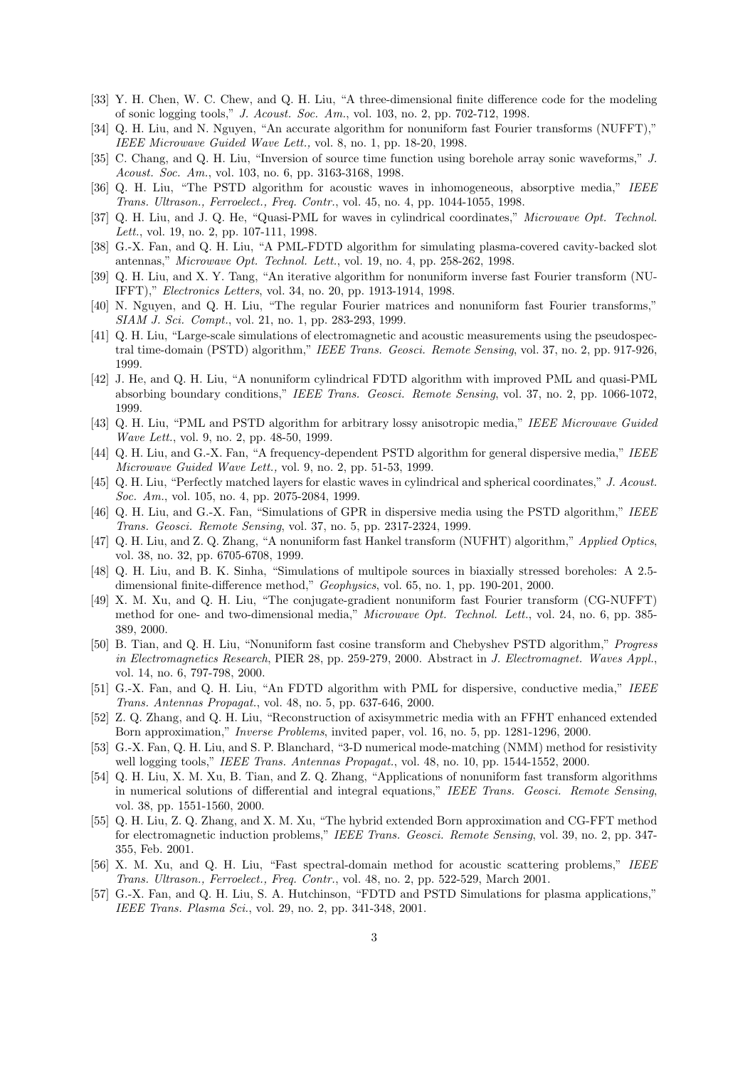[33] Y. H. Chen, W. C. Chew, and Q. H. Liu, "A three-dimensional finite difference code for the modeling of sonic logging tools," *J. Acoust. Soc. Am.*, vol. 103, no. 2, pp. 702-712, 1998.

[34] Q. H. Liu, and N. Nguyen, "An accurate algorithm for nonuniform fast Fourier transforms (NUFFT)," *IEEE Microwave Guided Wave Lett.,* vol. 8, no. 1, pp. 18-20, 1998.

[35] C. Chang, and Q. H. Liu, "Inversion of source time function using borehole array sonic waveforms," *J. Acoust. Soc. Am.*, vol. 103, no. 6, pp. 3163-3168, 1998.

[36] Q. H. Liu, "The PSTD algorithm for acoustic waves in inhomogeneous, absorptive media," *IEEE Trans. Ultrason., Ferroelect., Freq. Contr.*, vol. 45, no. 4, pp. 1044-1055, 1998.

[37] Q. H. Liu, and J. Q. He, "Quasi-PML for waves in cylindrical coordinates," *Microwave Opt. Technol. Lett.*, vol. 19, no. 2, pp. 107-111, 1998.

[38] G.-X. Fan, and Q. H. Liu, "A PML-FDTD algorithm for simulating plasma-covered cavity-backed slot antennas," *Microwave Opt. Technol. Lett.*, vol. 19, no. 4, pp. 258-262, 1998.

[39] Q. H. Liu, and X. Y. Tang, "An iterative algorithm for nonuniform inverse fast Fourier transform (NU-IFFT)," *Electronics Letters*, vol. 34, no. 20, pp. 1913-1914, 1998.

[40] N. Nguyen, and Q. H. Liu, "The regular Fourier matrices and nonuniform fast Fourier transforms," *SIAM J. Sci. Compt.*, vol. 21, no. 1, pp. 283-293, 1999.

[41] Q. H. Liu, "Large-scale simulations of electromagnetic and acoustic measurements using the pseudospectral time-domain (PSTD) algorithm," *IEEE Trans. Geosci. Remote Sensing*, vol. 37, no. 2, pp. 917-926, 1999.

[42] J. He, and Q. H. Liu, "A nonuniform cylindrical FDTD algorithm with improved PML and quasi-PML absorbing boundary conditions," *IEEE Trans. Geosci. Remote Sensing*, vol. 37, no. 2, pp. 1066-1072, 1999.

[43] Q. H. Liu, "PML and PSTD algorithm for arbitrary lossy anisotropic media," *IEEE Microwave Guided Wave Lett.*, vol. 9, no. 2, pp. 48-50, 1999.

[44] Q. H. Liu, and G.-X. Fan, "A frequency-dependent PSTD algorithm for general dispersive media," *IEEE Microwave Guided Wave Lett.,* vol. 9, no. 2, pp. 51-53, 1999.

[45] Q. H. Liu, "Perfectly matched layers for elastic waves in cylindrical and spherical coordinates," *J. Acoust. Soc. Am.*, vol. 105, no. 4, pp. 2075-2084, 1999.

[46] Q. H. Liu, and G.-X. Fan, "Simulations of GPR in dispersive media using the PSTD algorithm," *IEEE Trans. Geosci. Remote Sensing*, vol. 37, no. 5, pp. 2317-2324, 1999.

[47] Q. H. Liu, and Z. Q. Zhang, "A nonuniform fast Hankel transform (NUFHT) algorithm," *Applied Optics*, vol. 38, no. 32, pp. 6705-6708, 1999.

[48] Q. H. Liu, and B. K. Sinha, "Simulations of multipole sources in biaxially stressed boreholes: A 2.5-dimensional finite-difference method," *Geophysics*, vol. 65, no. 1, pp. 190-201, 2000.

[49] X. M. Xu, and Q. H. Liu, "The conjugate-gradient nonuniform fast Fourier transform (CG-NUFFT) method for one- and two-dimensional media," *Microwave Opt. Technol. Lett.*, vol. 24, no. 6, pp. 385-389, 2000.

[50] B. Tian, and Q. H. Liu, "Nonuniform fast cosine transform and Chebyshev PSTD algorithm," *Progress in Electromagnetics Research*, PIER 28, pp. 259-279, 2000. Abstract in *J. Electromagnet. Waves Appl.*, vol. 14, no. 6, 797-798, 2000.

[51] G.-X. Fan, and Q. H. Liu, "An FDTD algorithm with PML for dispersive, conductive media," *IEEE Trans. Antennas Propagat.*, vol. 48, no. 5, pp. 637-646, 2000.

[52] Z. Q. Zhang, and Q. H. Liu, "Reconstruction of axisymmetric media with an FFHT enhanced extended Born approximation," *Inverse Problems*, invited paper, vol. 16, no. 5, pp. 1281-1296, 2000.

[53] G.-X. Fan, Q. H. Liu, and S. P. Blanchard, "3-D numerical mode-matching (NMM) method for resistivity well logging tools," *IEEE Trans. Antennas Propagat.*, vol. 48, no. 10, pp. 1544-1552, 2000.

[54] Q. H. Liu, X. M. Xu, B. Tian, and Z. Q. Zhang, "Applications of nonuniform fast transform algorithms in numerical solutions of differential and integral equations," *IEEE Trans. Geosci. Remote Sensing*, vol. 38, pp. 1551-1560, 2000.

[55] Q. H. Liu, Z. Q. Zhang, and X. M. Xu, "The hybrid extended Born approximation and CG-FFT method for electromagnetic induction problems," *IEEE Trans. Geosci. Remote Sensing*, vol. 39, no. 2, pp. 347-355, Feb. 2001.

[56] X. M. Xu, and Q. H. Liu, "Fast spectral-domain method for acoustic scattering problems," *IEEE Trans. Ultrason., Ferroelect., Freq. Contr.*, vol. 48, no. 2, pp. 522-529, March 2001.

[57] G.-X. Fan, and Q. H. Liu, S. A. Hutchinson, "FDTD and PSTD Simulations for plasma applications," *IEEE Trans. Plasma Sci.*, vol. 29, no. 2, pp. 341-348, 2001.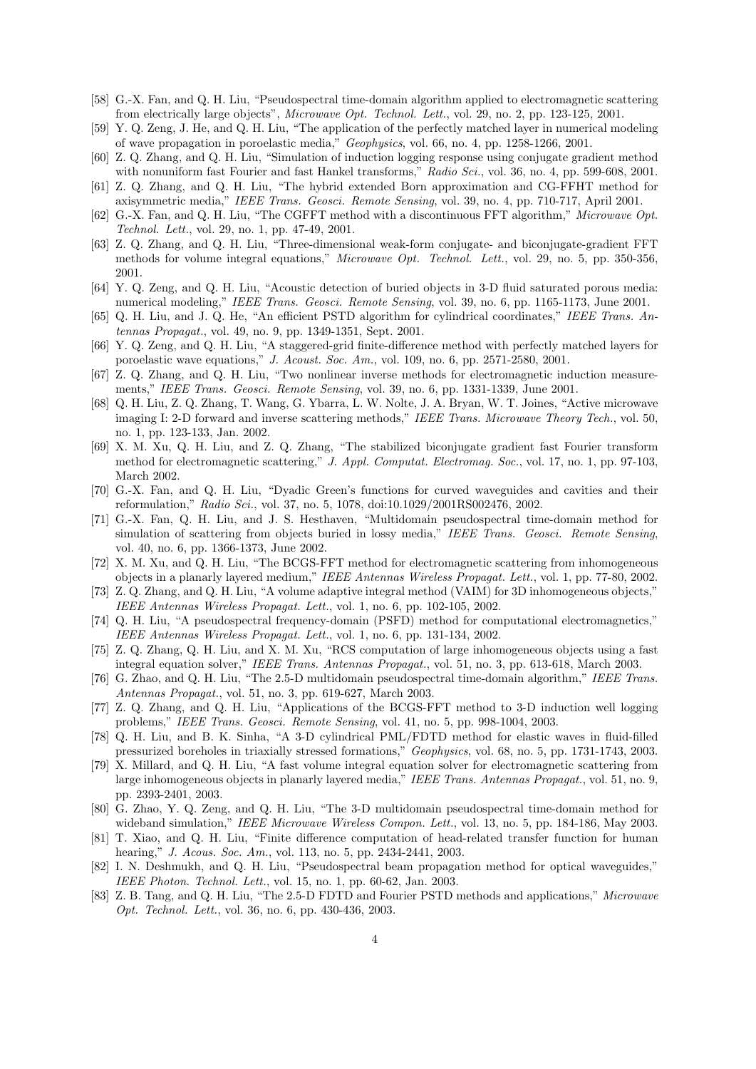[58] G.-X. Fan, and Q. H. Liu, "Pseudospectral time-domain algorithm applied to electromagnetic scattering from electrically large objects", *Microwave Opt. Technol. Lett.*, vol. 29, no. 2, pp. 123-125, 2001.

[59] Y. Q. Zeng, J. He, and Q. H. Liu, "The application of the perfectly matched layer in numerical modeling of wave propagation in poroelastic media," *Geophysics*, vol. 66, no. 4, pp. 1258-1266, 2001.

[60] Z. Q. Zhang, and Q. H. Liu, "Simulation of induction logging response using conjugate gradient method with nonuniform fast Fourier and fast Hankel transforms," *Radio Sci.*, vol. 36, no. 4, pp. 599-608, 2001.

[61] Z. Q. Zhang, and Q. H. Liu, "The hybrid extended Born approximation and CG-FFHT method for axisymmetric media," *IEEE Trans. Geosci. Remote Sensing*, vol. 39, no. 4, pp. 710-717, April 2001.

[62] G.-X. Fan, and Q. H. Liu, "The CGFFT method with a discontinuous FFT algorithm," *Microwave Opt. Technol. Lett.*, vol. 29, no. 1, pp. 47-49, 2001.

[63] Z. Q. Zhang, and Q. H. Liu, "Three-dimensional weak-form conjugate- and biconjugate-gradient FFT methods for volume integral equations," *Microwave Opt. Technol. Lett.*, vol. 29, no. 5, pp. 350-356, 2001.

[64] Y. Q. Zeng, and Q. H. Liu, "Acoustic detection of buried objects in 3-D fluid saturated porous media: numerical modeling," *IEEE Trans. Geosci. Remote Sensing*, vol. 39, no. 6, pp. 1165-1173, June 2001.

[65] Q. H. Liu, and J. Q. He, "An efficient PSTD algorithm for cylindrical coordinates," *IEEE Trans. Antennas Propagat.*, vol. 49, no. 9, pp. 1349-1351, Sept. 2001.

[66] Y. Q. Zeng, and Q. H. Liu, "A staggered-grid finite-difference method with perfectly matched layers for poroelastic wave equations," *J. Acoust. Soc. Am.*, vol. 109, no. 6, pp. 2571-2580, 2001.

[67] Z. Q. Zhang, and Q. H. Liu, "Two nonlinear inverse methods for electromagnetic induction measurements," *IEEE Trans. Geosci. Remote Sensing*, vol. 39, no. 6, pp. 1331-1339, June 2001.

[68] Q. H. Liu, Z. Q. Zhang, T. Wang, G. Ybarra, L. W. Nolte, J. A. Bryan, W. T. Joines, "Active microwave imaging I: 2-D forward and inverse scattering methods," *IEEE Trans. Microwave Theory Tech.*, vol. 50, no. 1, pp. 123-133, Jan. 2002.

[69] X. M. Xu, Q. H. Liu, and Z. Q. Zhang, "The stabilized biconjugate gradient fast Fourier transform method for electromagnetic scattering," *J. Appl. Computat. Electromag. Soc.*, vol. 17, no. 1, pp. 97-103, March 2002.

[70] G.-X. Fan, and Q. H. Liu, "Dyadic Green's functions for curved waveguides and cavities and their reformulation," *Radio Sci.*, vol. 37, no. 5, 1078, doi:10.1029/2001RS002476, 2002.

[71] G.-X. Fan, Q. H. Liu, and J. S. Hesthaven, "Multidomain pseudospectral time-domain method for simulation of scattering from objects buried in lossy media," *IEEE Trans. Geosci. Remote Sensing*, vol. 40, no. 6, pp. 1366-1373, June 2002.

[72] X. M. Xu, and Q. H. Liu, "The BCGS-FFT method for electromagnetic scattering from inhomogeneous objects in a planarly layered medium," *IEEE Antennas Wireless Propagat. Lett.*, vol. 1, pp. 77-80, 2002.

[73] Z. Q. Zhang, and Q. H. Liu, "A volume adaptive integral method (VAIM) for 3D inhomogeneous objects," *IEEE Antennas Wireless Propagat. Lett.*, vol. 1, no. 6, pp. 102-105, 2002.

[74] Q. H. Liu, "A pseudospectral frequency-domain (PSFD) method for computational electromagnetics," *IEEE Antennas Wireless Propagat. Lett.*, vol. 1, no. 6, pp. 131-134, 2002.

[75] Z. Q. Zhang, Q. H. Liu, and X. M. Xu, "RCS computation of large inhomogeneous objects using a fast integral equation solver," *IEEE Trans. Antennas Propagat.*, vol. 51, no. 3, pp. 613-618, March 2003.

[76] G. Zhao, and Q. H. Liu, "The 2.5-D multidomain pseudospectral time-domain algorithm," *IEEE Trans. Antennas Propagat.*, vol. 51, no. 3, pp. 619-627, March 2003.

[77] Z. Q. Zhang, and Q. H. Liu, "Applications of the BCGS-FFT method to 3-D induction well logging problems," *IEEE Trans. Geosci. Remote Sensing*, vol. 41, no. 5, pp. 998-1004, 2003.

[78] Q. H. Liu, and B. K. Sinha, "A 3-D cylindrical PML/FDTD method for elastic waves in fluid-filled pressurized boreholes in triaxially stressed formations," *Geophysics*, vol. 68, no. 5, pp. 1731-1743, 2003.

[79] X. Millard, and Q. H. Liu, "A fast volume integral equation solver for electromagnetic scattering from large inhomogeneous objects in planarly layered media," *IEEE Trans. Antennas Propagat.*, vol. 51, no. 9, pp. 2393-2401, 2003.

[80] G. Zhao, Y. Q. Zeng, and Q. H. Liu, "The 3-D multidomain pseudospectral time-domain method for wideband simulation," *IEEE Microwave Wireless Compon. Lett.*, vol. 13, no. 5, pp. 184-186, May 2003.

[81] T. Xiao, and Q. H. Liu, "Finite difference computation of head-related transfer function for human hearing," *J. Acous. Soc. Am.*, vol. 113, no. 5, pp. 2434-2441, 2003.

[82] I. N. Deshmukh, and Q. H. Liu, "Pseudospectral beam propagation method for optical waveguides," *IEEE Photon. Technol. Lett.*, vol. 15, no. 1, pp. 60-62, Jan. 2003.

[83] Z. B. Tang, and Q. H. Liu, "The 2.5-D FDTD and Fourier PSTD methods and applications," *Microwave Opt. Technol. Lett.*, vol. 36, no. 6, pp. 430-436, 2003.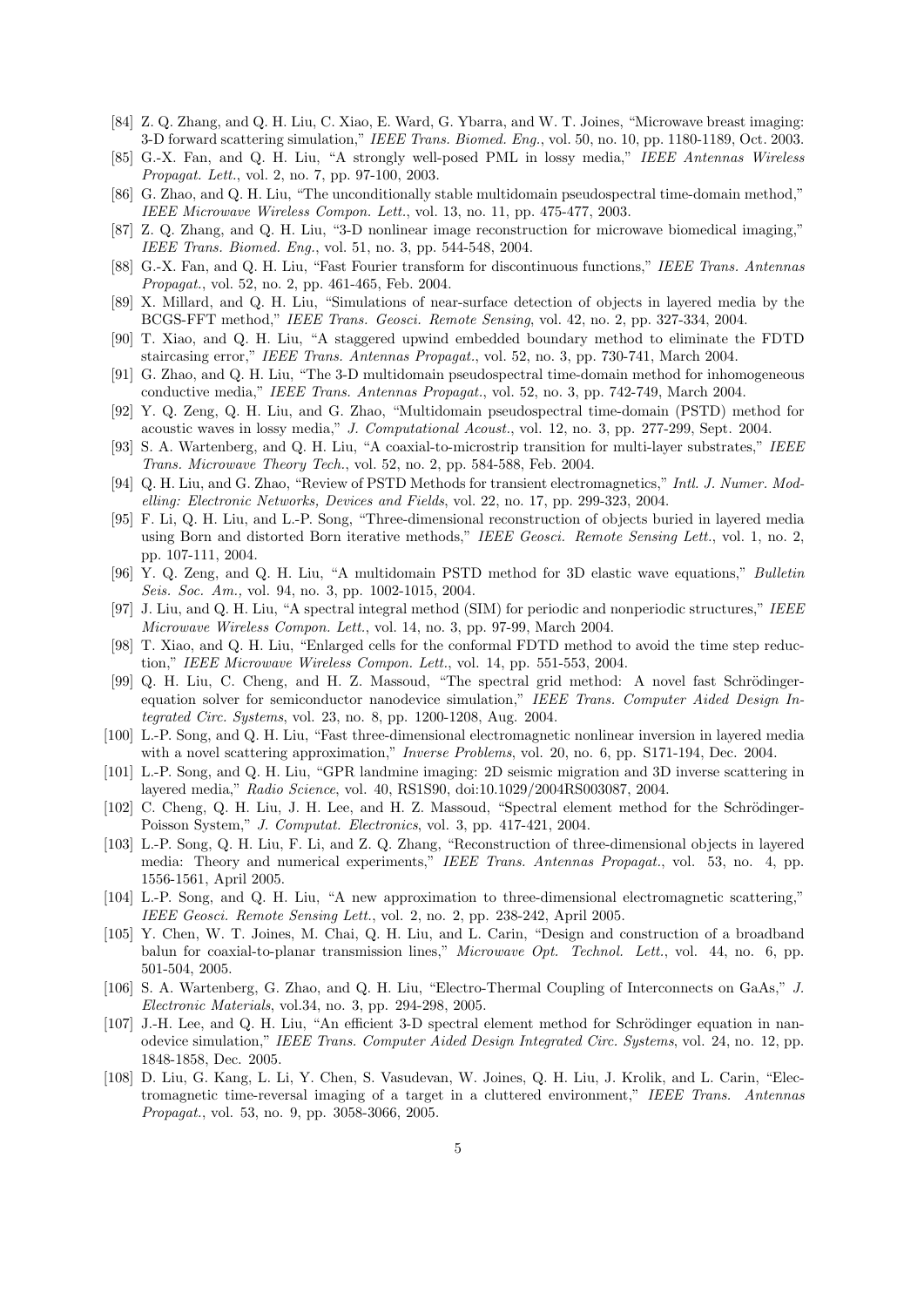[84] Z. Q. Zhang, and Q. H. Liu, C. Xiao, E. Ward, G. Ybarra, and W. T. Joines, "Microwave breast imaging: 3-D forward scattering simulation," *IEEE Trans. Biomed. Eng.*, vol. 50, no. 10, pp. 1180-1189, Oct. 2003.

[85] G.-X. Fan, and Q. H. Liu, "A strongly well-posed PML in lossy media," *IEEE Antennas Wireless Propagat. Lett.*, vol. 2, no. 7, pp. 97-100, 2003.

[86] G. Zhao, and Q. H. Liu, "The unconditionally stable multidomain pseudospectral time-domain method," *IEEE Microwave Wireless Compon. Lett.*, vol. 13, no. 11, pp. 475-477, 2003.

[87] Z. Q. Zhang, and Q. H. Liu, "3-D nonlinear image reconstruction for microwave biomedical imaging," *IEEE Trans. Biomed. Eng.*, vol. 51, no. 3, pp. 544-548, 2004.

[88] G.-X. Fan, and Q. H. Liu, "Fast Fourier transform for discontinuous functions," *IEEE Trans. Antennas Propagat.*, vol. 52, no. 2, pp. 461-465, Feb. 2004.

[89] X. Millard, and Q. H. Liu, "Simulations of near-surface detection of objects in layered media by the BCGS-FFT method," *IEEE Trans. Geosci. Remote Sensing*, vol. 42, no. 2, pp. 327-334, 2004.

[90] T. Xiao, and Q. H. Liu, "A staggered upwind embedded boundary method to eliminate the FDTD staircasing error," *IEEE Trans. Antennas Propagat.*, vol. 52, no. 3, pp. 730-741, March 2004.

[91] G. Zhao, and Q. H. Liu, "The 3-D multidomain pseudospectral time-domain method for inhomogeneous conductive media," *IEEE Trans. Antennas Propagat.*, vol. 52, no. 3, pp. 742-749, March 2004.

[92] Y. Q. Zeng, Q. H. Liu, and G. Zhao, "Multidomain pseudospectral time-domain (PSTD) method for acoustic waves in lossy media," *J. Computational Acoust.*, vol. 12, no. 3, pp. 277-299, Sept. 2004.

[93] S. A. Wartenberg, and Q. H. Liu, "A coaxial-to-microstrip transition for multi-layer substrates," *IEEE Trans. Microwave Theory Tech.*, vol. 52, no. 2, pp. 584-588, Feb. 2004.

[94] Q. H. Liu, and G. Zhao, "Review of PSTD Methods for transient electromagnetics," *Intl. J. Numer. Modelling: Electronic Networks, Devices and Fields*, vol. 22, no. 17, pp. 299-323, 2004.

[95] F. Li, Q. H. Liu, and L.-P. Song, "Three-dimensional reconstruction of objects buried in layered media using Born and distorted Born iterative methods," *IEEE Geosci. Remote Sensing Lett.*, vol. 1, no. 2, pp. 107-111, 2004.

[96] Y. Q. Zeng, and Q. H. Liu, "A multidomain PSTD method for 3D elastic wave equations," *Bulletin Seis. Soc. Am.,* vol. 94, no. 3, pp. 1002-1015, 2004.

[97] J. Liu, and Q. H. Liu, "A spectral integral method (SIM) for periodic and nonperiodic structures," *IEEE Microwave Wireless Compon. Lett.*, vol. 14, no. 3, pp. 97-99, March 2004.

[98] T. Xiao, and Q. H. Liu, "Enlarged cells for the conformal FDTD method to avoid the time step reduction," *IEEE Microwave Wireless Compon. Lett.*, vol. 14, pp. 551-553, 2004.

[99] Q. H. Liu, C. Cheng, and H. Z. Massoud, "The spectral grid method: A novel fast Schrödinger-equation solver for semiconductor nanodevice simulation," *IEEE Trans. Computer Aided Design Integrated Circ. Systems*, vol. 23, no. 8, pp. 1200-1208, Aug. 2004.

[100] L.-P. Song, and Q. H. Liu, "Fast three-dimensional electromagnetic nonlinear inversion in layered media with a novel scattering approximation," *Inverse Problems*, vol. 20, no. 6, pp. S171-194, Dec. 2004.

[101] L.-P. Song, and Q. H. Liu, "GPR landmine imaging: 2D seismic migration and 3D inverse scattering in layered media," *Radio Science*, vol. 40, RS1S90, doi:10.1029/2004RS003087, 2004.

[102] C. Cheng, Q. H. Liu, J. H. Lee, and H. Z. Massoud, "Spectral element method for the Schrödinger-Poisson System," *J. Computat. Electronics*, vol. 3, pp. 417-421, 2004.

[103] L.-P. Song, Q. H. Liu, F. Li, and Z. Q. Zhang, "Reconstruction of three-dimensional objects in layered media: Theory and numerical experiments," *IEEE Trans. Antennas Propagat.*, vol. 53, no. 4, pp. 1556-1561, April 2005.

[104] L.-P. Song, and Q. H. Liu, "A new approximation to three-dimensional electromagnetic scattering," *IEEE Geosci. Remote Sensing Lett.*, vol. 2, no. 2, pp. 238-242, April 2005.

[105] Y. Chen, W. T. Joines, M. Chai, Q. H. Liu, and L. Carin, "Design and construction of a broadband balun for coaxial-to-planar transmission lines," *Microwave Opt. Technol. Lett.*, vol. 44, no. 6, pp. 501-504, 2005.

[106] S. A. Wartenberg, G. Zhao, and Q. H. Liu, "Electro-Thermal Coupling of Interconnects on GaAs," *J. Electronic Materials*, vol.34, no. 3, pp. 294-298, 2005.

[107] J.-H. Lee, and Q. H. Liu, "An efficient 3-D spectral element method for Schrödinger equation in nanodevice simulation," *IEEE Trans. Computer Aided Design Integrated Circ. Systems*, vol. 24, no. 12, pp. 1848-1858, Dec. 2005.

[108] D. Liu, G. Kang, L. Li, Y. Chen, S. Vasudevan, W. Joines, Q. H. Liu, J. Krolik, and L. Carin, "Electromagnetic time-reversal imaging of a target in a cluttered environment," *IEEE Trans. Antennas Propagat.*, vol. 53, no. 9, pp. 3058-3066, 2005.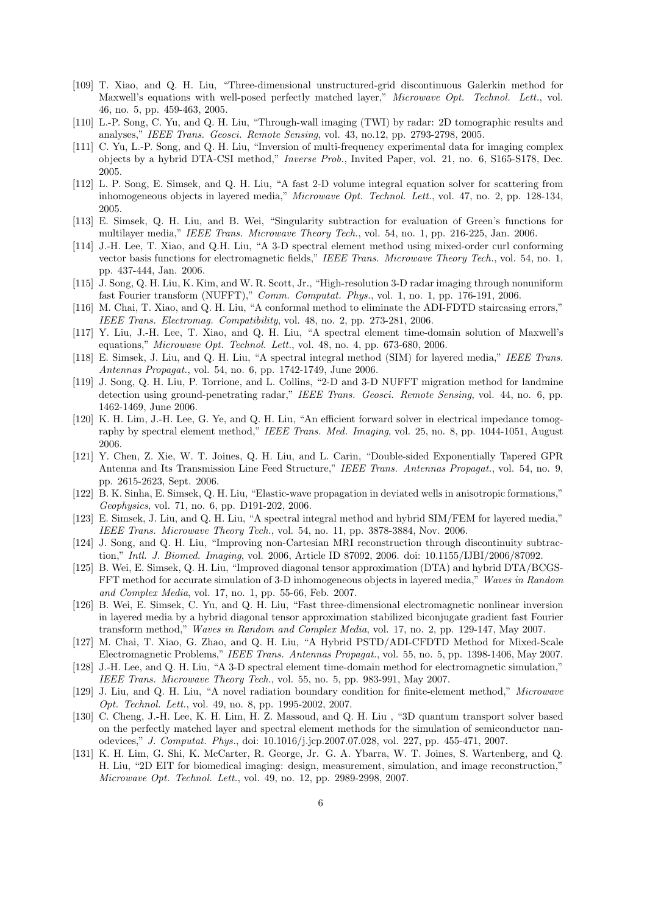[109] T. Xiao, and Q. H. Liu, "Three-dimensional unstructured-grid discontinuous Galerkin method for Maxwell's equations with well-posed perfectly matched layer," *Microwave Opt. Technol. Lett.*, vol. 46, no. 5, pp. 459-463, 2005.

[110] L.-P. Song, C. Yu, and Q. H. Liu, "Through-wall imaging (TWI) by radar: 2D tomographic results and analyses," *IEEE Trans. Geosci. Remote Sensing*, vol. 43, no.12, pp. 2793-2798, 2005.

[111] C. Yu, L.-P. Song, and Q. H. Liu, "Inversion of multi-frequency experimental data for imaging complex objects by a hybrid DTA-CSI method," *Inverse Prob.*, Invited Paper, vol. 21, no. 6, S165-S178, Dec. 2005.

[112] L. P. Song, E. Simsek, and Q. H. Liu, "A fast 2-D volume integral equation solver for scattering from inhomogeneous objects in layered media," *Microwave Opt. Technol. Lett.*, vol. 47, no. 2, pp. 128-134, 2005.

[113] E. Simsek, Q. H. Liu, and B. Wei, "Singularity subtraction for evaluation of Green's functions for multilayer media," *IEEE Trans. Microwave Theory Tech.*, vol. 54, no. 1, pp. 216-225, Jan. 2006.

[114] J.-H. Lee, T. Xiao, and Q.H. Liu, "A 3-D spectral element method using mixed-order curl conforming vector basis functions for electromagnetic fields," *IEEE Trans. Microwave Theory Tech.*, vol. 54, no. 1, pp. 437-444, Jan. 2006.

[115] J. Song, Q. H. Liu, K. Kim, and W. R. Scott, Jr., "High-resolution 3-D radar imaging through nonuniform fast Fourier transform (NUFFT)," *Comm. Computat. Phys.*, vol. 1, no. 1, pp. 176-191, 2006.

[116] M. Chai, T. Xiao, and Q. H. Liu, "A conformal method to eliminate the ADI-FDTD staircasing errors," *IEEE Trans. Electromag. Compatibility*, vol. 48, no. 2, pp. 273-281, 2006.

[117] Y. Liu, J.-H. Lee, T. Xiao, and Q. H. Liu, "A spectral element time-domain solution of Maxwell's equations," *Microwave Opt. Technol. Lett.*, vol. 48, no. 4, pp. 673-680, 2006.

[118] E. Simsek, J. Liu, and Q. H. Liu, "A spectral integral method (SIM) for layered media," *IEEE Trans. Antennas Propagat.*, vol. 54, no. 6, pp. 1742-1749, June 2006.

[119] J. Song, Q. H. Liu, P. Torrione, and L. Collins, "2-D and 3-D NUFFT migration method for landmine detection using ground-penetrating radar," *IEEE Trans. Geosci. Remote Sensing*, vol. 44, no. 6, pp. 1462-1469, June 2006.

[120] K. H. Lim, J.-H. Lee, G. Ye, and Q. H. Liu, "An efficient forward solver in electrical impedance tomography by spectral element method," *IEEE Trans. Med. Imaging*, vol. 25, no. 8, pp. 1044-1051, August 2006.

[121] Y. Chen, Z. Xie, W. T. Joines, Q. H. Liu, and L. Carin, "Double-sided Exponentially Tapered GPR Antenna and Its Transmission Line Feed Structure," *IEEE Trans. Antennas Propagat.*, vol. 54, no. 9, pp. 2615-2623, Sept. 2006.

[122] B. K. Sinha, E. Simsek, Q. H. Liu, "Elastic-wave propagation in deviated wells in anisotropic formations," *Geophysics*, vol. 71, no. 6, pp. D191-202, 2006.

[123] E. Simsek, J. Liu, and Q. H. Liu, "A spectral integral method and hybrid SIM/FEM for layered media," *IEEE Trans. Microwave Theory Tech.*, vol. 54, no. 11, pp. 3878-3884, Nov. 2006.

[124] J. Song, and Q. H. Liu, "Improving non-Cartesian MRI reconstruction through discontinuity subtraction," *Intl. J. Biomed. Imaging*, vol. 2006, Article ID 87092, 2006. doi: 10.1155/IJBI/2006/87092.

[125] B. Wei, E. Simsek, Q. H. Liu, "Improved diagonal tensor approximation (DTA) and hybrid DTA/BCGS-FFT method for accurate simulation of 3-D inhomogeneous objects in layered media," *Waves in Random and Complex Media*, vol. 17, no. 1, pp. 55-66, Feb. 2007.

[126] B. Wei, E. Simsek, C. Yu, and Q. H. Liu, "Fast three-dimensional electromagnetic nonlinear inversion in layered media by a hybrid diagonal tensor approximation stabilized biconjugate gradient fast Fourier transform method," *Waves in Random and Complex Media*, vol. 17, no. 2, pp. 129-147, May 2007.

[127] M. Chai, T. Xiao, G. Zhao, and Q. H. Liu, "A Hybrid PSTD/ADI-CFDTD Method for Mixed-Scale Electromagnetic Problems," *IEEE Trans. Antennas Propagat.*, vol. 55, no. 5, pp. 1398-1406, May 2007.

[128] J.-H. Lee, and Q. H. Liu, "A 3-D spectral element time-domain method for electromagnetic simulation," *IEEE Trans. Microwave Theory Tech.*, vol. 55, no. 5, pp. 983-991, May 2007.

[129] J. Liu, and Q. H. Liu, "A novel radiation boundary condition for finite-element method," *Microwave Opt. Technol. Lett.*, vol. 49, no. 8, pp. 1995-2002, 2007.

[130] C. Cheng, J.-H. Lee, K. H. Lim, H. Z. Massoud, and Q. H. Liu , "3D quantum transport solver based on the perfectly matched layer and spectral element methods for the simulation of semiconductor nanodevices," *J. Computat. Phys.*, doi: 10.1016/j.jcp.2007.07.028, vol. 227, pp. 455-471, 2007.

[131] K. H. Lim, G. Shi, K. McCarter, R. George, Jr. G. A. Ybarra, W. T. Joines, S. Wartenberg, and Q. H. Liu, "2D EIT for biomedical imaging: design, measurement, simulation, and image reconstruction," *Microwave Opt. Technol. Lett.*, vol. 49, no. 12, pp. 2989-2998, 2007.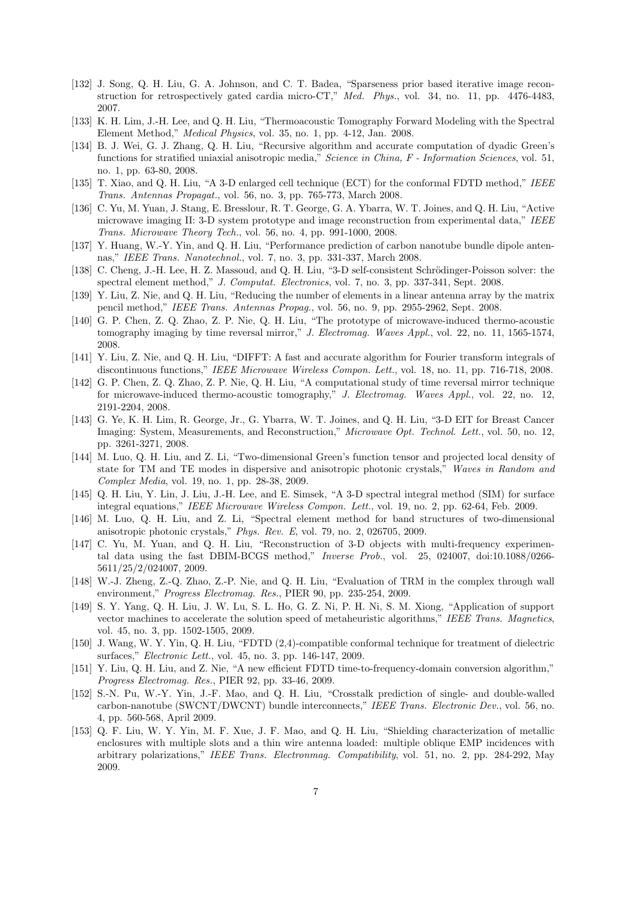[132] J. Song, Q. H. Liu, G. A. Johnson, and C. T. Badea, "Sparseness prior based iterative image reconstruction for retrospectively gated cardia micro-CT," *Med. Phys.*, vol. 34, no. 11, pp. 4476-4483, 2007.

[133] K. H. Lim, J.-H. Lee, and Q. H. Liu, "Thermoacoustic Tomography Forward Modeling with the Spectral Element Method," *Medical Physics*, vol. 35, no. 1, pp. 4-12, Jan. 2008.

[134] B. J. Wei, G. J. Zhang, Q. H. Liu, "Recursive algorithm and accurate computation of dyadic Green's functions for stratified uniaxial anisotropic media," *Science in China, F - Information Sciences*, vol. 51, no. 1, pp. 63-80, 2008.

[135] T. Xiao, and Q. H. Liu, "A 3-D enlarged cell technique (ECT) for the conformal FDTD method," *IEEE Trans. Antennas Propagat.*, vol. 56, no. 3, pp. 765-773, March 2008.

[136] C. Yu, M. Yuan, J. Stang, E. Bresslour, R. T. George, G. A. Ybarra, W. T. Joines, and Q. H. Liu, "Active microwave imaging II: 3-D system prototype and image reconstruction from experimental data," *IEEE Trans. Microwave Theory Tech.*, vol. 56, no. 4, pp. 991-1000, 2008.

[137] Y. Huang, W.-Y. Yin, and Q. H. Liu, "Performance prediction of carbon nanotube bundle dipole antennas," *IEEE Trans. Nanotechnol.*, vol. 7, no. 3, pp. 331-337, March 2008.

[138] C. Cheng, J.-H. Lee, H. Z. Massoud, and Q. H. Liu, "3-D self-consistent Schrödinger-Poisson solver: the spectral element method," *J. Computat. Electronics*, vol. 7, no. 3, pp. 337-341, Sept. 2008.

[139] Y. Liu, Z. Nie, and Q. H. Liu, "Reducing the number of elements in a linear antenna array by the matrix pencil method," *IEEE Trans. Antennas Propag.*, vol. 56, no. 9, pp. 2955-2962, Sept. 2008.

[140] G. P. Chen, Z. Q. Zhao, Z. P. Nie, Q. H. Liu, "The prototype of microwave-induced thermo-acoustic tomography imaging by time reversal mirror," *J. Electromag. Waves Appl.*, vol. 22, no. 11, 1565-1574, 2008.

[141] Y. Liu, Z. Nie, and Q. H. Liu, "DIFFT: A fast and accurate algorithm for Fourier transform integrals of discontinuous functions," *IEEE Microwave Wireless Compon. Lett.*, vol. 18, no. 11, pp. 716-718, 2008.

[142] G. P. Chen, Z. Q. Zhao, Z. P. Nie, Q. H. Liu, "A computational study of time reversal mirror technique for microwave-induced thermo-acoustic tomography," *J. Electromag. Waves Appl.*, vol. 22, no. 12, 2191-2204, 2008.

[143] G. Ye, K. H. Lim, R. George, Jr., G. Ybarra, W. T. Joines, and Q. H. Liu, "3-D EIT for Breast Cancer Imaging: System, Measurements, and Reconstruction," *Microwave Opt. Technol. Lett.*, vol. 50, no. 12, pp. 3261-3271, 2008.

[144] M. Luo, Q. H. Liu, and Z. Li, "Two-dimensional Green's function tensor and projected local density of state for TM and TE modes in dispersive and anisotropic photonic crystals," *Waves in Random and Complex Media*, vol. 19, no. 1, pp. 28-38, 2009.

[145] Q. H. Liu, Y. Lin, J. Liu, J.-H. Lee, and E. Simsek, "A 3-D spectral integral method (SIM) for surface integral equations," *IEEE Microwave Wireless Compon. Lett.*, vol. 19, no. 2, pp. 62-64, Feb. 2009.

[146] M. Luo, Q. H. Liu, and Z. Li, "Spectral element method for band structures of two-dimensional anisotropic photonic crystals," *Phys. Rev. E*, vol. 79, no. 2, 026705, 2009.

[147] C. Yu, M. Yuan, and Q. H. Liu, "Reconstruction of 3-D objects with multi-frequency experimental data using the fast DBIM-BCGS method," *Inverse Prob.*, vol. 25, 024007, doi:10.1088/0266-5611/25/2/024007, 2009.

[148] W.-J. Zheng, Z.-Q. Zhao, Z.-P. Nie, and Q. H. Liu, "Evaluation of TRM in the complex through wall environment," *Progress Electromag. Res.*, PIER 90, pp. 235-254, 2009.

[149] S. Y. Yang, Q. H. Liu, J. W. Lu, S. L. Ho, G. Z. Ni, P. H. Ni, S. M. Xiong, "Application of support vector machines to accelerate the solution speed of metaheuristic algorithms," *IEEE Trans. Magnetics*, vol. 45, no. 3, pp. 1502-1505, 2009.

[150] J. Wang, W. Y. Yin, Q. H. Liu, "FDTD (2,4)-compatible conformal technique for treatment of dielectric surfaces," *Electronic Lett.*, vol. 45, no. 3, pp. 146-147, 2009.

[151] Y. Liu, Q. H. Liu, and Z. Nie, "A new efficient FDTD time-to-frequency-domain conversion algorithm," *Progress Electromag. Res.*, PIER 92, pp. 33-46, 2009.

[152] S.-N. Pu, W.-Y. Yin, J.-F. Mao, and Q. H. Liu, "Crosstalk prediction of single- and double-walled carbon-nanotube (SWCNT/DWCNT) bundle interconnects," *IEEE Trans. Electronic Dev.*, vol. 56, no. 4, pp. 560-568, April 2009.

[153] Q. F. Liu, W. Y. Yin, M. F. Xue, J. F. Mao, and Q. H. Liu, "Shielding characterization of metallic enclosures with multiple slots and a thin wire antenna loaded: multiple oblique EMP incidences with arbitrary polarizations," *IEEE Trans. Electronmag. Compatibility*, vol. 51, no. 2, pp. 284-292, May 2009.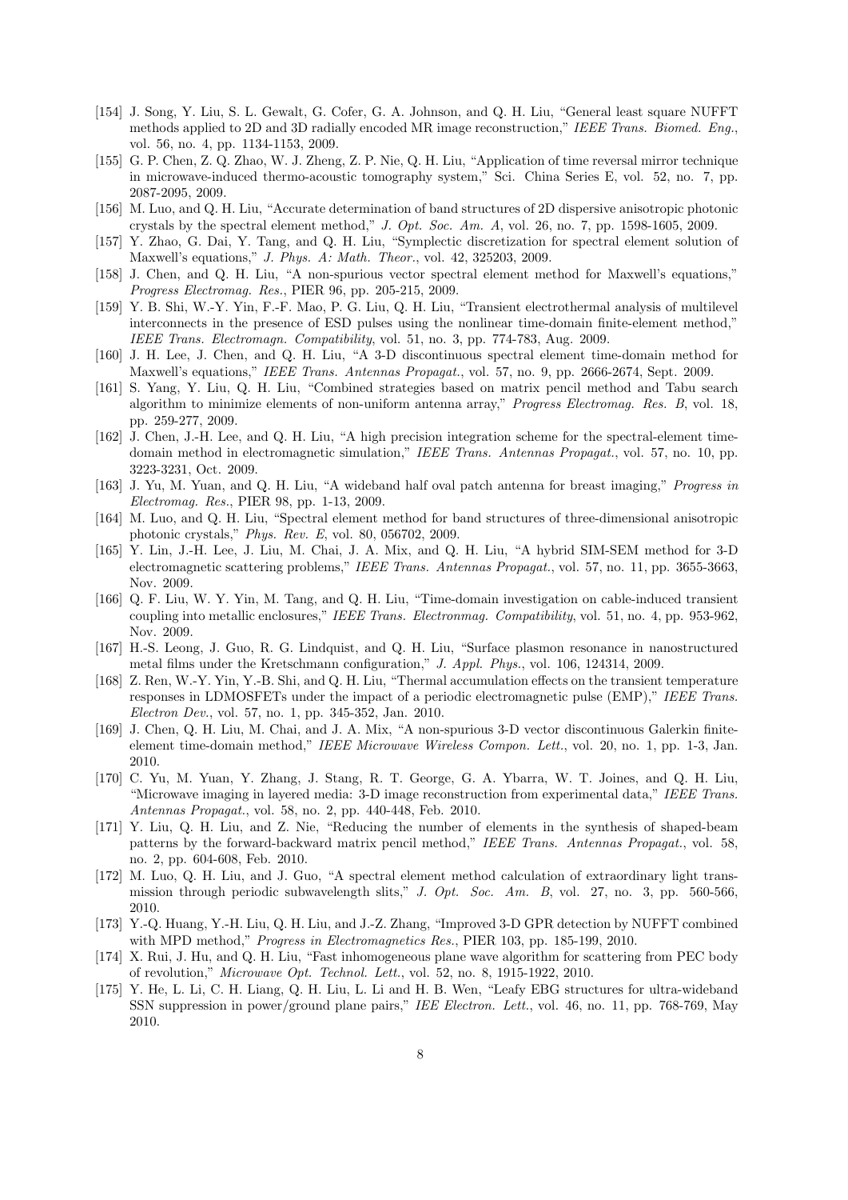[154] J. Song, Y. Liu, S. L. Gewalt, G. Cofer, G. A. Johnson, and Q. H. Liu, "General least square NUFFT methods applied to 2D and 3D radially encoded MR image reconstruction," *IEEE Trans. Biomed. Eng.*, vol. 56, no. 4, pp. 1134-1153, 2009.

[155] G. P. Chen, Z. Q. Zhao, W. J. Zheng, Z. P. Nie, Q. H. Liu, "Application of time reversal mirror technique in microwave-induced thermo-acoustic tomography system," Sci. China Series E, vol. 52, no. 7, pp. 2087-2095, 2009.

[156] M. Luo, and Q. H. Liu, "Accurate determination of band structures of 2D dispersive anisotropic photonic crystals by the spectral element method," *J. Opt. Soc. Am. A*, vol. 26, no. 7, pp. 1598-1605, 2009.

[157] Y. Zhao, G. Dai, Y. Tang, and Q. H. Liu, "Symplectic discretization for spectral element solution of Maxwell's equations," *J. Phys. A: Math. Theor.*, vol. 42, 325203, 2009.

[158] J. Chen, and Q. H. Liu, "A non-spurious vector spectral element method for Maxwell's equations," *Progress Electromag. Res.*, PIER 96, pp. 205-215, 2009.

[159] Y. B. Shi, W.-Y. Yin, F.-F. Mao, P. G. Liu, Q. H. Liu, "Transient electrothermal analysis of multilevel interconnects in the presence of ESD pulses using the nonlinear time-domain finite-element method," *IEEE Trans. Electromagn. Compatibility*, vol. 51, no. 3, pp. 774-783, Aug. 2009.

[160] J. H. Lee, J. Chen, and Q. H. Liu, "A 3-D discontinuous spectral element time-domain method for Maxwell's equations," *IEEE Trans. Antennas Propagat.*, vol. 57, no. 9, pp. 2666-2674, Sept. 2009.

[161] S. Yang, Y. Liu, Q. H. Liu, "Combined strategies based on matrix pencil method and Tabu search algorithm to minimize elements of non-uniform antenna array," *Progress Electromag. Res. B*, vol. 18, pp. 259-277, 2009.

[162] J. Chen, J.-H. Lee, and Q. H. Liu, "A high precision integration scheme for the spectral-element time-domain method in electromagnetic simulation," *IEEE Trans. Antennas Propagat.*, vol. 57, no. 10, pp. 3223-3231, Oct. 2009.

[163] J. Yu, M. Yuan, and Q. H. Liu, "A wideband half oval patch antenna for breast imaging," *Progress in Electromag. Res.*, PIER 98, pp. 1-13, 2009.

[164] M. Luo, and Q. H. Liu, "Spectral element method for band structures of three-dimensional anisotropic photonic crystals," *Phys. Rev. E*, vol. 80, 056702, 2009.

[165] Y. Lin, J.-H. Lee, J. Liu, M. Chai, J. A. Mix, and Q. H. Liu, "A hybrid SIM-SEM method for 3-D electromagnetic scattering problems," *IEEE Trans. Antennas Propagat.*, vol. 57, no. 11, pp. 3655-3663, Nov. 2009.

[166] Q. F. Liu, W. Y. Yin, M. Tang, and Q. H. Liu, "Time-domain investigation on cable-induced transient coupling into metallic enclosures," *IEEE Trans. Electronmag. Compatibility*, vol. 51, no. 4, pp. 953-962, Nov. 2009.

[167] H.-S. Leong, J. Guo, R. G. Lindquist, and Q. H. Liu, "Surface plasmon resonance in nanostructured metal films under the Kretschmann configuration," *J. Appl. Phys.*, vol. 106, 124314, 2009.

[168] Z. Ren, W.-Y. Yin, Y.-B. Shi, and Q. H. Liu, "Thermal accumulation effects on the transient temperature responses in LDMOSFETs under the impact of a periodic electromagnetic pulse (EMP)," *IEEE Trans. Electron Dev.*, vol. 57, no. 1, pp. 345-352, Jan. 2010.

[169] J. Chen, Q. H. Liu, M. Chai, and J. A. Mix, "A non-spurious 3-D vector discontinuous Galerkin finite-element time-domain method," *IEEE Microwave Wireless Compon. Lett.*, vol. 20, no. 1, pp. 1-3, Jan. 2010.

[170] C. Yu, M. Yuan, Y. Zhang, J. Stang, R. T. George, G. A. Ybarra, W. T. Joines, and Q. H. Liu, "Microwave imaging in layered media: 3-D image reconstruction from experimental data," *IEEE Trans. Antennas Propagat.*, vol. 58, no. 2, pp. 440-448, Feb. 2010.

[171] Y. Liu, Q. H. Liu, and Z. Nie, "Reducing the number of elements in the synthesis of shaped-beam patterns by the forward-backward matrix pencil method," *IEEE Trans. Antennas Propagat.*, vol. 58, no. 2, pp. 604-608, Feb. 2010.

[172] M. Luo, Q. H. Liu, and J. Guo, "A spectral element method calculation of extraordinary light transmission through periodic subwavelength slits," *J. Opt. Soc. Am. B*, vol. 27, no. 3, pp. 560-566, 2010.

[173] Y.-Q. Huang, Y.-H. Liu, Q. H. Liu, and J.-Z. Zhang, "Improved 3-D GPR detection by NUFFT combined with MPD method," *Progress in Electromagnetics Res.*, PIER 103, pp. 185-199, 2010.

[174] X. Rui, J. Hu, and Q. H. Liu, "Fast inhomogeneous plane wave algorithm for scattering from PEC body of revolution," *Microwave Opt. Technol. Lett.*, vol. 52, no. 8, 1915-1922, 2010.

[175] Y. He, L. Li, C. H. Liang, Q. H. Liu, L. Li and H. B. Wen, "Leafy EBG structures for ultra-wideband SSN suppression in power/ground plane pairs," *IEE Electron. Lett.*, vol. 46, no. 11, pp. 768-769, May 2010.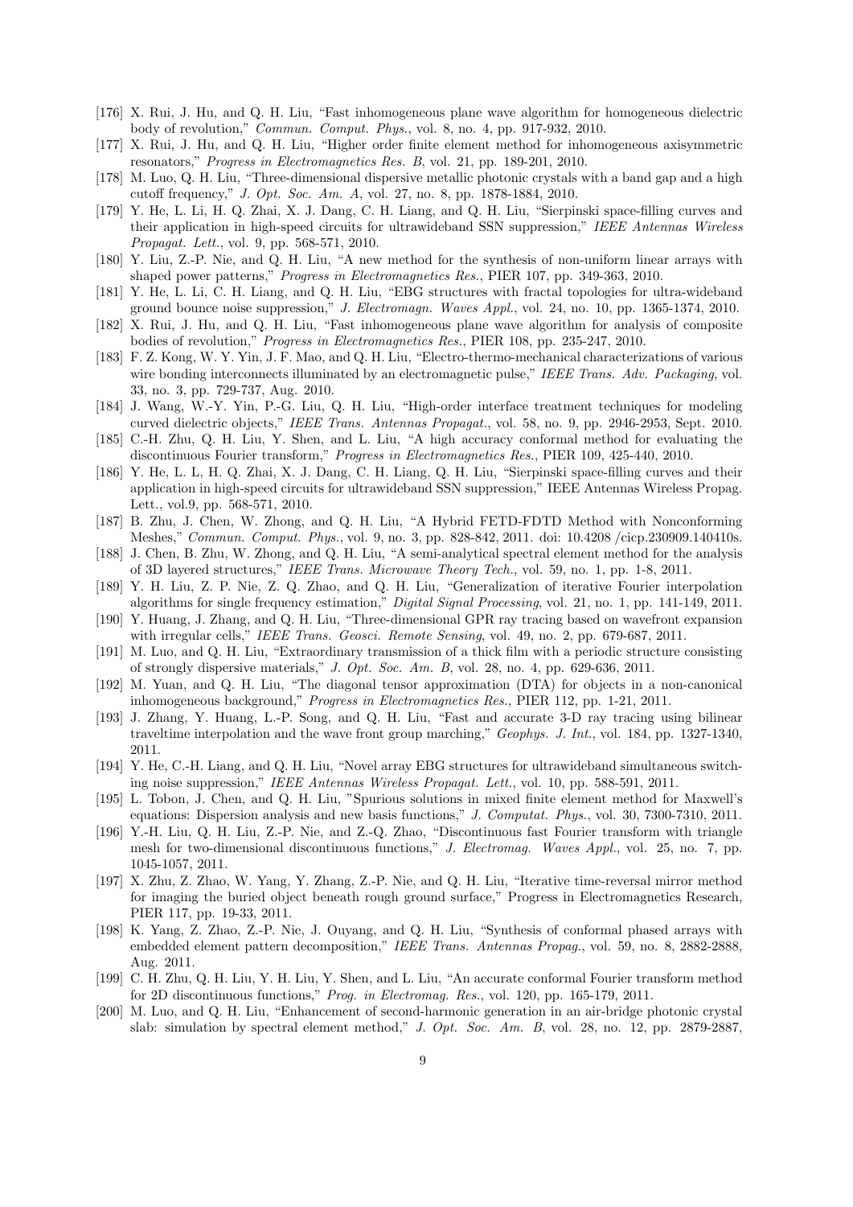[176] X. Rui, J. Hu, and Q. H. Liu, "Fast inhomogeneous plane wave algorithm for homogeneous dielectric body of revolution," *Commun. Comput. Phys.*, vol. 8, no. 4, pp. 917-932, 2010.

[177] X. Rui, J. Hu, and Q. H. Liu, "Higher order finite element method for inhomogeneous axisymmetric resonators," *Progress in Electromagnetics Res. B*, vol. 21, pp. 189-201, 2010.

[178] M. Luo, Q. H. Liu, "Three-dimensional dispersive metallic photonic crystals with a band gap and a high cutoff frequency," *J. Opt. Soc. Am. A*, vol. 27, no. 8, pp. 1878-1884, 2010.

[179] Y. He, L. Li, H. Q. Zhai, X. J. Dang, C. H. Liang, and Q. H. Liu, "Sierpinski space-filling curves and their application in high-speed circuits for ultrawideband SSN suppression," *IEEE Antennas Wireless Propagat. Lett.*, vol. 9, pp. 568-571, 2010.

[180] Y. Liu, Z.-P. Nie, and Q. H. Liu, "A new method for the synthesis of non-uniform linear arrays with shaped power patterns," *Progress in Electromagnetics Res.*, PIER 107, pp. 349-363, 2010.

[181] Y. He, L. Li, C. H. Liang, and Q. H. Liu, "EBG structures with fractal topologies for ultra-wideband ground bounce noise suppression," *J. Electromagn. Waves Appl.*, vol. 24, no. 10, pp. 1365-1374, 2010.

[182] X. Rui, J. Hu, and Q. H. Liu, "Fast inhomogeneous plane wave algorithm for analysis of composite bodies of revolution," *Progress in Electromagnetics Res.*, PIER 108, pp. 235-247, 2010.

[183] F. Z. Kong, W. Y. Yin, J. F. Mao, and Q. H. Liu, "Electro-thermo-mechanical characterizations of various wire bonding interconnects illuminated by an electromagnetic pulse," *IEEE Trans. Adv. Packaging*, vol. 33, no. 3, pp. 729-737, Aug. 2010.

[184] J. Wang, W.-Y. Yin, P.-G. Liu, Q. H. Liu, "High-order interface treatment techniques for modeling curved dielectric objects," *IEEE Trans. Antennas Propagat.*, vol. 58, no. 9, pp. 2946-2953, Sept. 2010.

[185] C.-H. Zhu, Q. H. Liu, Y. Shen, and L. Liu, "A high accuracy conformal method for evaluating the discontinuous Fourier transform," *Progress in Electromagnetics Res.*, PIER 109, 425-440, 2010.

[186] Y. He, L. L, H. Q. Zhai, X. J. Dang, C. H. Liang, Q. H. Liu, "Sierpinski space-filling curves and their application in high-speed circuits for ultrawideband SSN suppression," IEEE Antennas Wireless Propag. Lett., vol.9, pp. 568-571, 2010.

[187] B. Zhu, J. Chen, W. Zhong, and Q. H. Liu, "A Hybrid FETD-FDTD Method with Nonconforming Meshes," *Commun. Comput. Phys.*, vol. 9, no. 3, pp. 828-842, 2011. doi: 10.4208 /cicp.230909.140410s.

[188] J. Chen, B. Zhu, W. Zhong, and Q. H. Liu, "A semi-analytical spectral element method for the analysis of 3D layered structures," *IEEE Trans. Microwave Theory Tech.*, vol. 59, no. 1, pp. 1-8, 2011.

[189] Y. H. Liu, Z. P. Nie, Z. Q. Zhao, and Q. H. Liu, "Generalization of iterative Fourier interpolation algorithms for single frequency estimation," *Digital Signal Processing*, vol. 21, no. 1, pp. 141-149, 2011.

[190] Y. Huang, J. Zhang, and Q. H. Liu, "Three-dimensional GPR ray tracing based on wavefront expansion with irregular cells," *IEEE Trans. Geosci. Remote Sensing*, vol. 49, no. 2, pp. 679-687, 2011.

[191] M. Luo, and Q. H. Liu, "Extraordinary transmission of a thick film with a periodic structure consisting of strongly dispersive materials," *J. Opt. Soc. Am. B*, vol. 28, no. 4, pp. 629-636, 2011.

[192] M. Yuan, and Q. H. Liu, "The diagonal tensor approximation (DTA) for objects in a non-canonical inhomogeneous background," *Progress in Electromagnetics Res.*, PIER 112, pp. 1-21, 2011.

[193] J. Zhang, Y. Huang, L.-P. Song, and Q. H. Liu, "Fast and accurate 3-D ray tracing using bilinear traveltime interpolation and the wave front group marching," *Geophys. J. Int.*, vol. 184, pp. 1327-1340, 2011.

[194] Y. He, C.-H. Liang, and Q. H. Liu, "Novel array EBG structures for ultrawideband simultaneous switching noise suppression," *IEEE Antennas Wireless Propagat. Lett.*, vol. 10, pp. 588-591, 2011.

[195] L. Tobon, J. Chen, and Q. H. Liu, "Spurious solutions in mixed finite element method for Maxwell's equations: Dispersion analysis and new basis functions," *J. Computat. Phys.*, vol. 30, 7300-7310, 2011.

[196] Y.-H. Liu, Q. H. Liu, Z.-P. Nie, and Z.-Q. Zhao, "Discontinuous fast Fourier transform with triangle mesh for two-dimensional discontinuous functions," *J. Electromag. Waves Appl.*, vol. 25, no. 7, pp. 1045-1057, 2011.

[197] X. Zhu, Z. Zhao, W. Yang, Y. Zhang, Z.-P. Nie, and Q. H. Liu, "Iterative time-reversal mirror method for imaging the buried object beneath rough ground surface," Progress in Electromagnetics Research, PIER 117, pp. 19-33, 2011.

[198] K. Yang, Z. Zhao, Z.-P. Nie, J. Ouyang, and Q. H. Liu, "Synthesis of conformal phased arrays with embedded element pattern decomposition," *IEEE Trans. Antennas Propag.*, vol. 59, no. 8, 2882-2888, Aug. 2011.

[199] C. H. Zhu, Q. H. Liu, Y. H. Liu, Y. Shen, and L. Liu, "An accurate conformal Fourier transform method for 2D discontinuous functions," *Prog. in Electromag. Res.*, vol. 120, pp. 165-179, 2011.

[200] M. Luo, and Q. H. Liu, "Enhancement of second-harmonic generation in an air-bridge photonic crystal slab: simulation by spectral element method," *J. Opt. Soc. Am. B*, vol. 28, no. 12, pp. 2879-2887,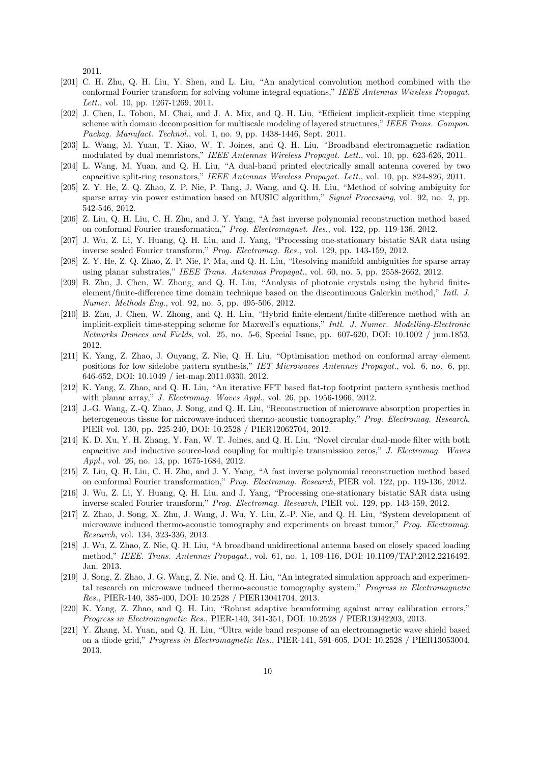2011.

[201] C. H. Zhu, Q. H. Liu, Y. Shen, and L. Liu, "An analytical convolution method combined with the conformal Fourier transform for solving volume integral equations," *IEEE Antennas Wireless Propagat. Lett.*, vol. 10, pp. 1267-1269, 2011.

[202] J. Chen, L. Tobon, M. Chai, and J. A. Mix, and Q. H. Liu, "Efficient implicit-explicit time stepping scheme with domain decomposition for multiscale modeling of layered structures," *IEEE Trans. Compon. Packag. Manufact. Technol.*, vol. 1, no. 9, pp. 1438-1446, Sept. 2011.

[203] L. Wang, M. Yuan, T. Xiao, W. T. Joines, and Q. H. Liu, "Broadband electromagnetic radiation modulated by dual memristors," *IEEE Antennas Wireless Propagat. Lett.*, vol. 10, pp. 623-626, 2011.

[204] L. Wang, M. Yuan, and Q. H. Liu, "A dual-band printed electrically small antenna covered by two capacitive split-ring resonators," *IEEE Antennas Wireless Propagat. Lett.*, vol. 10, pp. 824-826, 2011.

[205] Z. Y. He, Z. Q. Zhao, Z. P. Nie, P. Tang, J. Wang, and Q. H. Liu, "Method of solving ambiguity for sparse array via power estimation based on MUSIC algorithm," *Signal Processing*, vol. 92, no. 2, pp. 542-546, 2012.

[206] Z. Liu, Q. H. Liu, C. H. Zhu, and J. Y. Yang, "A fast inverse polynomial reconstruction method based on conformal Fourier transformation," *Prog. Electromagnet. Res.*, vol. 122, pp. 119-136, 2012.

[207] J. Wu, Z. Li, Y. Huang, Q. H. Liu, and J. Yang, "Processing one-stationary bistatic SAR data using inverse scaled Fourier transform," *Prog. Electromag. Res.*, vol. 129, pp. 143-159, 2012.

[208] Z. Y. He, Z. Q. Zhao, Z. P. Nie, P. Ma, and Q. H. Liu, "Resolving manifold ambiguities for sparse array using planar substrates," *IEEE Trans. Antennas Propagat.*, vol. 60, no. 5, pp. 2558-2662, 2012.

[209] B. Zhu, J. Chen, W. Zhong, and Q. H. Liu, "Analysis of photonic crystals using the hybrid finite-element/finite-difference time domain technique based on the discontinuous Galerkin method," *Intl. J. Numer. Methods Eng.*, vol. 92, no. 5, pp. 495-506, 2012.

[210] B. Zhu, J. Chen, W. Zhong, and Q. H. Liu, "Hybrid finite-element/finite-difference method with an implicit-explicit time-stepping scheme for Maxwell's equations," *Intl. J. Numer. Modelling-Electronic Networks Devices and Fields*, vol. 25, no. 5-6, Special Issue, pp. 607-620, DOI: 10.1002 / jnm.1853, 2012.

[211] K. Yang, Z. Zhao, J. Ouyang, Z. Nie, Q. H. Liu, "Optimisation method on conformal array element positions for low sidelobe pattern synthesis," *IET Microwaves Antennas Propagat.*, vol. 6, no. 6, pp. 646-652, DOI: 10.1049 / iet-map.2011.0330, 2012.

[212] K. Yang, Z. Zhao, and Q. H. Liu, "An iterative FFT based flat-top footprint pattern synthesis method with planar array," *J. Electromag. Waves Appl.*, vol. 26, pp. 1956-1966, 2012.

[213] J.-G. Wang, Z.-Q. Zhao, J. Song, and Q. H. Liu, "Reconstruction of microwave absorption properties in heterogeneous tissue for microwave-induced thermo-acoustic tomography," *Prog. Electromag. Research*, PIER vol. 130, pp. 225-240, DOI: 10.2528 / PIER12062704, 2012.

[214] K. D. Xu, Y. H. Zhang, Y. Fan, W. T. Joines, and Q. H. Liu, "Novel circular dual-mode filter with both capacitive and inductive source-load coupling for multiple transmission zeros," *J. Electromag. Waves Appl.*, vol. 26, no. 13, pp. 1675-1684, 2012.

[215] Z. Liu, Q. H. Liu, C. H. Zhu, and J. Y. Yang, "A fast inverse polynomial reconstruction method based on conformal Fourier transformation," *Prog. Electromag. Research*, PIER vol. 122, pp. 119-136, 2012.

[216] J. Wu, Z. Li, Y. Huang, Q. H. Liu, and J. Yang, "Processing one-stationary bistatic SAR data using inverse scaled Fourier transform," *Prog. Electromag. Research*, PIER vol. 129, pp. 143-159, 2012.

[217] Z. Zhao, J. Song, X. Zhu, J. Wang, J. Wu, Y. Liu, Z.-P. Nie, and Q. H. Liu, "System development of microwave induced thermo-acoustic tomography and experiments on breast tumor," *Prog. Electromag. Research*, vol. 134, 323-336, 2013.

[218] J. Wu, Z. Zhao, Z. Nie, Q. H. Liu, "A broadband unidirectional antenna based on closely spaced loading method," *IEEE. Trans. Antennas Propagat.*, vol. 61, no. 1, 109-116, DOI: 10.1109/TAP.2012.2216492, Jan. 2013.

[219] J. Song, Z. Zhao, J. G. Wang, Z. Nie, and Q. H. Liu, "An integrated simulation approach and experimental research on microwave induced thermo-acoustic tomography system," *Progress in Electromagnetic Res.*, PIER-140, 385-400, DOI: 10.2528 / PIER13041704, 2013.

[220] K. Yang, Z. Zhao, and Q. H. Liu, "Robust adaptive beamforming against array calibration errors," *Progress in Electromagnetic Res.*, PIER-140, 341-351, DOI: 10.2528 / PIER13042203, 2013.

[221] Y. Zhang, M. Yuan, and Q. H. Liu, "Ultra wide band response of an electromagnetic wave shield based on a diode grid," *Progress in Electromagnetic Res.*, PIER-141, 591-605, DOI: 10.2528 / PIER13053004, 2013.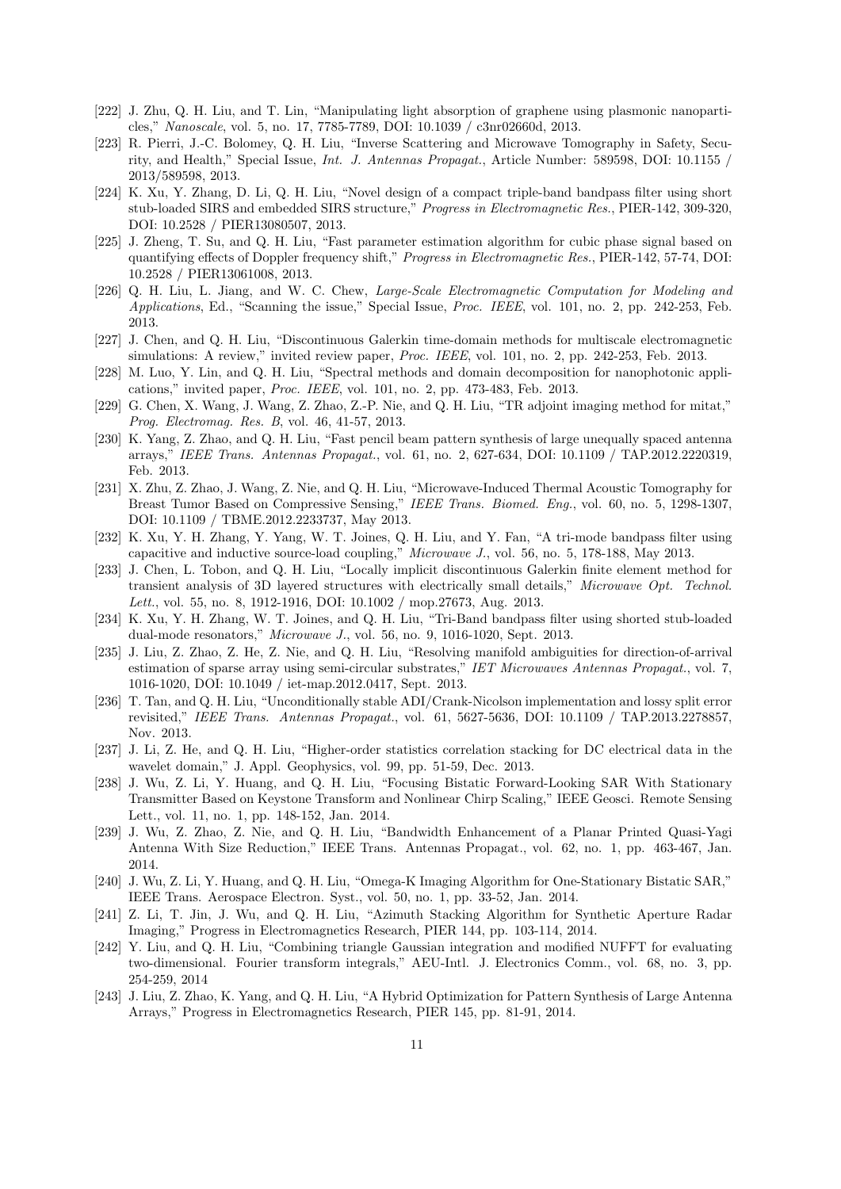[222] J. Zhu, Q. H. Liu, and T. Lin, "Manipulating light absorption of graphene using plasmonic nanoparticles," *Nanoscale*, vol. 5, no. 17, 7785-7789, DOI: 10.1039 / c3nr02660d, 2013.

[223] R. Pierri, J.-C. Bolomey, Q. H. Liu, "Inverse Scattering and Microwave Tomography in Safety, Security, and Health," Special Issue, *Int. J. Antennas Propagat.*, Article Number: 589598, DOI: 10.1155 / 2013/589598, 2013.

[224] K. Xu, Y. Zhang, D. Li, Q. H. Liu, "Novel design of a compact triple-band bandpass filter using short stub-loaded SIRS and embedded SIRS structure," *Progress in Electromagnetic Res.*, PIER-142, 309-320, DOI: 10.2528 / PIER13080507, 2013.

[225] J. Zheng, T. Su, and Q. H. Liu, "Fast parameter estimation algorithm for cubic phase signal based on quantifying effects of Doppler frequency shift," *Progress in Electromagnetic Res.*, PIER-142, 57-74, DOI: 10.2528 / PIER13061008, 2013.

[226] Q. H. Liu, L. Jiang, and W. C. Chew, *Large-Scale Electromagnetic Computation for Modeling and Applications*, Ed., "Scanning the issue," Special Issue, *Proc. IEEE*, vol. 101, no. 2, pp. 242-253, Feb. 2013.

[227] J. Chen, and Q. H. Liu, "Discontinuous Galerkin time-domain methods for multiscale electromagnetic simulations: A review," invited review paper, *Proc. IEEE*, vol. 101, no. 2, pp. 242-253, Feb. 2013.

[228] M. Luo, Y. Lin, and Q. H. Liu, "Spectral methods and domain decomposition for nanophotonic applications," invited paper, *Proc. IEEE*, vol. 101, no. 2, pp. 473-483, Feb. 2013.

[229] G. Chen, X. Wang, J. Wang, Z. Zhao, Z.-P. Nie, and Q. H. Liu, "TR adjoint imaging method for mitat," *Prog. Electromag. Res. B*, vol. 46, 41-57, 2013.

[230] K. Yang, Z. Zhao, and Q. H. Liu, "Fast pencil beam pattern synthesis of large unequally spaced antenna arrays," *IEEE Trans. Antennas Propagat.*, vol. 61, no. 2, 627-634, DOI: 10.1109 / TAP.2012.2220319, Feb. 2013.

[231] X. Zhu, Z. Zhao, J. Wang, Z. Nie, and Q. H. Liu, "Microwave-Induced Thermal Acoustic Tomography for Breast Tumor Based on Compressive Sensing," *IEEE Trans. Biomed. Eng.*, vol. 60, no. 5, 1298-1307, DOI: 10.1109 / TBME.2012.2233737, May 2013.

[232] K. Xu, Y. H. Zhang, Y. Yang, W. T. Joines, Q. H. Liu, and Y. Fan, "A tri-mode bandpass filter using capacitive and inductive source-load coupling," *Microwave J.*, vol. 56, no. 5, 178-188, May 2013.

[233] J. Chen, L. Tobon, and Q. H. Liu, "Locally implicit discontinuous Galerkin finite element method for transient analysis of 3D layered structures with electrically small details," *Microwave Opt. Technol. Lett.*, vol. 55, no. 8, 1912-1916, DOI: 10.1002 / mop.27673, Aug. 2013.

[234] K. Xu, Y. H. Zhang, W. T. Joines, and Q. H. Liu, "Tri-Band bandpass filter using shorted stub-loaded dual-mode resonators," *Microwave J.*, vol. 56, no. 9, 1016-1020, Sept. 2013.

[235] J. Liu, Z. Zhao, Z. He, Z. Nie, and Q. H. Liu, "Resolving manifold ambiguities for direction-of-arrival estimation of sparse array using semi-circular substrates," *IET Microwaves Antennas Propagat.*, vol. 7, 1016-1020, DOI: 10.1049 / iet-map.2012.0417, Sept. 2013.

[236] T. Tan, and Q. H. Liu, "Unconditionally stable ADI/Crank-Nicolson implementation and lossy split error revisited," *IEEE Trans. Antennas Propagat.*, vol. 61, 5627-5636, DOI: 10.1109 / TAP.2013.2278857, Nov. 2013.

[237] J. Li, Z. He, and Q. H. Liu, "Higher-order statistics correlation stacking for DC electrical data in the wavelet domain," J. Appl. Geophysics, vol. 99, pp. 51-59, Dec. 2013.

[238] J. Wu, Z. Li, Y. Huang, and Q. H. Liu, "Focusing Bistatic Forward-Looking SAR With Stationary Transmitter Based on Keystone Transform and Nonlinear Chirp Scaling," IEEE Geosci. Remote Sensing Lett., vol. 11, no. 1, pp. 148-152, Jan. 2014.

[239] J. Wu, Z. Zhao, Z. Nie, and Q. H. Liu, "Bandwidth Enhancement of a Planar Printed Quasi-Yagi Antenna With Size Reduction," IEEE Trans. Antennas Propagat., vol. 62, no. 1, pp. 463-467, Jan. 2014.

[240] J. Wu, Z. Li, Y. Huang, and Q. H. Liu, "Omega-K Imaging Algorithm for One-Stationary Bistatic SAR," IEEE Trans. Aerospace Electron. Syst., vol. 50, no. 1, pp. 33-52, Jan. 2014.

[241] Z. Li, T. Jin, J. Wu, and Q. H. Liu, "Azimuth Stacking Algorithm for Synthetic Aperture Radar Imaging," Progress in Electromagnetics Research, PIER 144, pp. 103-114, 2014.

[242] Y. Liu, and Q. H. Liu, "Combining triangle Gaussian integration and modified NUFFT for evaluating two-dimensional. Fourier transform integrals," AEU-Intl. J. Electronics Comm., vol. 68, no. 3, pp. 254-259, 2014

[243] J. Liu, Z. Zhao, K. Yang, and Q. H. Liu, "A Hybrid Optimization for Pattern Synthesis of Large Antenna Arrays," Progress in Electromagnetics Research, PIER 145, pp. 81-91, 2014.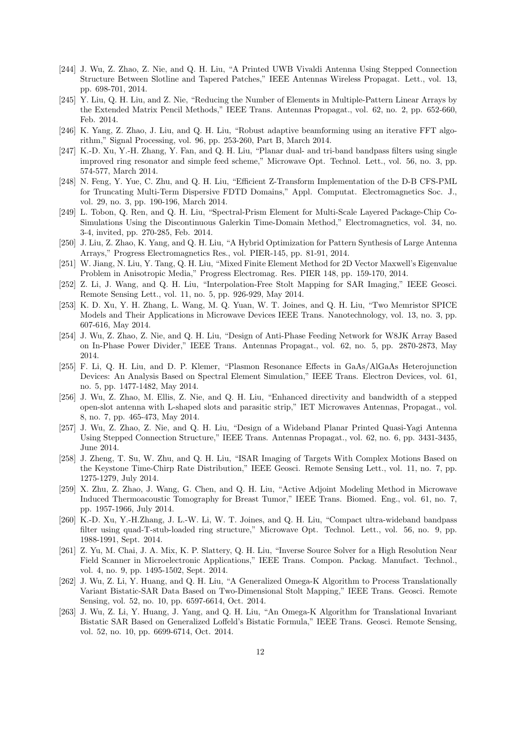[244] J. Wu, Z. Zhao, Z. Nie, and Q. H. Liu, "A Printed UWB Vivaldi Antenna Using Stepped Connection Structure Between Slotline and Tapered Patches," IEEE Antennas Wireless Propagat. Lett., vol. 13, pp. 698-701, 2014.

[245] Y. Liu, Q. H. Liu, and Z. Nie, "Reducing the Number of Elements in Multiple-Pattern Linear Arrays by the Extended Matrix Pencil Methods," IEEE Trans. Antennas Propagat., vol. 62, no. 2, pp. 652-660, Feb. 2014.

[246] K. Yang, Z. Zhao, J. Liu, and Q. H. Liu, "Robust adaptive beamforming using an iterative FFT algorithm," Signal Processing, vol. 96, pp. 253-260, Part B, March 2014.

[247] K.-D. Xu, Y.-H. Zhang, Y. Fan, and Q. H. Liu, "Planar dual- and tri-band bandpass filters using single improved ring resonator and simple feed scheme," Microwave Opt. Technol. Lett., vol. 56, no. 3, pp. 574-577, March 2014.

[248] N. Feng, Y. Yue, C. Zhu, and Q. H. Liu, "Efficient Z-Transform Implementation of the D-B CFS-PML for Truncating Multi-Term Dispersive FDTD Domains," Appl. Computat. Electromagnetics Soc. J., vol. 29, no. 3, pp. 190-196, March 2014.

[249] L. Tobon, Q. Ren, and Q. H. Liu, "Spectral-Prism Element for Multi-Scale Layered Package-Chip Co-Simulations Using the Discontinuous Galerkin Time-Domain Method," Electromagnetics, vol. 34, no. 3-4, invited, pp. 270-285, Feb. 2014.

[250] J. Liu, Z. Zhao, K. Yang, and Q. H. Liu, "A Hybrid Optimization for Pattern Synthesis of Large Antenna Arrays," Progress Electromagnetics Res., vol. PIER-145, pp. 81-91, 2014.

[251] W. Jiang, N. Liu, Y. Tang, Q. H. Liu, "Mixed Finite Element Method for 2D Vector Maxwell's Eigenvalue Problem in Anisotropic Media," Progress Electromag. Res. PIER 148, pp. 159-170, 2014.

[252] Z. Li, J. Wang, and Q. H. Liu, "Interpolation-Free Stolt Mapping for SAR Imaging," IEEE Geosci. Remote Sensing Lett., vol. 11, no. 5, pp. 926-929, May 2014.

[253] K. D. Xu, Y. H. Zhang, L. Wang, M. Q. Yuan, W. T. Joines, and Q. H. Liu, "Two Memristor SPICE Models and Their Applications in Microwave Devices IEEE Trans. Nanotechnology, vol. 13, no. 3, pp. 607-616, May 2014.

[254] J. Wu, Z. Zhao, Z. Nie, and Q. H. Liu, "Design of Anti-Phase Feeding Network for W8JK Array Based on In-Phase Power Divider," IEEE Trans. Antennas Propagat., vol. 62, no. 5, pp. 2870-2873, May 2014.

[255] F. Li, Q. H. Liu, and D. P. Klemer, "Plasmon Resonance Effects in GaAs/AlGaAs Heterojunction Devices: An Analysis Based on Spectral Element Simulation," IEEE Trans. Electron Devices, vol. 61, no. 5, pp. 1477-1482, May 2014.

[256] J. Wu, Z. Zhao, M. Ellis, Z. Nie, and Q. H. Liu, "Enhanced directivity and bandwidth of a stepped open-slot antenna with L-shaped slots and parasitic strip," IET Microwaves Antennas, Propagat., vol. 8, no. 7, pp. 465-473, May 2014.

[257] J. Wu, Z. Zhao, Z. Nie, and Q. H. Liu, "Design of a Wideband Planar Printed Quasi-Yagi Antenna Using Stepped Connection Structure," IEEE Trans. Antennas Propagat., vol. 62, no. 6, pp. 3431-3435, June 2014.

[258] J. Zheng, T. Su, W. Zhu, and Q. H. Liu, "ISAR Imaging of Targets With Complex Motions Based on the Keystone Time-Chirp Rate Distribution," IEEE Geosci. Remote Sensing Lett., vol. 11, no. 7, pp. 1275-1279, July 2014.

[259] X. Zhu, Z. Zhao, J. Wang, G. Chen, and Q. H. Liu, "Active Adjoint Modeling Method in Microwave Induced Thermoacoustic Tomography for Breast Tumor," IEEE Trans. Biomed. Eng., vol. 61, no. 7, pp. 1957-1966, July 2014.

[260] K.-D. Xu, Y.-H.Zhang, J. L.-W. Li, W. T. Joines, and Q. H. Liu, "Compact ultra-wideband bandpass filter using quad-T-stub-loaded ring structure," Microwave Opt. Technol. Lett., vol. 56, no. 9, pp. 1988-1991, Sept. 2014.

[261] Z. Yu, M. Chai, J. A. Mix, K. P. Slattery, Q. H. Liu, "Inverse Source Solver for a High Resolution Near Field Scanner in Microelectronic Applications," IEEE Trans. Compon. Packag. Manufact. Technol., vol. 4, no. 9, pp. 1495-1502, Sept. 2014.

[262] J. Wu, Z. Li, Y. Huang, and Q. H. Liu, "A Generalized Omega-K Algorithm to Process Translationally Variant Bistatic-SAR Data Based on Two-Dimensional Stolt Mapping," IEEE Trans. Geosci. Remote Sensing, vol. 52, no. 10, pp. 6597-6614, Oct. 2014.

[263] J. Wu, Z. Li, Y. Huang, J. Yang, and Q. H. Liu, "An Omega-K Algorithm for Translational Invariant Bistatic SAR Based on Generalized Loffeld's Bistatic Formula," IEEE Trans. Geosci. Remote Sensing, vol. 52, no. 10, pp. 6699-6714, Oct. 2014.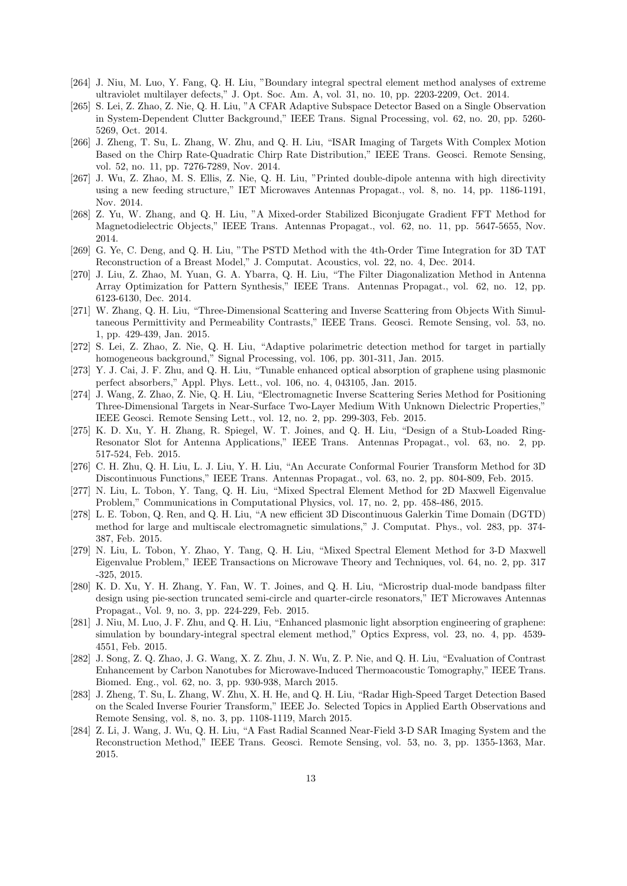[264] J. Niu, M. Luo, Y. Fang, Q. H. Liu, "Boundary integral spectral element method analyses of extreme ultraviolet multilayer defects," J. Opt. Soc. Am. A, vol. 31, no. 10, pp. 2203-2209, Oct. 2014.

[265] S. Lei, Z. Zhao, Z. Nie, Q. H. Liu, "A CFAR Adaptive Subspace Detector Based on a Single Observation in System-Dependent Clutter Background," IEEE Trans. Signal Processing, vol. 62, no. 20, pp. 5260-5269, Oct. 2014.

[266] J. Zheng, T. Su, L. Zhang, W. Zhu, and Q. H. Liu, "ISAR Imaging of Targets With Complex Motion Based on the Chirp Rate-Quadratic Chirp Rate Distribution," IEEE Trans. Geosci. Remote Sensing, vol. 52, no. 11, pp. 7276-7289, Nov. 2014.

[267] J. Wu, Z. Zhao, M. S. Ellis, Z. Nie, Q. H. Liu, "Printed double-dipole antenna with high directivity using a new feeding structure," IET Microwaves Antennas Propagat., vol. 8, no. 14, pp. 1186-1191, Nov. 2014.

[268] Z. Yu, W. Zhang, and Q. H. Liu, "A Mixed-order Stabilized Biconjugate Gradient FFT Method for Magnetodielectric Objects," IEEE Trans. Antennas Propagat., vol. 62, no. 11, pp. 5647-5655, Nov. 2014.

[269] G. Ye, C. Deng, and Q. H. Liu, "The PSTD Method with the 4th-Order Time Integration for 3D TAT Reconstruction of a Breast Model," J. Computat. Acoustics, vol. 22, no. 4, Dec. 2014.

[270] J. Liu, Z. Zhao, M. Yuan, G. A. Ybarra, Q. H. Liu, "The Filter Diagonalization Method in Antenna Array Optimization for Pattern Synthesis," IEEE Trans. Antennas Propagat., vol. 62, no. 12, pp. 6123-6130, Dec. 2014.

[271] W. Zhang, Q. H. Liu, "Three-Dimensional Scattering and Inverse Scattering from Objects With Simultaneous Permittivity and Permeability Contrasts," IEEE Trans. Geosci. Remote Sensing, vol. 53, no. 1, pp. 429-439, Jan. 2015.

[272] S. Lei, Z. Zhao, Z. Nie, Q. H. Liu, "Adaptive polarimetric detection method for target in partially homogeneous background," Signal Processing, vol. 106, pp. 301-311, Jan. 2015.

[273] Y. J. Cai, J. F. Zhu, and Q. H. Liu, "Tunable enhanced optical absorption of graphene using plasmonic perfect absorbers," Appl. Phys. Lett., vol. 106, no. 4, 043105, Jan. 2015.

[274] J. Wang, Z. Zhao, Z. Nie, Q. H. Liu, "Electromagnetic Inverse Scattering Series Method for Positioning Three-Dimensional Targets in Near-Surface Two-Layer Medium With Unknown Dielectric Properties," IEEE Geosci. Remote Sensing Lett., vol. 12, no. 2, pp. 299-303, Feb. 2015.

[275] K. D. Xu, Y. H. Zhang, R. Spiegel, W. T. Joines, and Q. H. Liu, "Design of a Stub-Loaded Ring-Resonator Slot for Antenna Applications," IEEE Trans. Antennas Propagat., vol. 63, no. 2, pp. 517-524, Feb. 2015.

[276] C. H. Zhu, Q. H. Liu, L. J. Liu, Y. H. Liu, "An Accurate Conformal Fourier Transform Method for 3D Discontinuous Functions," IEEE Trans. Antennas Propagat., vol. 63, no. 2, pp. 804-809, Feb. 2015.

[277] N. Liu, L. Tobon, Y. Tang, Q. H. Liu, "Mixed Spectral Element Method for 2D Maxwell Eigenvalue Problem," Communications in Computational Physics, vol. 17, no. 2, pp. 458-486, 2015.

[278] L. E. Tobon, Q. Ren, and Q. H. Liu, "A new efficient 3D Discontinuous Galerkin Time Domain (DGTD) method for large and multiscale electromagnetic simulations," J. Computat. Phys., vol. 283, pp. 374-387, Feb. 2015.

[279] N. Liu, L. Tobon, Y. Zhao, Y. Tang, Q. H. Liu, "Mixed Spectral Element Method for 3-D Maxwell Eigenvalue Problem," IEEE Transactions on Microwave Theory and Techniques, vol. 64, no. 2, pp. 317 -325, 2015.

[280] K. D. Xu, Y. H. Zhang, Y. Fan, W. T. Joines, and Q. H. Liu, "Microstrip dual-mode bandpass filter design using pie-section truncated semi-circle and quarter-circle resonators," IET Microwaves Antennas Propagat., Vol. 9, no. 3, pp. 224-229, Feb. 2015.

[281] J. Niu, M. Luo, J. F. Zhu, and Q. H. Liu, "Enhanced plasmonic light absorption engineering of graphene: simulation by boundary-integral spectral element method," Optics Express, vol. 23, no. 4, pp. 4539-4551, Feb. 2015.

[282] J. Song, Z. Q. Zhao, J. G. Wang, X. Z. Zhu, J. N. Wu, Z. P. Nie, and Q. H. Liu, "Evaluation of Contrast Enhancement by Carbon Nanotubes for Microwave-Induced Thermoacoustic Tomography," IEEE Trans. Biomed. Eng., vol. 62, no. 3, pp. 930-938, March 2015.

[283] J. Zheng, T. Su, L. Zhang, W. Zhu, X. H. He, and Q. H. Liu, "Radar High-Speed Target Detection Based on the Scaled Inverse Fourier Transform," IEEE Jo. Selected Topics in Applied Earth Observations and Remote Sensing, vol. 8, no. 3, pp. 1108-1119, March 2015.

[284] Z. Li, J. Wang, J. Wu, Q. H. Liu, "A Fast Radial Scanned Near-Field 3-D SAR Imaging System and the Reconstruction Method," IEEE Trans. Geosci. Remote Sensing, vol. 53, no. 3, pp. 1355-1363, Mar. 2015.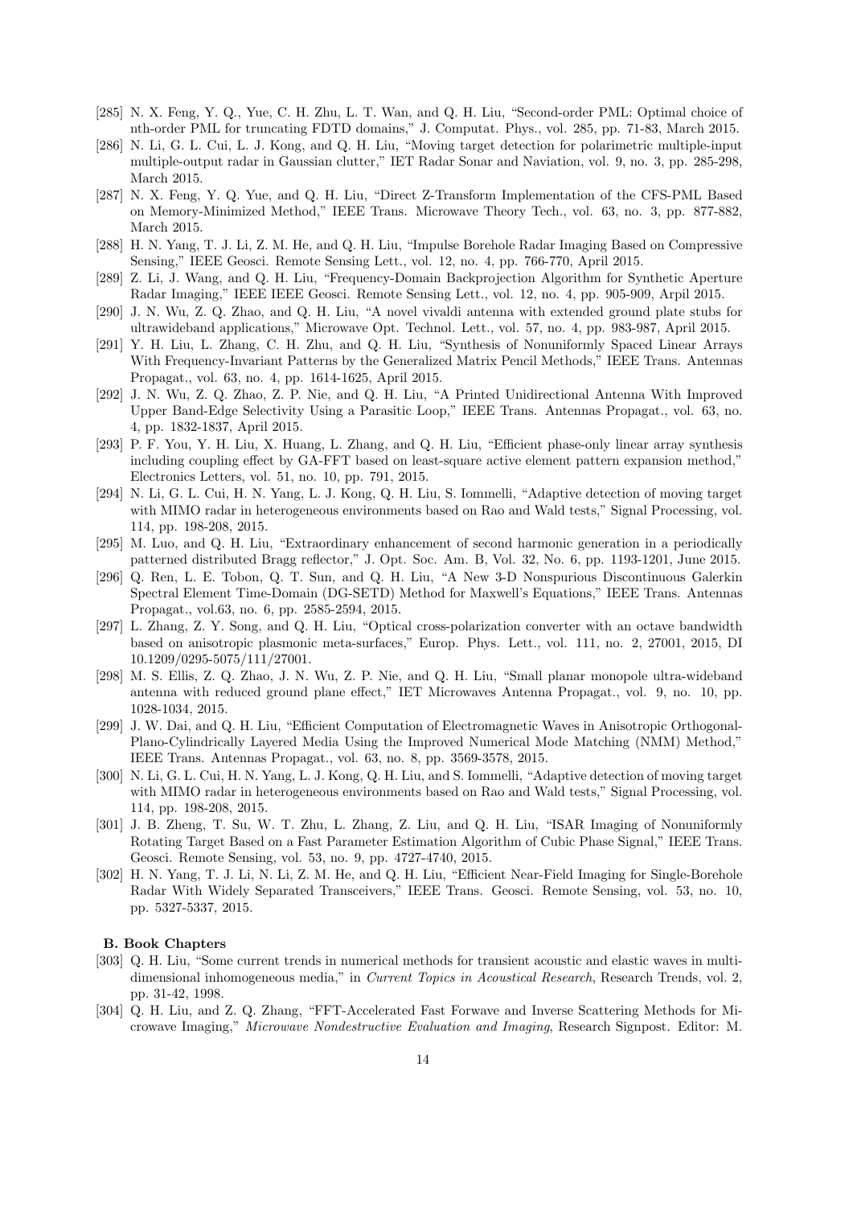[285] N. X. Feng, Y. Q., Yue, C. H. Zhu, L. T. Wan, and Q. H. Liu, "Second-order PML: Optimal choice of nth-order PML for truncating FDTD domains," J. Computat. Phys., vol. 285, pp. 71-83, March 2015.

[286] N. Li, G. L. Cui, L. J. Kong, and Q. H. Liu, "Moving target detection for polarimetric multiple-input multiple-output radar in Gaussian clutter," IET Radar Sonar and Naviation, vol. 9, no. 3, pp. 285-298, March 2015.

[287] N. X. Feng, Y. Q. Yue, and Q. H. Liu, "Direct Z-Transform Implementation of the CFS-PML Based on Memory-Minimized Method," IEEE Trans. Microwave Theory Tech., vol. 63, no. 3, pp. 877-882, March 2015.

[288] H. N. Yang, T. J. Li, Z. M. He, and Q. H. Liu, "Impulse Borehole Radar Imaging Based on Compressive Sensing," IEEE Geosci. Remote Sensing Lett., vol. 12, no. 4, pp. 766-770, April 2015.

[289] Z. Li, J. Wang, and Q. H. Liu, "Frequency-Domain Backprojection Algorithm for Synthetic Aperture Radar Imaging," IEEE IEEE Geosci. Remote Sensing Lett., vol. 12, no. 4, pp. 905-909, Arpil 2015.

[290] J. N. Wu, Z. Q. Zhao, and Q. H. Liu, "A novel vivaldi antenna with extended ground plate stubs for ultrawideband applications," Microwave Opt. Technol. Lett., vol. 57, no. 4, pp. 983-987, April 2015.

[291] Y. H. Liu, L. Zhang, C. H. Zhu, and Q. H. Liu, "Synthesis of Nonuniformly Spaced Linear Arrays With Frequency-Invariant Patterns by the Generalized Matrix Pencil Methods," IEEE Trans. Antennas Propagat., vol. 63, no. 4, pp. 1614-1625, April 2015.

[292] J. N. Wu, Z. Q. Zhao, Z. P. Nie, and Q. H. Liu, "A Printed Unidirectional Antenna With Improved Upper Band-Edge Selectivity Using a Parasitic Loop," IEEE Trans. Antennas Propagat., vol. 63, no. 4, pp. 1832-1837, April 2015.

[293] P. F. You, Y. H. Liu, X. Huang, L. Zhang, and Q. H. Liu, "Efficient phase-only linear array synthesis including coupling effect by GA-FFT based on least-square active element pattern expansion method," Electronics Letters, vol. 51, no. 10, pp. 791, 2015.

[294] N. Li, G. L. Cui, H. N. Yang, L. J. Kong, Q. H. Liu, S. Iommelli, "Adaptive detection of moving target with MIMO radar in heterogeneous environments based on Rao and Wald tests," Signal Processing, vol. 114, pp. 198-208, 2015.

[295] M. Luo, and Q. H. Liu, "Extraordinary enhancement of second harmonic generation in a periodically patterned distributed Bragg reflector," J. Opt. Soc. Am. B, Vol. 32, No. 6, pp. 1193-1201, June 2015.

[296] Q. Ren, L. E. Tobon, Q. T. Sun, and Q. H. Liu, "A New 3-D Nonspurious Discontinuous Galerkin Spectral Element Time-Domain (DG-SETD) Method for Maxwell's Equations," IEEE Trans. Antennas Propagat., vol.63, no. 6, pp. 2585-2594, 2015.

[297] L. Zhang, Z. Y. Song, and Q. H. Liu, "Optical cross-polarization converter with an octave bandwidth based on anisotropic plasmonic meta-surfaces," Europ. Phys. Lett., vol. 111, no. 2, 27001, 2015, DI 10.1209/0295-5075/111/27001.

[298] M. S. Ellis, Z. Q. Zhao, J. N. Wu, Z. P. Nie, and Q. H. Liu, "Small planar monopole ultra-wideband antenna with reduced ground plane effect," IET Microwaves Antenna Propagat., vol. 9, no. 10, pp. 1028-1034, 2015.

[299] J. W. Dai, and Q. H. Liu, "Efficient Computation of Electromagnetic Waves in Anisotropic Orthogonal-Plano-Cylindrically Layered Media Using the Improved Numerical Mode Matching (NMM) Method," IEEE Trans. Antennas Propagat., vol. 63, no. 8, pp. 3569-3578, 2015.

[300] N. Li, G. L. Cui, H. N. Yang, L. J. Kong, Q. H. Liu, and S. Iommelli, "Adaptive detection of moving target with MIMO radar in heterogeneous environments based on Rao and Wald tests," Signal Processing, vol. 114, pp. 198-208, 2015.

[301] J. B. Zheng, T. Su, W. T. Zhu, L. Zhang, Z. Liu, and Q. H. Liu, "ISAR Imaging of Nonuniformly Rotating Target Based on a Fast Parameter Estimation Algorithm of Cubic Phase Signal," IEEE Trans. Geosci. Remote Sensing, vol. 53, no. 9, pp. 4727-4740, 2015.

[302] H. N. Yang, T. J. Li, N. Li, Z. M. He, and Q. H. Liu, "Efficient Near-Field Imaging for Single-Borehole Radar With Widely Separated Transceivers," IEEE Trans. Geosci. Remote Sensing, vol. 53, no. 10, pp. 5327-5337, 2015.

### B. Book Chapters

[303] Q. H. Liu, "Some current trends in numerical methods for transient acoustic and elastic waves in multi-dimensional inhomogeneous media," in *Current Topics in Acoustical Research*, Research Trends, vol. 2, pp. 31-42, 1998.

[304] Q. H. Liu, and Z. Q. Zhang, "FFT-Accelerated Fast Forwave and Inverse Scattering Methods for Microwave Imaging," *Microwave Nondestructive Evaluation and Imaging*, Research Signpost. Editor: M.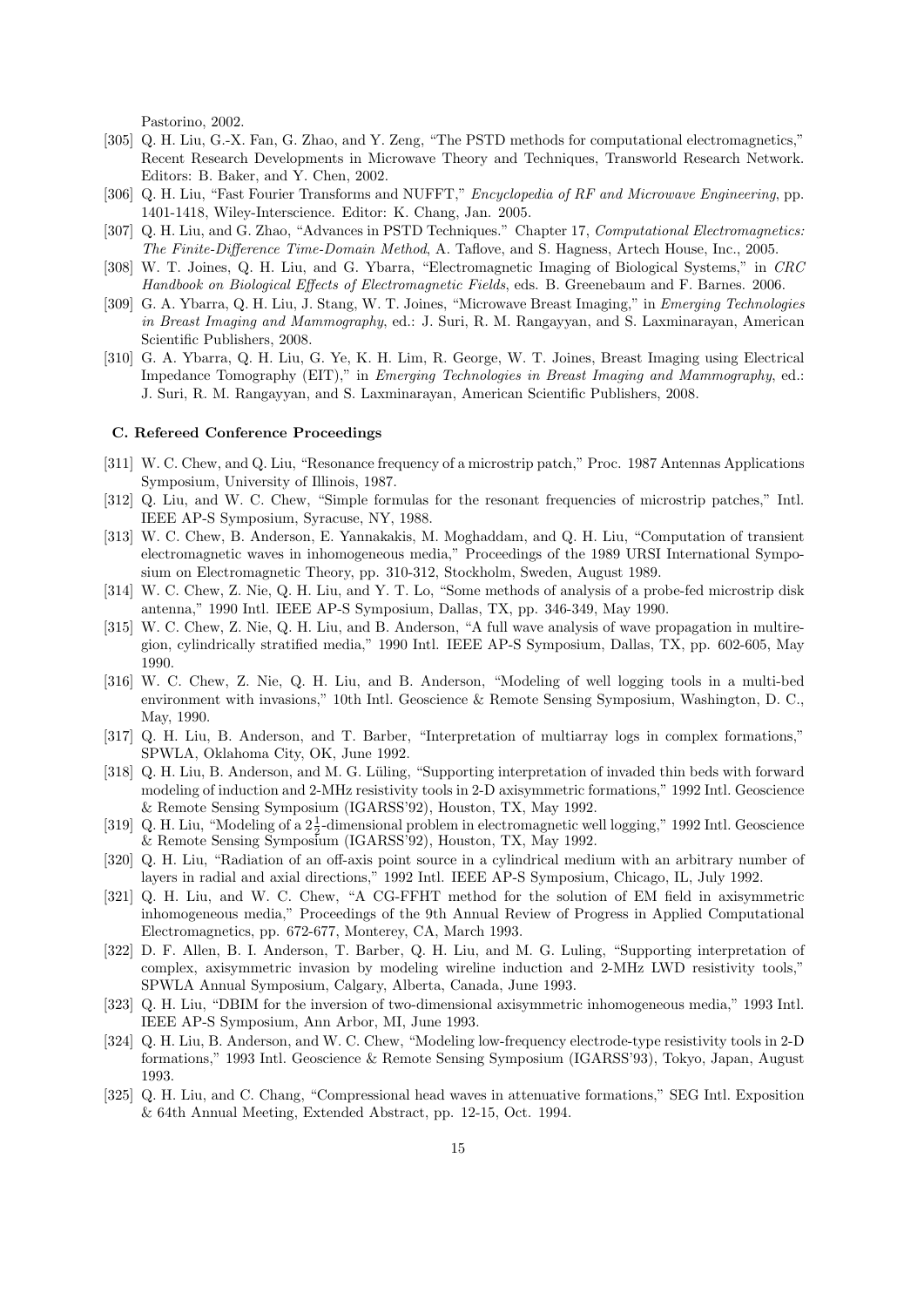Pastorino, 2002.

- [305] Q. H. Liu, G.-X. Fan, G. Zhao, and Y. Zeng, "The PSTD methods for computational electromagnetics," Recent Research Developments in Microwave Theory and Techniques, Transworld Research Network. Editors: B. Baker, and Y. Chen, 2002.
- [306] Q. H. Liu, "Fast Fourier Transforms and NUFFT," *Encyclopedia of RF and Microwave Engineering*, pp. 1401-1418, Wiley-Interscience. Editor: K. Chang, Jan. 2005.
- [307] Q. H. Liu, and G. Zhao, "Advances in PSTD Techniques." Chapter 17, *Computational Electromagnetics: The Finite-Difference Time-Domain Method*, A. Taflove, and S. Hagness, Artech House, Inc., 2005.
- [308] W. T. Joines, Q. H. Liu, and G. Ybarra, "Electromagnetic Imaging of Biological Systems," in *CRC Handbook on Biological Effects of Electromagnetic Fields*, eds. B. Greenebaum and F. Barnes. 2006.
- [309] G. A. Ybarra, Q. H. Liu, J. Stang, W. T. Joines, "Microwave Breast Imaging," in *Emerging Technologies in Breast Imaging and Mammography*, ed.: J. Suri, R. M. Rangayyan, and S. Laxminarayan, American Scientific Publishers, 2008.
- [310] G. A. Ybarra, Q. H. Liu, G. Ye, K. H. Lim, R. George, W. T. Joines, Breast Imaging using Electrical Impedance Tomography (EIT)," in *Emerging Technologies in Breast Imaging and Mammography*, ed.: J. Suri, R. M. Rangayyan, and S. Laxminarayan, American Scientific Publishers, 2008.

### C. Refereed Conference Proceedings

- [311] W. C. Chew, and Q. Liu, "Resonance frequency of a microstrip patch," Proc. 1987 Antennas Applications Symposium, University of Illinois, 1987.
- [312] Q. Liu, and W. C. Chew, "Simple formulas for the resonant frequencies of microstrip patches," Intl. IEEE AP-S Symposium, Syracuse, NY, 1988.
- [313] W. C. Chew, B. Anderson, E. Yannakakis, M. Moghaddam, and Q. H. Liu, "Computation of transient electromagnetic waves in inhomogeneous media," Proceedings of the 1989 URSI International Symposium on Electromagnetic Theory, pp. 310-312, Stockholm, Sweden, August 1989.
- [314] W. C. Chew, Z. Nie, Q. H. Liu, and Y. T. Lo, "Some methods of analysis of a probe-fed microstrip disk antenna," 1990 Intl. IEEE AP-S Symposium, Dallas, TX, pp. 346-349, May 1990.
- [315] W. C. Chew, Z. Nie, Q. H. Liu, and B. Anderson, "A full wave analysis of wave propagation in multiregion, cylindrically stratified media," 1990 Intl. IEEE AP-S Symposium, Dallas, TX, pp. 602-605, May 1990.
- [316] W. C. Chew, Z. Nie, Q. H. Liu, and B. Anderson, "Modeling of well logging tools in a multi-bed environment with invasions," 10th Intl. Geoscience & Remote Sensing Symposium, Washington, D. C., May, 1990.
- [317] Q. H. Liu, B. Anderson, and T. Barber, "Interpretation of multiarray logs in complex formations," SPWLA, Oklahoma City, OK, June 1992.
- [318] Q. H. Liu, B. Anderson, and M. G. Lüling, "Supporting interpretation of invaded thin beds with forward modeling of induction and 2-MHz resistivity tools in 2-D axisymmetric formations," 1992 Intl. Geoscience & Remote Sensing Symposium (IGARSS'92), Houston, TX, May 1992.
- [319] Q. H. Liu, "Modeling of a $2\frac{1}{2}$-dimensional problem in electromagnetic well logging," 1992 Intl. Geoscience & Remote Sensing Symposium (IGARSS'92), Houston, TX, May 1992.
- [320] Q. H. Liu, "Radiation of an off-axis point source in a cylindrical medium with an arbitrary number of layers in radial and axial directions," 1992 Intl. IEEE AP-S Symposium, Chicago, IL, July 1992.
- [321] Q. H. Liu, and W. C. Chew, "A CG-FFHT method for the solution of EM field in axisymmetric inhomogeneous media," Proceedings of the 9th Annual Review of Progress in Applied Computational Electromagnetics, pp. 672-677, Monterey, CA, March 1993.
- [322] D. F. Allen, B. I. Anderson, T. Barber, Q. H. Liu, and M. G. Luling, "Supporting interpretation of complex, axisymmetric invasion by modeling wireline induction and 2-MHz LWD resistivity tools," SPWLA Annual Symposium, Calgary, Alberta, Canada, June 1993.
- [323] Q. H. Liu, "DBIM for the inversion of two-dimensional axisymmetric inhomogeneous media," 1993 Intl. IEEE AP-S Symposium, Ann Arbor, MI, June 1993.
- [324] Q. H. Liu, B. Anderson, and W. C. Chew, "Modeling low-frequency electrode-type resistivity tools in 2-D formations," 1993 Intl. Geoscience & Remote Sensing Symposium (IGARSS'93), Tokyo, Japan, August 1993.
- [325] Q. H. Liu, and C. Chang, "Compressional head waves in attenuative formations," SEG Intl. Exposition & 64th Annual Meeting, Extended Abstract, pp. 12-15, Oct. 1994.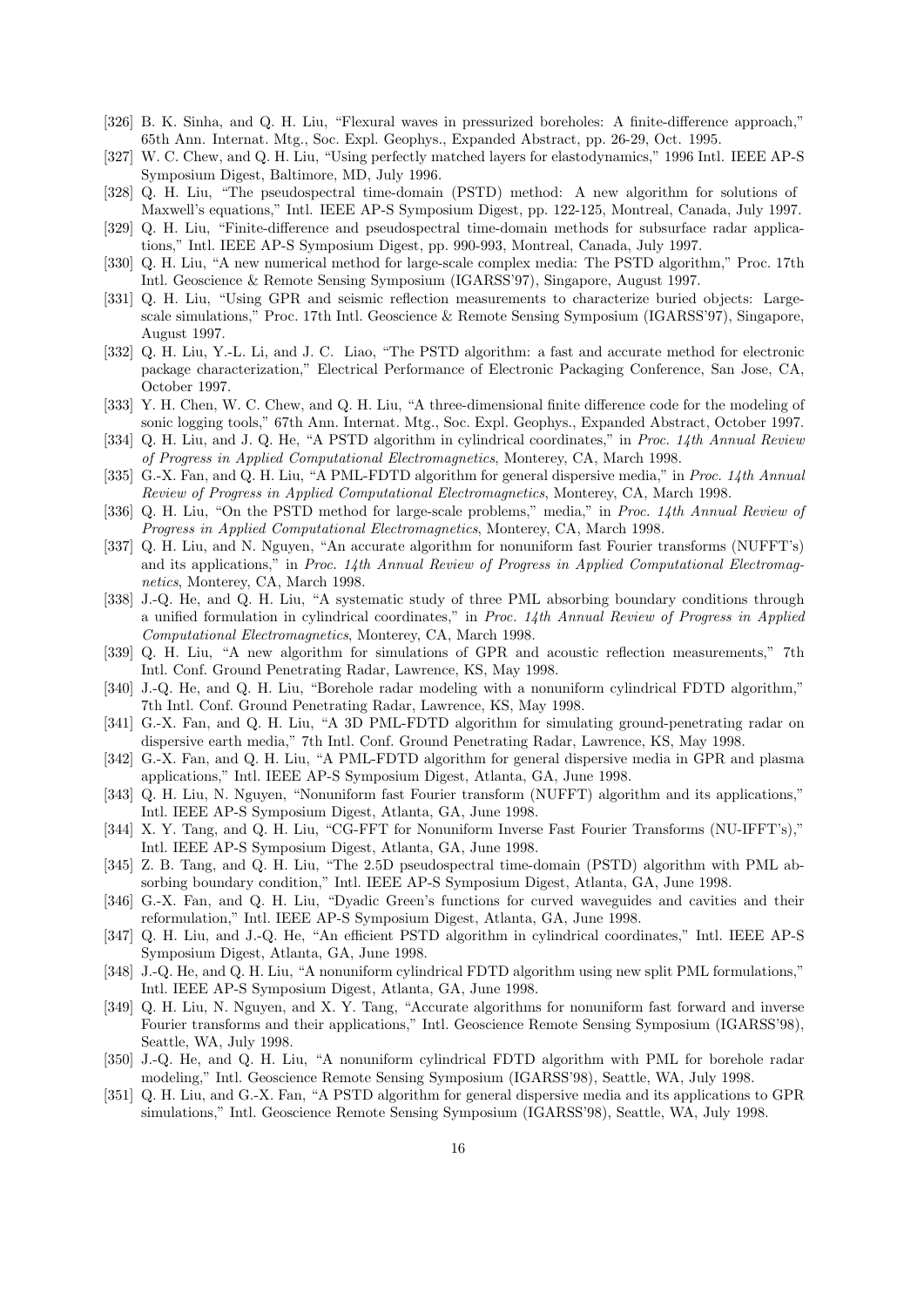[326] B. K. Sinha, and Q. H. Liu, "Flexural waves in pressurized boreholes: A finite-difference approach," 65th Ann. Internat. Mtg., Soc. Expl. Geophys., Expanded Abstract, pp. 26-29, Oct. 1995.

[327] W. C. Chew, and Q. H. Liu, "Using perfectly matched layers for elastodynamics," 1996 Intl. IEEE AP-S Symposium Digest, Baltimore, MD, July 1996.

[328] Q. H. Liu, "The pseudospectral time-domain (PSTD) method: A new algorithm for solutions of Maxwell's equations," Intl. IEEE AP-S Symposium Digest, pp. 122-125, Montreal, Canada, July 1997.

[329] Q. H. Liu, "Finite-difference and pseudospectral time-domain methods for subsurface radar applications," Intl. IEEE AP-S Symposium Digest, pp. 990-993, Montreal, Canada, July 1997.

[330] Q. H. Liu, "A new numerical method for large-scale complex media: The PSTD algorithm," Proc. 17th Intl. Geoscience & Remote Sensing Symposium (IGARSS'97), Singapore, August 1997.

[331] Q. H. Liu, "Using GPR and seismic reflection measurements to characterize buried objects: Large-scale simulations," Proc. 17th Intl. Geoscience & Remote Sensing Symposium (IGARSS'97), Singapore, August 1997.

[332] Q. H. Liu, Y.-L. Li, and J. C. Liao, "The PSTD algorithm: a fast and accurate method for electronic package characterization," Electrical Performance of Electronic Packaging Conference, San Jose, CA, October 1997.

[333] Y. H. Chen, W. C. Chew, and Q. H. Liu, "A three-dimensional finite difference code for the modeling of sonic logging tools," 67th Ann. Internat. Mtg., Soc. Expl. Geophys., Expanded Abstract, October 1997.

[334] Q. H. Liu, and J. Q. He, "A PSTD algorithm in cylindrical coordinates," in *Proc. 14th Annual Review of Progress in Applied Computational Electromagnetics*, Monterey, CA, March 1998.

[335] G.-X. Fan, and Q. H. Liu, "A PML-FDTD algorithm for general dispersive media," in *Proc. 14th Annual Review of Progress in Applied Computational Electromagnetics*, Monterey, CA, March 1998.

[336] Q. H. Liu, "On the PSTD method for large-scale problems," media," in *Proc. 14th Annual Review of Progress in Applied Computational Electromagnetics*, Monterey, CA, March 1998.

[337] Q. H. Liu, and N. Nguyen, "An accurate algorithm for nonuniform fast Fourier transforms (NUFFT's) and its applications," in *Proc. 14th Annual Review of Progress in Applied Computational Electromagnetics*, Monterey, CA, March 1998.

[338] J.-Q. He, and Q. H. Liu, "A systematic study of three PML absorbing boundary conditions through a unified formulation in cylindrical coordinates," in *Proc. 14th Annual Review of Progress in Applied Computational Electromagnetics*, Monterey, CA, March 1998.

[339] Q. H. Liu, "A new algorithm for simulations of GPR and acoustic reflection measurements," 7th Intl. Conf. Ground Penetrating Radar, Lawrence, KS, May 1998.

[340] J.-Q. He, and Q. H. Liu, "Borehole radar modeling with a nonuniform cylindrical FDTD algorithm," 7th Intl. Conf. Ground Penetrating Radar, Lawrence, KS, May 1998.

[341] G.-X. Fan, and Q. H. Liu, "A 3D PML-FDTD algorithm for simulating ground-penetrating radar on dispersive earth media," 7th Intl. Conf. Ground Penetrating Radar, Lawrence, KS, May 1998.

[342] G.-X. Fan, and Q. H. Liu, "A PML-FDTD algorithm for general dispersive media in GPR and plasma applications," Intl. IEEE AP-S Symposium Digest, Atlanta, GA, June 1998.

[343] Q. H. Liu, N. Nguyen, "Nonuniform fast Fourier transform (NUFFT) algorithm and its applications," Intl. IEEE AP-S Symposium Digest, Atlanta, GA, June 1998.

[344] X. Y. Tang, and Q. H. Liu, "CG-FFT for Nonuniform Inverse Fast Fourier Transforms (NU-IFFT's)," Intl. IEEE AP-S Symposium Digest, Atlanta, GA, June 1998.

[345] Z. B. Tang, and Q. H. Liu, "The 2.5D pseudospectral time-domain (PSTD) algorithm with PML absorbing boundary condition," Intl. IEEE AP-S Symposium Digest, Atlanta, GA, June 1998.

[346] G.-X. Fan, and Q. H. Liu, "Dyadic Green's functions for curved waveguides and cavities and their reformulation," Intl. IEEE AP-S Symposium Digest, Atlanta, GA, June 1998.

[347] Q. H. Liu, and J.-Q. He, "An efficient PSTD algorithm in cylindrical coordinates," Intl. IEEE AP-S Symposium Digest, Atlanta, GA, June 1998.

[348] J.-Q. He, and Q. H. Liu, "A nonuniform cylindrical FDTD algorithm using new split PML formulations," Intl. IEEE AP-S Symposium Digest, Atlanta, GA, June 1998.

[349] Q. H. Liu, N. Nguyen, and X. Y. Tang, "Accurate algorithms for nonuniform fast forward and inverse Fourier transforms and their applications," Intl. Geoscience Remote Sensing Symposium (IGARSS'98), Seattle, WA, July 1998.

[350] J.-Q. He, and Q. H. Liu, "A nonuniform cylindrical FDTD algorithm with PML for borehole radar modeling," Intl. Geoscience Remote Sensing Symposium (IGARSS'98), Seattle, WA, July 1998.

[351] Q. H. Liu, and G.-X. Fan, "A PSTD algorithm for general dispersive media and its applications to GPR simulations," Intl. Geoscience Remote Sensing Symposium (IGARSS'98), Seattle, WA, July 1998.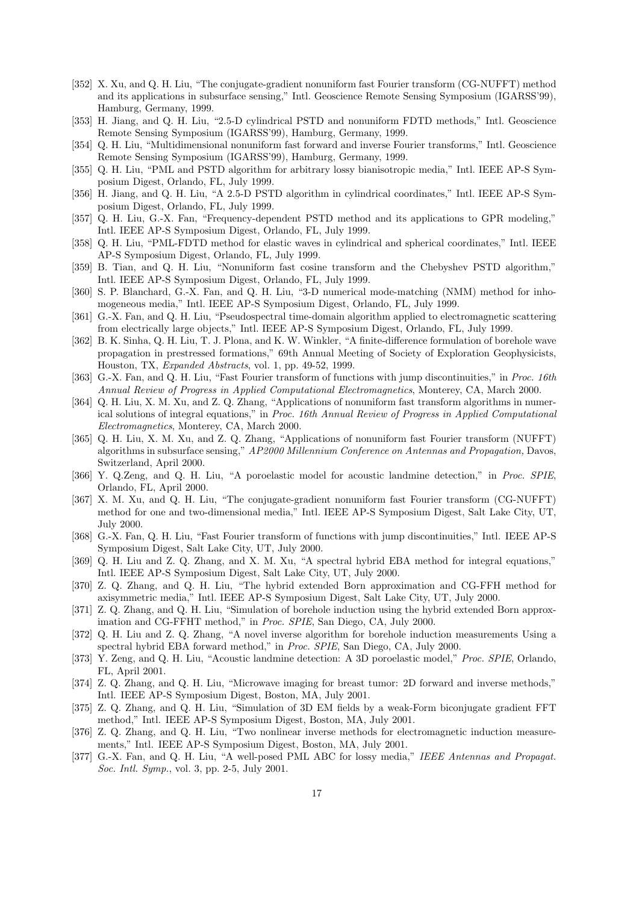[352] X. Xu, and Q. H. Liu, "The conjugate-gradient nonuniform fast Fourier transform (CG-NUFFT) method and its applications in subsurface sensing," Intl. Geoscience Remote Sensing Symposium (IGARSS'99), Hamburg, Germany, 1999.

[353] H. Jiang, and Q. H. Liu, "2.5-D cylindrical PSTD and nonuniform FDTD methods," Intl. Geoscience Remote Sensing Symposium (IGARSS'99), Hamburg, Germany, 1999.

[354] Q. H. Liu, "Multidimensional nonuniform fast forward and inverse Fourier transforms," Intl. Geoscience Remote Sensing Symposium (IGARSS'99), Hamburg, Germany, 1999.

[355] Q. H. Liu, "PML and PSTD algorithm for arbitrary lossy bianisotropic media," Intl. IEEE AP-S Symposium Digest, Orlando, FL, July 1999.

[356] H. Jiang, and Q. H. Liu, "A 2.5-D PSTD algorithm in cylindrical coordinates," Intl. IEEE AP-S Symposium Digest, Orlando, FL, July 1999.

[357] Q. H. Liu, G.-X. Fan, "Frequency-dependent PSTD method and its applications to GPR modeling," Intl. IEEE AP-S Symposium Digest, Orlando, FL, July 1999.

[358] Q. H. Liu, "PML-FDTD method for elastic waves in cylindrical and spherical coordinates," Intl. IEEE AP-S Symposium Digest, Orlando, FL, July 1999.

[359] B. Tian, and Q. H. Liu, "Nonuniform fast cosine transform and the Chebyshev PSTD algorithm," Intl. IEEE AP-S Symposium Digest, Orlando, FL, July 1999.

[360] S. P. Blanchard, G.-X. Fan, and Q. H. Liu, "3-D numerical mode-matching (NMM) method for inhomogeneous media," Intl. IEEE AP-S Symposium Digest, Orlando, FL, July 1999.

[361] G.-X. Fan, and Q. H. Liu, "Pseudospectral time-domain algorithm applied to electromagnetic scattering from electrically large objects," Intl. IEEE AP-S Symposium Digest, Orlando, FL, July 1999.

[362] B. K. Sinha, Q. H. Liu, T. J. Plona, and K. W. Winkler, "A finite-difference formulation of borehole wave propagation in prestressed formations," 69th Annual Meeting of Society of Exploration Geophysicists, Houston, TX, *Expanded Abstracts*, vol. 1, pp. 49-52, 1999.

[363] G.-X. Fan, and Q. H. Liu, "Fast Fourier transform of functions with jump discontinuities," in *Proc. 16th Annual Review of Progress in Applied Computational Electromagnetics*, Monterey, CA, March 2000.

[364] Q. H. Liu, X. M. Xu, and Z. Q. Zhang, "Applications of nonuniform fast transform algorithms in numerical solutions of integral equations," in *Proc. 16th Annual Review of Progress in Applied Computational Electromagnetics*, Monterey, CA, March 2000.

[365] Q. H. Liu, X. M. Xu, and Z. Q. Zhang, "Applications of nonuniform fast Fourier transform (NUFFT) algorithms in subsurface sensing," *AP2000 Millennium Conference on Antennas and Propagation,* Davos, Switzerland, April 2000.

[366] Y. Q.Zeng, and Q. H. Liu, "A poroelastic model for acoustic landmine detection," in *Proc. SPIE*, Orlando, FL, April 2000.

[367] X. M. Xu, and Q. H. Liu, "The conjugate-gradient nonuniform fast Fourier transform (CG-NUFFT) method for one and two-dimensional media," Intl. IEEE AP-S Symposium Digest, Salt Lake City, UT, July 2000.

[368] G.-X. Fan, Q. H. Liu, "Fast Fourier transform of functions with jump discontinuities," Intl. IEEE AP-S Symposium Digest, Salt Lake City, UT, July 2000.

[369] Q. H. Liu and Z. Q. Zhang, and X. M. Xu, "A spectral hybrid EBA method for integral equations," Intl. IEEE AP-S Symposium Digest, Salt Lake City, UT, July 2000.

[370] Z. Q. Zhang, and Q. H. Liu, "The hybrid extended Born approximation and CG-FFH method for axisymmetric media," Intl. IEEE AP-S Symposium Digest, Salt Lake City, UT, July 2000.

[371] Z. Q. Zhang, and Q. H. Liu, "Simulation of borehole induction using the hybrid extended Born approximation and CG-FFHT method," in *Proc. SPIE*, San Diego, CA, July 2000.

[372] Q. H. Liu and Z. Q. Zhang, "A novel inverse algorithm for borehole induction measurements Using a spectral hybrid EBA forward method," in *Proc. SPIE*, San Diego, CA, July 2000.

[373] Y. Zeng, and Q. H. Liu, "Acoustic landmine detection: A 3D poroelastic model," *Proc. SPIE*, Orlando, FL, April 2001.

[374] Z. Q. Zhang, and Q. H. Liu, "Microwave imaging for breast tumor: 2D forward and inverse methods," Intl. IEEE AP-S Symposium Digest, Boston, MA, July 2001.

[375] Z. Q. Zhang, and Q. H. Liu, "Simulation of 3D EM fields by a weak-Form biconjugate gradient FFT method," Intl. IEEE AP-S Symposium Digest, Boston, MA, July 2001.

[376] Z. Q. Zhang, and Q. H. Liu, "Two nonlinear inverse methods for electromagnetic induction measurements," Intl. IEEE AP-S Symposium Digest, Boston, MA, July 2001.

[377] G.-X. Fan, and Q. H. Liu, "A well-posed PML ABC for lossy media," *IEEE Antennas and Propagat. Soc. Intl. Symp.*, vol. 3, pp. 2-5, July 2001.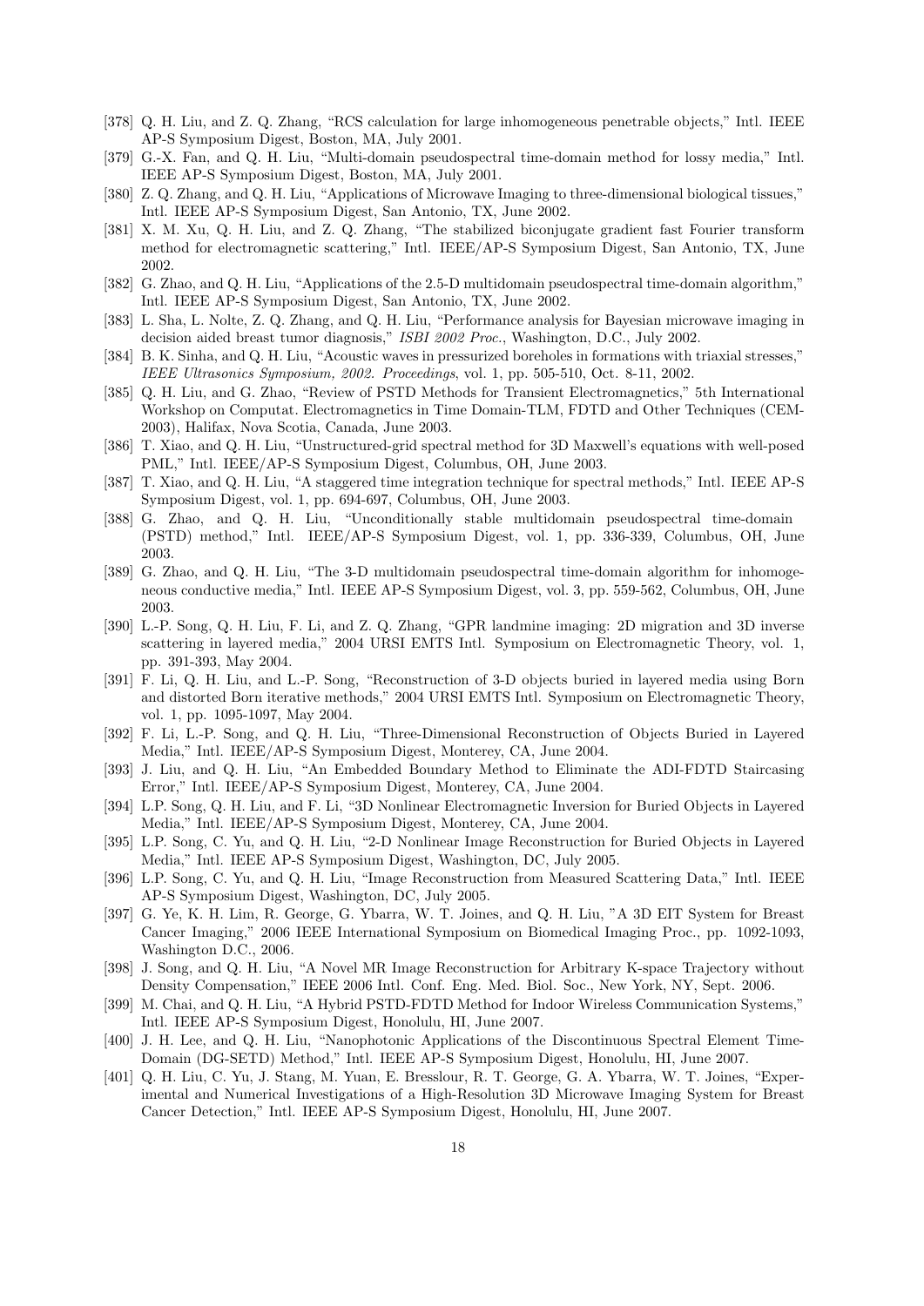[378] Q. H. Liu, and Z. Q. Zhang, "RCS calculation for large inhomogeneous penetrable objects," Intl. IEEE AP-S Symposium Digest, Boston, MA, July 2001.

[379] G.-X. Fan, and Q. H. Liu, "Multi-domain pseudospectral time-domain method for lossy media," Intl. IEEE AP-S Symposium Digest, Boston, MA, July 2001.

[380] Z. Q. Zhang, and Q. H. Liu, "Applications of Microwave Imaging to three-dimensional biological tissues," Intl. IEEE AP-S Symposium Digest, San Antonio, TX, June 2002.

[381] X. M. Xu, Q. H. Liu, and Z. Q. Zhang, "The stabilized biconjugate gradient fast Fourier transform method for electromagnetic scattering," Intl. IEEE/AP-S Symposium Digest, San Antonio, TX, June 2002.

[382] G. Zhao, and Q. H. Liu, "Applications of the 2.5-D multidomain pseudospectral time-domain algorithm," Intl. IEEE AP-S Symposium Digest, San Antonio, TX, June 2002.

[383] L. Sha, L. Nolte, Z. Q. Zhang, and Q. H. Liu, "Performance analysis for Bayesian microwave imaging in decision aided breast tumor diagnosis," *ISBI 2002 Proc.*, Washington, D.C., July 2002.

[384] B. K. Sinha, and Q. H. Liu, "Acoustic waves in pressurized boreholes in formations with triaxial stresses," *IEEE Ultrasonics Symposium, 2002. Proceedings*, vol. 1, pp. 505-510, Oct. 8-11, 2002.

[385] Q. H. Liu, and G. Zhao, "Review of PSTD Methods for Transient Electromagnetics," 5th International Workshop on Computat. Electromagnetics in Time Domain-TLM, FDTD and Other Techniques (CEM-2003), Halifax, Nova Scotia, Canada, June 2003.

[386] T. Xiao, and Q. H. Liu, "Unstructured-grid spectral method for 3D Maxwell's equations with well-posed PML," Intl. IEEE/AP-S Symposium Digest, Columbus, OH, June 2003.

[387] T. Xiao, and Q. H. Liu, "A staggered time integration technique for spectral methods," Intl. IEEE AP-S Symposium Digest, vol. 1, pp. 694-697, Columbus, OH, June 2003.

[388] G. Zhao, and Q. H. Liu, "Unconditionally stable multidomain pseudospectral time-domain (PSTD) method," Intl. IEEE/AP-S Symposium Digest, vol. 1, pp. 336-339, Columbus, OH, June 2003.

[389] G. Zhao, and Q. H. Liu, "The 3-D multidomain pseudospectral time-domain algorithm for inhomogeneous conductive media," Intl. IEEE AP-S Symposium Digest, vol. 3, pp. 559-562, Columbus, OH, June 2003.

[390] L.-P. Song, Q. H. Liu, F. Li, and Z. Q. Zhang, "GPR landmine imaging: 2D migration and 3D inverse scattering in layered media," 2004 URSI EMTS Intl. Symposium on Electromagnetic Theory, vol. 1, pp. 391-393, May 2004.

[391] F. Li, Q. H. Liu, and L.-P. Song, "Reconstruction of 3-D objects buried in layered media using Born and distorted Born iterative methods," 2004 URSI EMTS Intl. Symposium on Electromagnetic Theory, vol. 1, pp. 1095-1097, May 2004.

[392] F. Li, L.-P. Song, and Q. H. Liu, "Three-Dimensional Reconstruction of Objects Buried in Layered Media," Intl. IEEE/AP-S Symposium Digest, Monterey, CA, June 2004.

[393] J. Liu, and Q. H. Liu, "An Embedded Boundary Method to Eliminate the ADI-FDTD Staircasing Error," Intl. IEEE/AP-S Symposium Digest, Monterey, CA, June 2004.

[394] L.P. Song, Q. H. Liu, and F. Li, "3D Nonlinear Electromagnetic Inversion for Buried Objects in Layered Media," Intl. IEEE/AP-S Symposium Digest, Monterey, CA, June 2004.

[395] L.P. Song, C. Yu, and Q. H. Liu, "2-D Nonlinear Image Reconstruction for Buried Objects in Layered Media," Intl. IEEE AP-S Symposium Digest, Washington, DC, July 2005.

[396] L.P. Song, C. Yu, and Q. H. Liu, "Image Reconstruction from Measured Scattering Data," Intl. IEEE AP-S Symposium Digest, Washington, DC, July 2005.

[397] G. Ye, K. H. Lim, R. George, G. Ybarra, W. T. Joines, and Q. H. Liu, "A 3D EIT System for Breast Cancer Imaging," 2006 IEEE International Symposium on Biomedical Imaging Proc., pp. 1092-1093, Washington D.C., 2006.

[398] J. Song, and Q. H. Liu, "A Novel MR Image Reconstruction for Arbitrary K-space Trajectory without Density Compensation," IEEE 2006 Intl. Conf. Eng. Med. Biol. Soc., New York, NY, Sept. 2006.

[399] M. Chai, and Q. H. Liu, "A Hybrid PSTD-FDTD Method for Indoor Wireless Communication Systems," Intl. IEEE AP-S Symposium Digest, Honolulu, HI, June 2007.

[400] J. H. Lee, and Q. H. Liu, "Nanophotonic Applications of the Discontinuous Spectral Element Time-Domain (DG-SETD) Method," Intl. IEEE AP-S Symposium Digest, Honolulu, HI, June 2007.

[401] Q. H. Liu, C. Yu, J. Stang, M. Yuan, E. Bresslour, R. T. George, G. A. Ybarra, W. T. Joines, "Experimental and Numerical Investigations of a High-Resolution 3D Microwave Imaging System for Breast Cancer Detection," Intl. IEEE AP-S Symposium Digest, Honolulu, HI, June 2007.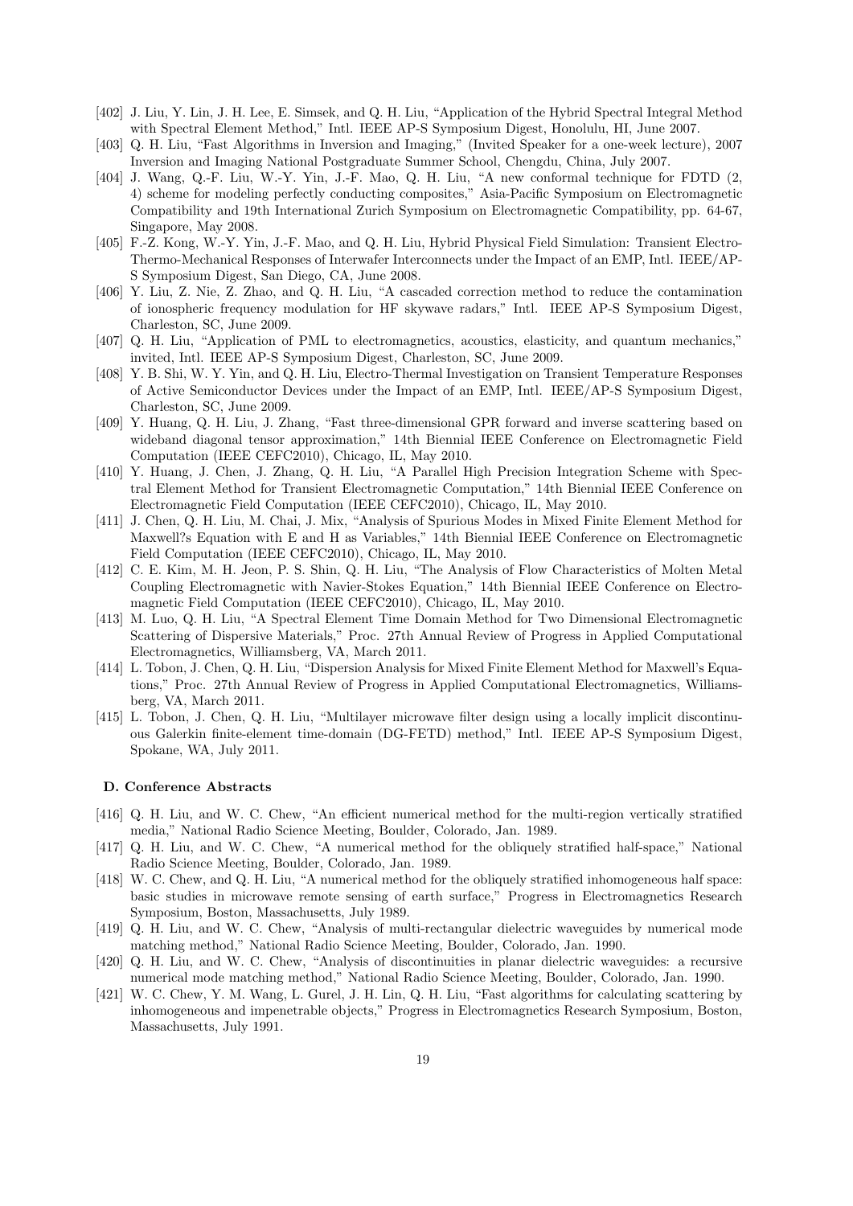[402] J. Liu, Y. Lin, J. H. Lee, E. Simsek, and Q. H. Liu, "Application of the Hybrid Spectral Integral Method with Spectral Element Method," Intl. IEEE AP-S Symposium Digest, Honolulu, HI, June 2007.

[403] Q. H. Liu, "Fast Algorithms in Inversion and Imaging," (Invited Speaker for a one-week lecture), 2007 Inversion and Imaging National Postgraduate Summer School, Chengdu, China, July 2007.

[404] J. Wang, Q.-F. Liu, W.-Y. Yin, J.-F. Mao, Q. H. Liu, "A new conformal technique for FDTD (2, 4) scheme for modeling perfectly conducting composites," Asia-Pacific Symposium on Electromagnetic Compatibility and 19th International Zurich Symposium on Electromagnetic Compatibility, pp. 64-67, Singapore, May 2008.

[405] F.-Z. Kong, W.-Y. Yin, J.-F. Mao, and Q. H. Liu, Hybrid Physical Field Simulation: Transient Electro-Thermo-Mechanical Responses of Interwafer Interconnects under the Impact of an EMP, Intl. IEEE/AP-S Symposium Digest, San Diego, CA, June 2008.

[406] Y. Liu, Z. Nie, Z. Zhao, and Q. H. Liu, "A cascaded correction method to reduce the contamination of ionospheric frequency modulation for HF skywave radars," Intl. IEEE AP-S Symposium Digest, Charleston, SC, June 2009.

[407] Q. H. Liu, "Application of PML to electromagnetics, acoustics, elasticity, and quantum mechanics," invited, Intl. IEEE AP-S Symposium Digest, Charleston, SC, June 2009.

[408] Y. B. Shi, W. Y. Yin, and Q. H. Liu, Electro-Thermal Investigation on Transient Temperature Responses of Active Semiconductor Devices under the Impact of an EMP, Intl. IEEE/AP-S Symposium Digest, Charleston, SC, June 2009.

[409] Y. Huang, Q. H. Liu, J. Zhang, "Fast three-dimensional GPR forward and inverse scattering based on wideband diagonal tensor approximation," 14th Biennial IEEE Conference on Electromagnetic Field Computation (IEEE CEFC2010), Chicago, IL, May 2010.

[410] Y. Huang, J. Chen, J. Zhang, Q. H. Liu, "A Parallel High Precision Integration Scheme with Spectral Element Method for Transient Electromagnetic Computation," 14th Biennial IEEE Conference on Electromagnetic Field Computation (IEEE CEFC2010), Chicago, IL, May 2010.

[411] J. Chen, Q. H. Liu, M. Chai, J. Mix, "Analysis of Spurious Modes in Mixed Finite Element Method for Maxwell?s Equation with E and H as Variables," 14th Biennial IEEE Conference on Electromagnetic Field Computation (IEEE CEFC2010), Chicago, IL, May 2010.

[412] C. E. Kim, M. H. Jeon, P. S. Shin, Q. H. Liu, "The Analysis of Flow Characteristics of Molten Metal Coupling Electromagnetic with Navier-Stokes Equation," 14th Biennial IEEE Conference on Electromagnetic Field Computation (IEEE CEFC2010), Chicago, IL, May 2010.

[413] M. Luo, Q. H. Liu, "A Spectral Element Time Domain Method for Two Dimensional Electromagnetic Scattering of Dispersive Materials," Proc. 27th Annual Review of Progress in Applied Computational Electromagnetics, Williamsberg, VA, March 2011.

[414] L. Tobon, J. Chen, Q. H. Liu, "Dispersion Analysis for Mixed Finite Element Method for Maxwell's Equations," Proc. 27th Annual Review of Progress in Applied Computational Electromagnetics, Williamsberg, VA, March 2011.

[415] L. Tobon, J. Chen, Q. H. Liu, "Multilayer microwave filter design using a locally implicit discontinuous Galerkin finite-element time-domain (DG-FETD) method," Intl. IEEE AP-S Symposium Digest, Spokane, WA, July 2011.

#### D. Conference Abstracts

[416] Q. H. Liu, and W. C. Chew, "An efficient numerical method for the multi-region vertically stratified media," National Radio Science Meeting, Boulder, Colorado, Jan. 1989.

[417] Q. H. Liu, and W. C. Chew, "A numerical method for the obliquely stratified half-space," National Radio Science Meeting, Boulder, Colorado, Jan. 1989.

[418] W. C. Chew, and Q. H. Liu, "A numerical method for the obliquely stratified inhomogeneous half space: basic studies in microwave remote sensing of earth surface," Progress in Electromagnetics Research Symposium, Boston, Massachusetts, July 1989.

[419] Q. H. Liu, and W. C. Chew, "Analysis of multi-rectangular dielectric waveguides by numerical mode matching method," National Radio Science Meeting, Boulder, Colorado, Jan. 1990.

[420] Q. H. Liu, and W. C. Chew, "Analysis of discontinuities in planar dielectric waveguides: a recursive numerical mode matching method," National Radio Science Meeting, Boulder, Colorado, Jan. 1990.

[421] W. C. Chew, Y. M. Wang, L. Gurel, J. H. Lin, Q. H. Liu, "Fast algorithms for calculating scattering by inhomogeneous and impenetrable objects," Progress in Electromagnetics Research Symposium, Boston, Massachusetts, July 1991.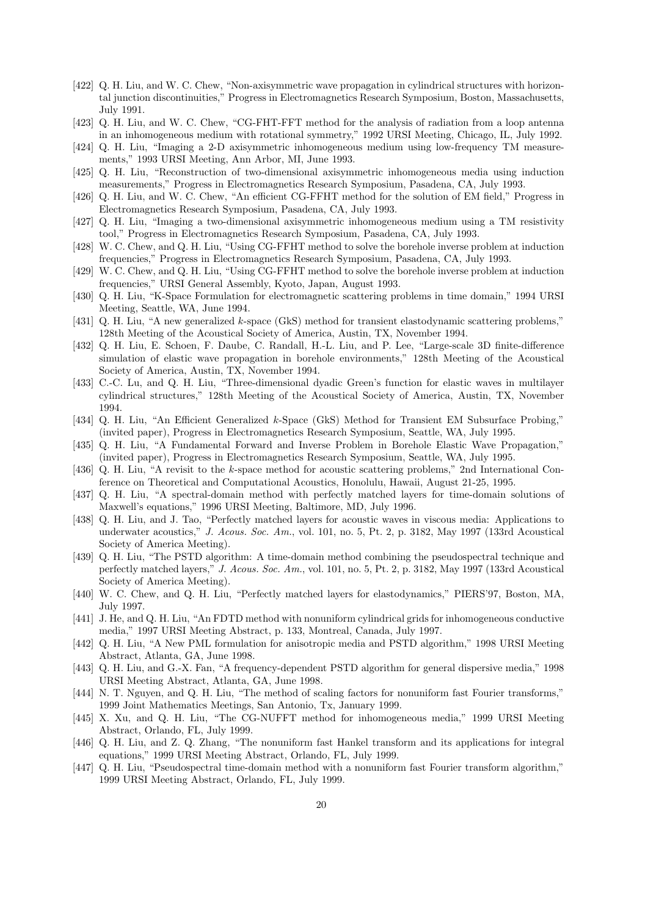[422] Q. H. Liu, and W. C. Chew, "Non-axisymmetric wave propagation in cylindrical structures with horizontal junction discontinuities," Progress in Electromagnetics Research Symposium, Boston, Massachusetts, July 1991.

[423] Q. H. Liu, and W. C. Chew, "CG-FHT-FFT method for the analysis of radiation from a loop antenna in an inhomogeneous medium with rotational symmetry," 1992 URSI Meeting, Chicago, IL, July 1992.

[424] Q. H. Liu, "Imaging a 2-D axisymmetric inhomogeneous medium using low-frequency TM measurements," 1993 URSI Meeting, Ann Arbor, MI, June 1993.

[425] Q. H. Liu, "Reconstruction of two-dimensional axisymmetric inhomogeneous media using induction measurements," Progress in Electromagnetics Research Symposium, Pasadena, CA, July 1993.

[426] Q. H. Liu, and W. C. Chew, "An efficient CG-FFHT method for the solution of EM field," Progress in Electromagnetics Research Symposium, Pasadena, CA, July 1993.

[427] Q. H. Liu, "Imaging a two-dimensional axisymmetric inhomogeneous medium using a TM resistivity tool," Progress in Electromagnetics Research Symposium, Pasadena, CA, July 1993.

[428] W. C. Chew, and Q. H. Liu, "Using CG-FFHT method to solve the borehole inverse problem at induction frequencies," Progress in Electromagnetics Research Symposium, Pasadena, CA, July 1993.

[429] W. C. Chew, and Q. H. Liu, "Using CG-FFHT method to solve the borehole inverse problem at induction frequencies," URSI General Assembly, Kyoto, Japan, August 1993.

[430] Q. H. Liu, "K-Space Formulation for electromagnetic scattering problems in time domain," 1994 URSI Meeting, Seattle, WA, June 1994.

[431] Q. H. Liu, "A new generalized $k$-space (GkS) method for transient elastodynamic scattering problems," 128th Meeting of the Acoustical Society of America, Austin, TX, November 1994.

[432] Q. H. Liu, E. Schoen, F. Daube, C. Randall, H.-L. Liu, and P. Lee, "Large-scale 3D finite-difference simulation of elastic wave propagation in borehole environments," 128th Meeting of the Acoustical Society of America, Austin, TX, November 1994.

[433] C.-C. Lu, and Q. H. Liu, "Three-dimensional dyadic Green's function for elastic waves in multilayer cylindrical structures," 128th Meeting of the Acoustical Society of America, Austin, TX, November 1994.

[434] Q. H. Liu, "An Efficient Generalized $k$-Space (GkS) Method for Transient EM Subsurface Probing," (invited paper), Progress in Electromagnetics Research Symposium, Seattle, WA, July 1995.

[435] Q. H. Liu, "A Fundamental Forward and Inverse Problem in Borehole Elastic Wave Propagation," (invited paper), Progress in Electromagnetics Research Symposium, Seattle, WA, July 1995.

[436] Q. H. Liu, "A revisit to the $k$-space method for acoustic scattering problems," 2nd International Conference on Theoretical and Computational Acoustics, Honolulu, Hawaii, August 21-25, 1995.

[437] Q. H. Liu, "A spectral-domain method with perfectly matched layers for time-domain solutions of Maxwell's equations," 1996 URSI Meeting, Baltimore, MD, July 1996.

[438] Q. H. Liu, and J. Tao, "Perfectly matched layers for acoustic waves in viscous media: Applications to underwater acoustics," *J. Acous. Soc. Am.*, vol. 101, no. 5, Pt. 2, p. 3182, May 1997 (133rd Acoustical Society of America Meeting).

[439] Q. H. Liu, "The PSTD algorithm: A time-domain method combining the pseudospectral technique and perfectly matched layers," *J. Acous. Soc. Am.*, vol. 101, no. 5, Pt. 2, p. 3182, May 1997 (133rd Acoustical Society of America Meeting).

[440] W. C. Chew, and Q. H. Liu, "Perfectly matched layers for elastodynamics," PIERS'97, Boston, MA, July 1997.

[441] J. He, and Q. H. Liu, "An FDTD method with nonuniform cylindrical grids for inhomogeneous conductive media," 1997 URSI Meeting Abstract, p. 133, Montreal, Canada, July 1997.

[442] Q. H. Liu, "A New PML formulation for anisotropic media and PSTD algorithm," 1998 URSI Meeting Abstract, Atlanta, GA, June 1998.

[443] Q. H. Liu, and G.-X. Fan, "A frequency-dependent PSTD algorithm for general dispersive media," 1998 URSI Meeting Abstract, Atlanta, GA, June 1998.

[444] N. T. Nguyen, and Q. H. Liu, "The method of scaling factors for nonuniform fast Fourier transforms," 1999 Joint Mathematics Meetings, San Antonio, Tx, January 1999.

[445] X. Xu, and Q. H. Liu, "The CG-NUFFT method for inhomogeneous media," 1999 URSI Meeting Abstract, Orlando, FL, July 1999.

[446] Q. H. Liu, and Z. Q. Zhang, "The nonuniform fast Hankel transform and its applications for integral equations," 1999 URSI Meeting Abstract, Orlando, FL, July 1999.

[447] Q. H. Liu, "Pseudospectral time-domain method with a nonuniform fast Fourier transform algorithm," 1999 URSI Meeting Abstract, Orlando, FL, July 1999.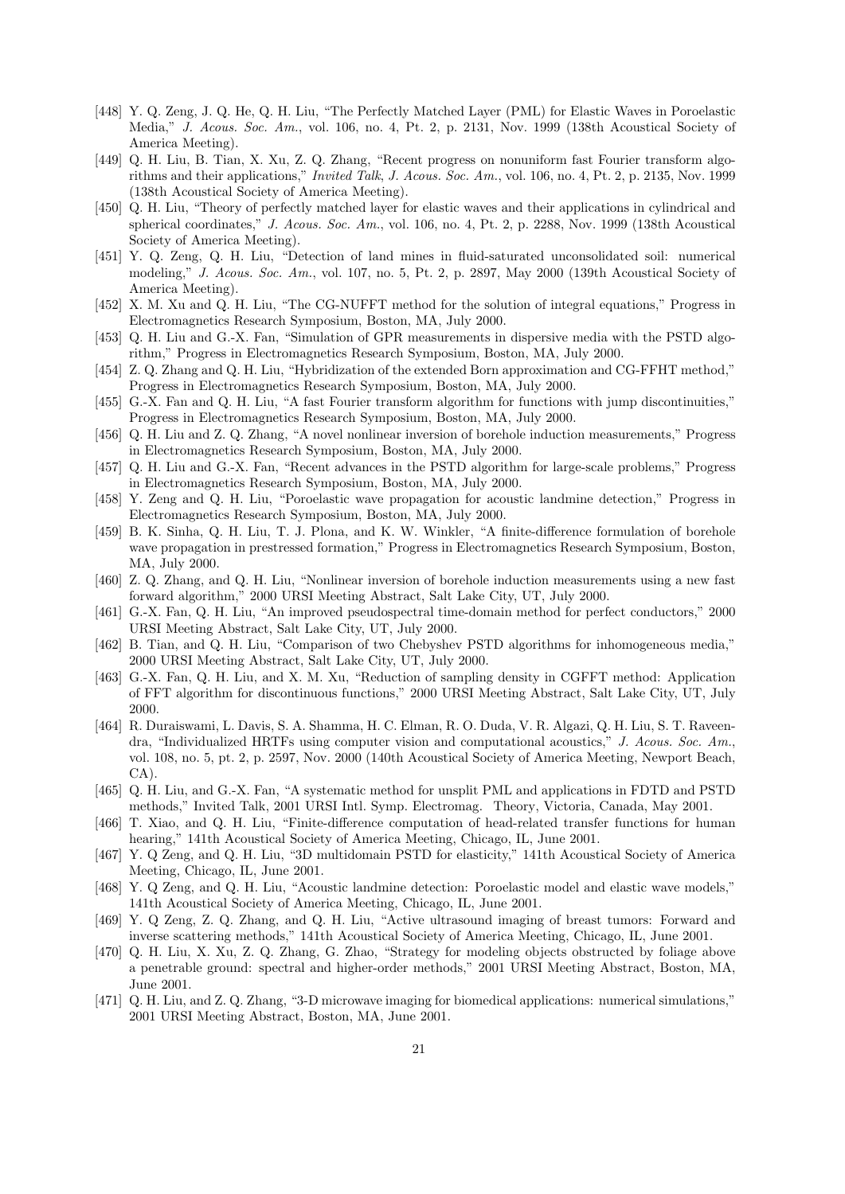[448] Y. Q. Zeng, J. Q. He, Q. H. Liu, "The Perfectly Matched Layer (PML) for Elastic Waves in Poroelastic Media," *J. Acous. Soc. Am.*, vol. 106, no. 4, Pt. 2, p. 2131, Nov. 1999 (138th Acoustical Society of America Meeting).

[449] Q. H. Liu, B. Tian, X. Xu, Z. Q. Zhang, "Recent progress on nonuniform fast Fourier transform algorithms and their applications," *Invited Talk*, *J. Acous. Soc. Am.*, vol. 106, no. 4, Pt. 2, p. 2135, Nov. 1999 (138th Acoustical Society of America Meeting).

[450] Q. H. Liu, "Theory of perfectly matched layer for elastic waves and their applications in cylindrical and spherical coordinates," *J. Acous. Soc. Am.*, vol. 106, no. 4, Pt. 2, p. 2288, Nov. 1999 (138th Acoustical Society of America Meeting).

[451] Y. Q. Zeng, Q. H. Liu, "Detection of land mines in fluid-saturated unconsolidated soil: numerical modeling," *J. Acous. Soc. Am.*, vol. 107, no. 5, Pt. 2, p. 2897, May 2000 (139th Acoustical Society of America Meeting).

[452] X. M. Xu and Q. H. Liu, "The CG-NUFFT method for the solution of integral equations," Progress in Electromagnetics Research Symposium, Boston, MA, July 2000.

[453] Q. H. Liu and G.-X. Fan, "Simulation of GPR measurements in dispersive media with the PSTD algorithm," Progress in Electromagnetics Research Symposium, Boston, MA, July 2000.

[454] Z. Q. Zhang and Q. H. Liu, "Hybridization of the extended Born approximation and CG-FFHT method," Progress in Electromagnetics Research Symposium, Boston, MA, July 2000.

[455] G.-X. Fan and Q. H. Liu, "A fast Fourier transform algorithm for functions with jump discontinuities," Progress in Electromagnetics Research Symposium, Boston, MA, July 2000.

[456] Q. H. Liu and Z. Q. Zhang, "A novel nonlinear inversion of borehole induction measurements," Progress in Electromagnetics Research Symposium, Boston, MA, July 2000.

[457] Q. H. Liu and G.-X. Fan, "Recent advances in the PSTD algorithm for large-scale problems," Progress in Electromagnetics Research Symposium, Boston, MA, July 2000.

[458] Y. Zeng and Q. H. Liu, "Poroelastic wave propagation for acoustic landmine detection," Progress in Electromagnetics Research Symposium, Boston, MA, July 2000.

[459] B. K. Sinha, Q. H. Liu, T. J. Plona, and K. W. Winkler, "A finite-difference formulation of borehole wave propagation in prestressed formation," Progress in Electromagnetics Research Symposium, Boston, MA, July 2000.

[460] Z. Q. Zhang, and Q. H. Liu, "Nonlinear inversion of borehole induction measurements using a new fast forward algorithm," 2000 URSI Meeting Abstract, Salt Lake City, UT, July 2000.

[461] G.-X. Fan, Q. H. Liu, "An improved pseudospectral time-domain method for perfect conductors," 2000 URSI Meeting Abstract, Salt Lake City, UT, July 2000.

[462] B. Tian, and Q. H. Liu, "Comparison of two Chebyshev PSTD algorithms for inhomogeneous media," 2000 URSI Meeting Abstract, Salt Lake City, UT, July 2000.

[463] G.-X. Fan, Q. H. Liu, and X. M. Xu, "Reduction of sampling density in CGFFT method: Application of FFT algorithm for discontinuous functions," 2000 URSI Meeting Abstract, Salt Lake City, UT, July 2000.

[464] R. Duraiswami, L. Davis, S. A. Shamma, H. C. Elman, R. O. Duda, V. R. Algazi, Q. H. Liu, S. T. Raveendra, "Individualized HRTFs using computer vision and computational acoustics," *J. Acous. Soc. Am.*, vol. 108, no. 5, pt. 2, p. 2597, Nov. 2000 (140th Acoustical Society of America Meeting, Newport Beach, CA).

[465] Q. H. Liu, and G.-X. Fan, "A systematic method for unsplit PML and applications in FDTD and PSTD methods," Invited Talk, 2001 URSI Intl. Symp. Electromag. Theory, Victoria, Canada, May 2001.

[466] T. Xiao, and Q. H. Liu, "Finite-difference computation of head-related transfer functions for human hearing," 141th Acoustical Society of America Meeting, Chicago, IL, June 2001.

[467] Y. Q Zeng, and Q. H. Liu, "3D multidomain PSTD for elasticity," 141th Acoustical Society of America Meeting, Chicago, IL, June 2001.

[468] Y. Q Zeng, and Q. H. Liu, "Acoustic landmine detection: Poroelastic model and elastic wave models," 141th Acoustical Society of America Meeting, Chicago, IL, June 2001.

[469] Y. Q Zeng, Z. Q. Zhang, and Q. H. Liu, "Active ultrasound imaging of breast tumors: Forward and inverse scattering methods," 141th Acoustical Society of America Meeting, Chicago, IL, June 2001.

[470] Q. H. Liu, X. Xu, Z. Q. Zhang, G. Zhao, "Strategy for modeling objects obstructed by foliage above a penetrable ground: spectral and higher-order methods," 2001 URSI Meeting Abstract, Boston, MA, June 2001.

[471] Q. H. Liu, and Z. Q. Zhang, "3-D microwave imaging for biomedical applications: numerical simulations," 2001 URSI Meeting Abstract, Boston, MA, June 2001.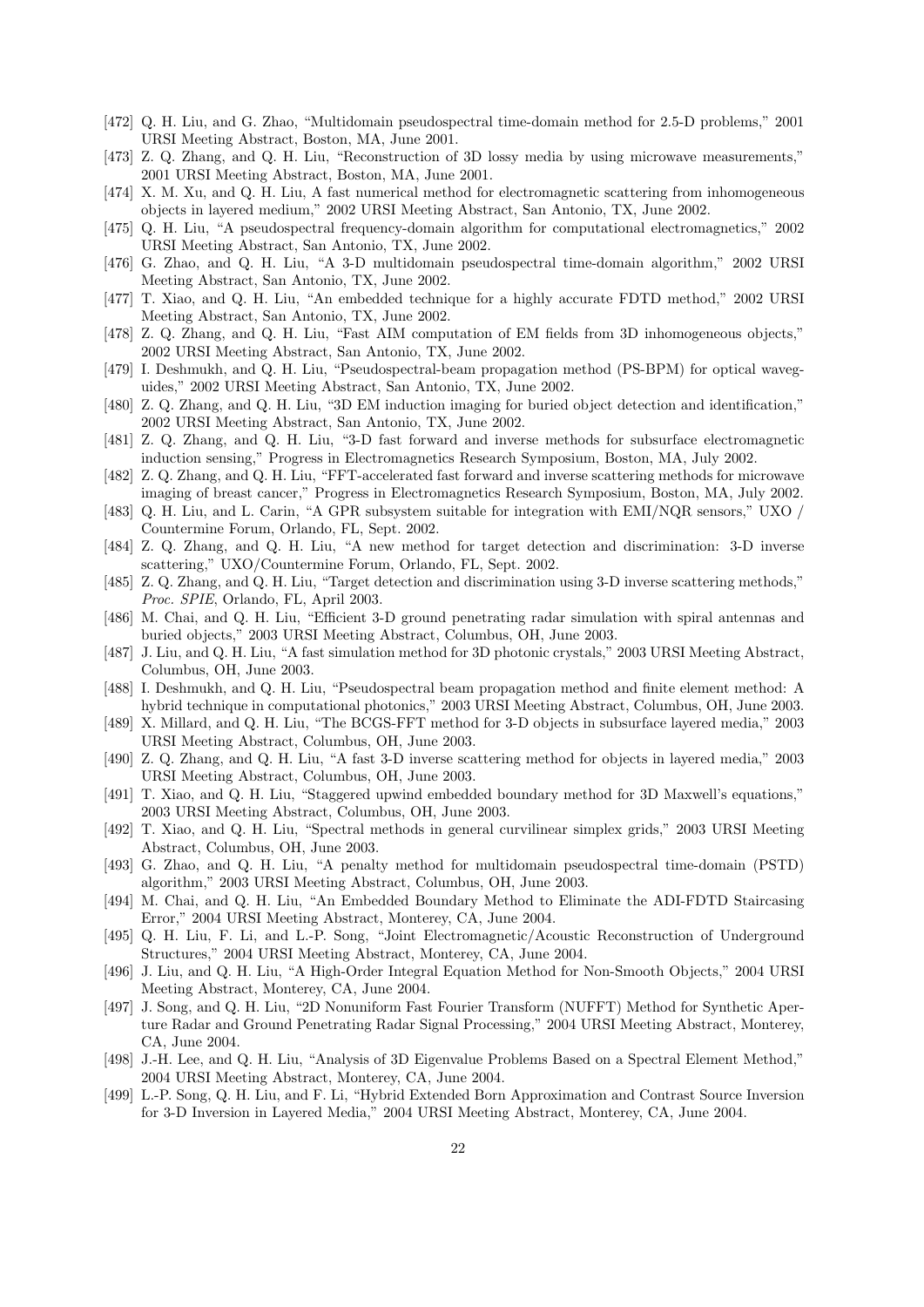[472] Q. H. Liu, and G. Zhao, "Multidomain pseudospectral time-domain method for 2.5-D problems," 2001 URSI Meeting Abstract, Boston, MA, June 2001.

[473] Z. Q. Zhang, and Q. H. Liu, "Reconstruction of 3D lossy media by using microwave measurements," 2001 URSI Meeting Abstract, Boston, MA, June 2001.

[474] X. M. Xu, and Q. H. Liu, A fast numerical method for electromagnetic scattering from inhomogeneous objects in layered medium," 2002 URSI Meeting Abstract, San Antonio, TX, June 2002.

[475] Q. H. Liu, "A pseudospectral frequency-domain algorithm for computational electromagnetics," 2002 URSI Meeting Abstract, San Antonio, TX, June 2002.

[476] G. Zhao, and Q. H. Liu, "A 3-D multidomain pseudospectral time-domain algorithm," 2002 URSI Meeting Abstract, San Antonio, TX, June 2002.

[477] T. Xiao, and Q. H. Liu, "An embedded technique for a highly accurate FDTD method," 2002 URSI Meeting Abstract, San Antonio, TX, June 2002.

[478] Z. Q. Zhang, and Q. H. Liu, "Fast AIM computation of EM fields from 3D inhomogeneous objects," 2002 URSI Meeting Abstract, San Antonio, TX, June 2002.

[479] I. Deshmukh, and Q. H. Liu, "Pseudospectral-beam propagation method (PS-BPM) for optical waveguides," 2002 URSI Meeting Abstract, San Antonio, TX, June 2002.

[480] Z. Q. Zhang, and Q. H. Liu, "3D EM induction imaging for buried object detection and identification," 2002 URSI Meeting Abstract, San Antonio, TX, June 2002.

[481] Z. Q. Zhang, and Q. H. Liu, "3-D fast forward and inverse methods for subsurface electromagnetic induction sensing," Progress in Electromagnetics Research Symposium, Boston, MA, July 2002.

[482] Z. Q. Zhang, and Q. H. Liu, "FFT-accelerated fast forward and inverse scattering methods for microwave imaging of breast cancer," Progress in Electromagnetics Research Symposium, Boston, MA, July 2002.

[483] Q. H. Liu, and L. Carin, "A GPR subsystem suitable for integration with EMI/NQR sensors," UXO / Countermine Forum, Orlando, FL, Sept. 2002.

[484] Z. Q. Zhang, and Q. H. Liu, "A new method for target detection and discrimination: 3-D inverse scattering," UXO/Countermine Forum, Orlando, FL, Sept. 2002.

[485] Z. Q. Zhang, and Q. H. Liu, "Target detection and discrimination using 3-D inverse scattering methods," *Proc. SPIE*, Orlando, FL, April 2003.

[486] M. Chai, and Q. H. Liu, "Efficient 3-D ground penetrating radar simulation with spiral antennas and buried objects," 2003 URSI Meeting Abstract, Columbus, OH, June 2003.

[487] J. Liu, and Q. H. Liu, "A fast simulation method for 3D photonic crystals," 2003 URSI Meeting Abstract, Columbus, OH, June 2003.

[488] I. Deshmukh, and Q. H. Liu, "Pseudospectral beam propagation method and finite element method: A hybrid technique in computational photonics," 2003 URSI Meeting Abstract, Columbus, OH, June 2003.

[489] X. Millard, and Q. H. Liu, "The BCGS-FFT method for 3-D objects in subsurface layered media," 2003 URSI Meeting Abstract, Columbus, OH, June 2003.

[490] Z. Q. Zhang, and Q. H. Liu, "A fast 3-D inverse scattering method for objects in layered media," 2003 URSI Meeting Abstract, Columbus, OH, June 2003.

[491] T. Xiao, and Q. H. Liu, "Staggered upwind embedded boundary method for 3D Maxwell's equations," 2003 URSI Meeting Abstract, Columbus, OH, June 2003.

[492] T. Xiao, and Q. H. Liu, "Spectral methods in general curvilinear simplex grids," 2003 URSI Meeting Abstract, Columbus, OH, June 2003.

[493] G. Zhao, and Q. H. Liu, "A penalty method for multidomain pseudospectral time-domain (PSTD) algorithm," 2003 URSI Meeting Abstract, Columbus, OH, June 2003.

[494] M. Chai, and Q. H. Liu, "An Embedded Boundary Method to Eliminate the ADI-FDTD Staircasing Error," 2004 URSI Meeting Abstract, Monterey, CA, June 2004.

[495] Q. H. Liu, F. Li, and L.-P. Song, "Joint Electromagnetic/Acoustic Reconstruction of Underground Structures," 2004 URSI Meeting Abstract, Monterey, CA, June 2004.

[496] J. Liu, and Q. H. Liu, "A High-Order Integral Equation Method for Non-Smooth Objects," 2004 URSI Meeting Abstract, Monterey, CA, June 2004.

[497] J. Song, and Q. H. Liu, "2D Nonuniform Fast Fourier Transform (NUFFT) Method for Synthetic Aperture Radar and Ground Penetrating Radar Signal Processing," 2004 URSI Meeting Abstract, Monterey, CA, June 2004.

[498] J.-H. Lee, and Q. H. Liu, "Analysis of 3D Eigenvalue Problems Based on a Spectral Element Method," 2004 URSI Meeting Abstract, Monterey, CA, June 2004.

[499] L.-P. Song, Q. H. Liu, and F. Li, "Hybrid Extended Born Approximation and Contrast Source Inversion for 3-D Inversion in Layered Media," 2004 URSI Meeting Abstract, Monterey, CA, June 2004.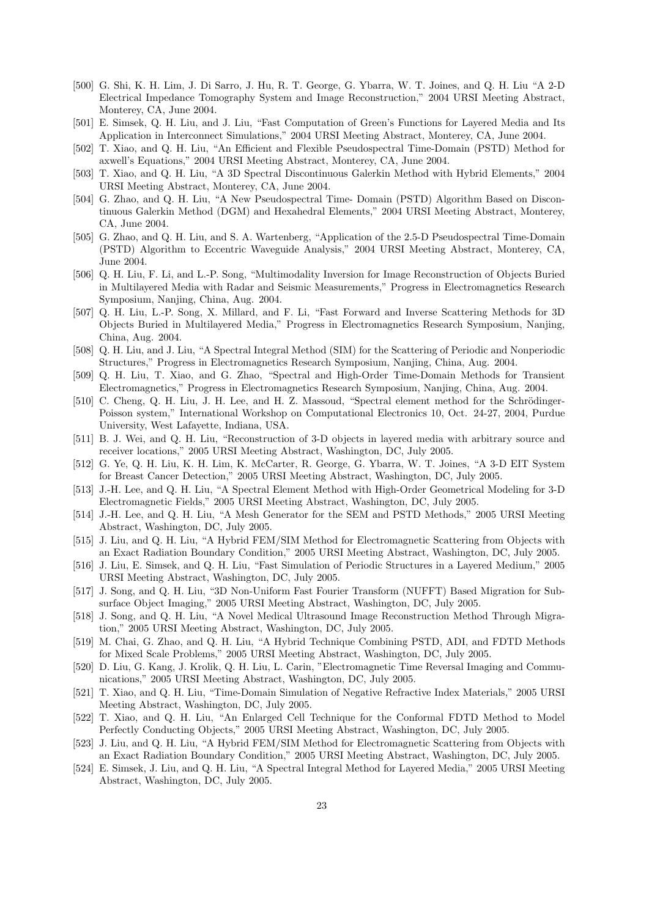[500] G. Shi, K. H. Lim, J. Di Sarro, J. Hu, R. T. George, G. Ybarra, W. T. Joines, and Q. H. Liu "A 2-D Electrical Impedance Tomography System and Image Reconstruction," 2004 URSI Meeting Abstract, Monterey, CA, June 2004.

[501] E. Simsek, Q. H. Liu, and J. Liu, "Fast Computation of Green's Functions for Layered Media and Its Application in Interconnect Simulations," 2004 URSI Meeting Abstract, Monterey, CA, June 2004.

[502] T. Xiao, and Q. H. Liu, "An Efficient and Flexible Pseudospectral Time-Domain (PSTD) Method for axwell's Equations," 2004 URSI Meeting Abstract, Monterey, CA, June 2004.

[503] T. Xiao, and Q. H. Liu, "A 3D Spectral Discontinuous Galerkin Method with Hybrid Elements," 2004 URSI Meeting Abstract, Monterey, CA, June 2004.

[504] G. Zhao, and Q. H. Liu, "A New Pseudospectral Time- Domain (PSTD) Algorithm Based on Discontinuous Galerkin Method (DGM) and Hexahedral Elements," 2004 URSI Meeting Abstract, Monterey, CA, June 2004.

[505] G. Zhao, and Q. H. Liu, and S. A. Wartenberg, "Application of the 2.5-D Pseudospectral Time-Domain (PSTD) Algorithm to Eccentric Waveguide Analysis," 2004 URSI Meeting Abstract, Monterey, CA, June 2004.

[506] Q. H. Liu, F. Li, and L.-P. Song, "Multimodality Inversion for Image Reconstruction of Objects Buried in Multilayered Media with Radar and Seismic Measurements," Progress in Electromagnetics Research Symposium, Nanjing, China, Aug. 2004.

[507] Q. H. Liu, L.-P. Song, X. Millard, and F. Li, "Fast Forward and Inverse Scattering Methods for 3D Objects Buried in Multilayered Media," Progress in Electromagnetics Research Symposium, Nanjing, China, Aug. 2004.

[508] Q. H. Liu, and J. Liu, "A Spectral Integral Method (SIM) for the Scattering of Periodic and Nonperiodic Structures," Progress in Electromagnetics Research Symposium, Nanjing, China, Aug. 2004.

[509] Q. H. Liu, T. Xiao, and G. Zhao, "Spectral and High-Order Time-Domain Methods for Transient Electromagnetics," Progress in Electromagnetics Research Symposium, Nanjing, China, Aug. 2004.

[510] C. Cheng, Q. H. Liu, J. H. Lee, and H. Z. Massoud, "Spectral element method for the Schrödinger-Poisson system," International Workshop on Computational Electronics 10, Oct. 24-27, 2004, Purdue University, West Lafayette, Indiana, USA.

[511] B. J. Wei, and Q. H. Liu, "Reconstruction of 3-D objects in layered media with arbitrary source and receiver locations," 2005 URSI Meeting Abstract, Washington, DC, July 2005.

[512] G. Ye, Q. H. Liu, K. H. Lim, K. McCarter, R. George, G. Ybarra, W. T. Joines, "A 3-D EIT System for Breast Cancer Detection," 2005 URSI Meeting Abstract, Washington, DC, July 2005.

[513] J.-H. Lee, and Q. H. Liu, "A Spectral Element Method with High-Order Geometrical Modeling for 3-D Electromagnetic Fields," 2005 URSI Meeting Abstract, Washington, DC, July 2005.

[514] J.-H. Lee, and Q. H. Liu, "A Mesh Generator for the SEM and PSTD Methods," 2005 URSI Meeting Abstract, Washington, DC, July 2005.

[515] J. Liu, and Q. H. Liu, "A Hybrid FEM/SIM Method for Electromagnetic Scattering from Objects with an Exact Radiation Boundary Condition," 2005 URSI Meeting Abstract, Washington, DC, July 2005.

[516] J. Liu, E. Simsek, and Q. H. Liu, "Fast Simulation of Periodic Structures in a Layered Medium," 2005 URSI Meeting Abstract, Washington, DC, July 2005.

[517] J. Song, and Q. H. Liu, "3D Non-Uniform Fast Fourier Transform (NUFFT) Based Migration for Subsurface Object Imaging," 2005 URSI Meeting Abstract, Washington, DC, July 2005.

[518] J. Song, and Q. H. Liu, "A Novel Medical Ultrasound Image Reconstruction Method Through Migration," 2005 URSI Meeting Abstract, Washington, DC, July 2005.

[519] M. Chai, G. Zhao, and Q. H. Liu, "A Hybrid Technique Combining PSTD, ADI, and FDTD Methods for Mixed Scale Problems," 2005 URSI Meeting Abstract, Washington, DC, July 2005.

[520] D. Liu, G. Kang, J. Krolik, Q. H. Liu, L. Carin, "Electromagnetic Time Reversal Imaging and Communications," 2005 URSI Meeting Abstract, Washington, DC, July 2005.

[521] T. Xiao, and Q. H. Liu, "Time-Domain Simulation of Negative Refractive Index Materials," 2005 URSI Meeting Abstract, Washington, DC, July 2005.

[522] T. Xiao, and Q. H. Liu, "An Enlarged Cell Technique for the Conformal FDTD Method to Model Perfectly Conducting Objects," 2005 URSI Meeting Abstract, Washington, DC, July 2005.

[523] J. Liu, and Q. H. Liu, "A Hybrid FEM/SIM Method for Electromagnetic Scattering from Objects with an Exact Radiation Boundary Condition," 2005 URSI Meeting Abstract, Washington, DC, July 2005.

[524] E. Simsek, J. Liu, and Q. H. Liu, "A Spectral Integral Method for Layered Media," 2005 URSI Meeting Abstract, Washington, DC, July 2005.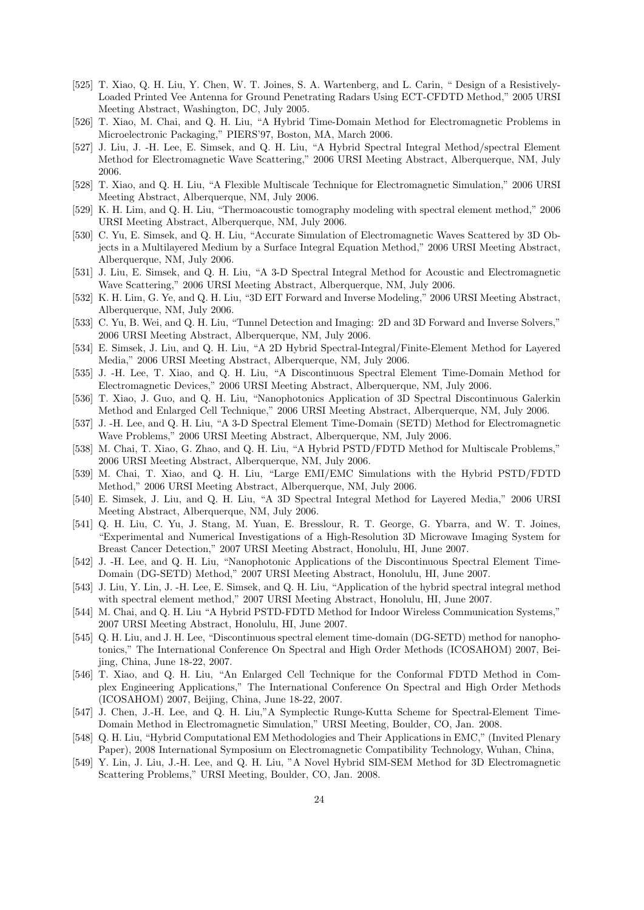[525] T. Xiao, Q. H. Liu, Y. Chen, W. T. Joines, S. A. Wartenberg, and L. Carin, " Design of a Resistively-Loaded Printed Vee Antenna for Ground Penetrating Radars Using ECT-CFDTD Method," 2005 URSI Meeting Abstract, Washington, DC, July 2005.

[526] T. Xiao, M. Chai, and Q. H. Liu, "A Hybrid Time-Domain Method for Electromagnetic Problems in Microelectronic Packaging," PIERS'97, Boston, MA, March 2006.

[527] J. Liu, J. -H. Lee, E. Simsek, and Q. H. Liu, "A Hybrid Spectral Integral Method/spectral Element Method for Electromagnetic Wave Scattering," 2006 URSI Meeting Abstract, Alberquerque, NM, July 2006.

[528] T. Xiao, and Q. H. Liu, "A Flexible Multiscale Technique for Electromagnetic Simulation," 2006 URSI Meeting Abstract, Alberquerque, NM, July 2006.

[529] K. H. Lim, and Q. H. Liu, "Thermoacoustic tomography modeling with spectral element method," 2006 URSI Meeting Abstract, Alberquerque, NM, July 2006.

[530] C. Yu, E. Simsek, and Q. H. Liu, "Accurate Simulation of Electromagnetic Waves Scattered by 3D Objects in a Multilayered Medium by a Surface Integral Equation Method," 2006 URSI Meeting Abstract, Alberquerque, NM, July 2006.

[531] J. Liu, E. Simsek, and Q. H. Liu, "A 3-D Spectral Integral Method for Acoustic and Electromagnetic Wave Scattering," 2006 URSI Meeting Abstract, Alberquerque, NM, July 2006.

[532] K. H. Lim, G. Ye, and Q. H. Liu, "3D EIT Forward and Inverse Modeling," 2006 URSI Meeting Abstract, Alberquerque, NM, July 2006.

[533] C. Yu, B. Wei, and Q. H. Liu, "Tunnel Detection and Imaging: 2D and 3D Forward and Inverse Solvers," 2006 URSI Meeting Abstract, Alberquerque, NM, July 2006.

[534] E. Simsek, J. Liu, and Q. H. Liu, "A 2D Hybrid Spectral-Integral/Finite-Element Method for Layered Media," 2006 URSI Meeting Abstract, Alberquerque, NM, July 2006.

[535] J. -H. Lee, T. Xiao, and Q. H. Liu, "A Discontinuous Spectral Element Time-Domain Method for Electromagnetic Devices," 2006 URSI Meeting Abstract, Alberquerque, NM, July 2006.

[536] T. Xiao, J. Guo, and Q. H. Liu, "Nanophotonics Application of 3D Spectral Discontinuous Galerkin Method and Enlarged Cell Technique," 2006 URSI Meeting Abstract, Alberquerque, NM, July 2006.

[537] J. -H. Lee, and Q. H. Liu, "A 3-D Spectral Element Time-Domain (SETD) Method for Electromagnetic Wave Problems," 2006 URSI Meeting Abstract, Alberquerque, NM, July 2006.

[538] M. Chai, T. Xiao, G. Zhao, and Q. H. Liu, "A Hybrid PSTD/FDTD Method for Multiscale Problems," 2006 URSI Meeting Abstract, Alberquerque, NM, July 2006.

[539] M. Chai, T. Xiao, and Q. H. Liu, "Large EMI/EMC Simulations with the Hybrid PSTD/FDTD Method," 2006 URSI Meeting Abstract, Alberquerque, NM, July 2006.

[540] E. Simsek, J. Liu, and Q. H. Liu, "A 3D Spectral Integral Method for Layered Media," 2006 URSI Meeting Abstract, Alberquerque, NM, July 2006.

[541] Q. H. Liu, C. Yu, J. Stang, M. Yuan, E. Bresslour, R. T. George, G. Ybarra, and W. T. Joines, "Experimental and Numerical Investigations of a High-Resolution 3D Microwave Imaging System for Breast Cancer Detection," 2007 URSI Meeting Abstract, Honolulu, HI, June 2007.

[542] J. -H. Lee, and Q. H. Liu, "Nanophotonic Applications of the Discontinuous Spectral Element Time-Domain (DG-SETD) Method," 2007 URSI Meeting Abstract, Honolulu, HI, June 2007.

[543] J. Liu, Y. Lin, J. -H. Lee, E. Simsek, and Q. H. Liu, "Application of the hybrid spectral integral method with spectral element method," 2007 URSI Meeting Abstract, Honolulu, HI, June 2007.

[544] M. Chai, and Q. H. Liu "A Hybrid PSTD-FDTD Method for Indoor Wireless Communication Systems," 2007 URSI Meeting Abstract, Honolulu, HI, June 2007.

[545] Q. H. Liu, and J. H. Lee, "Discontinuous spectral element time-domain (DG-SETD) method for nanophotonics," The International Conference On Spectral and High Order Methods (ICOSAHOM) 2007, Beijing, China, June 18-22, 2007.

[546] T. Xiao, and Q. H. Liu, "An Enlarged Cell Technique for the Conformal FDTD Method in Complex Engineering Applications," The International Conference On Spectral and High Order Methods (ICOSAHOM) 2007, Beijing, China, June 18-22, 2007.

[547] J. Chen, J.-H. Lee, and Q. H. Liu,"A Symplectic Runge-Kutta Scheme for Spectral-Element Time-Domain Method in Electromagnetic Simulation," URSI Meeting, Boulder, CO, Jan. 2008.

[548] Q. H. Liu, "Hybrid Computational EM Methodologies and Their Applications in EMC," (Invited Plenary Paper), 2008 International Symposium on Electromagnetic Compatibility Technology, Wuhan, China,

[549] Y. Lin, J. Liu, J.-H. Lee, and Q. H. Liu, "A Novel Hybrid SIM-SEM Method for 3D Electromagnetic Scattering Problems," URSI Meeting, Boulder, CO, Jan. 2008.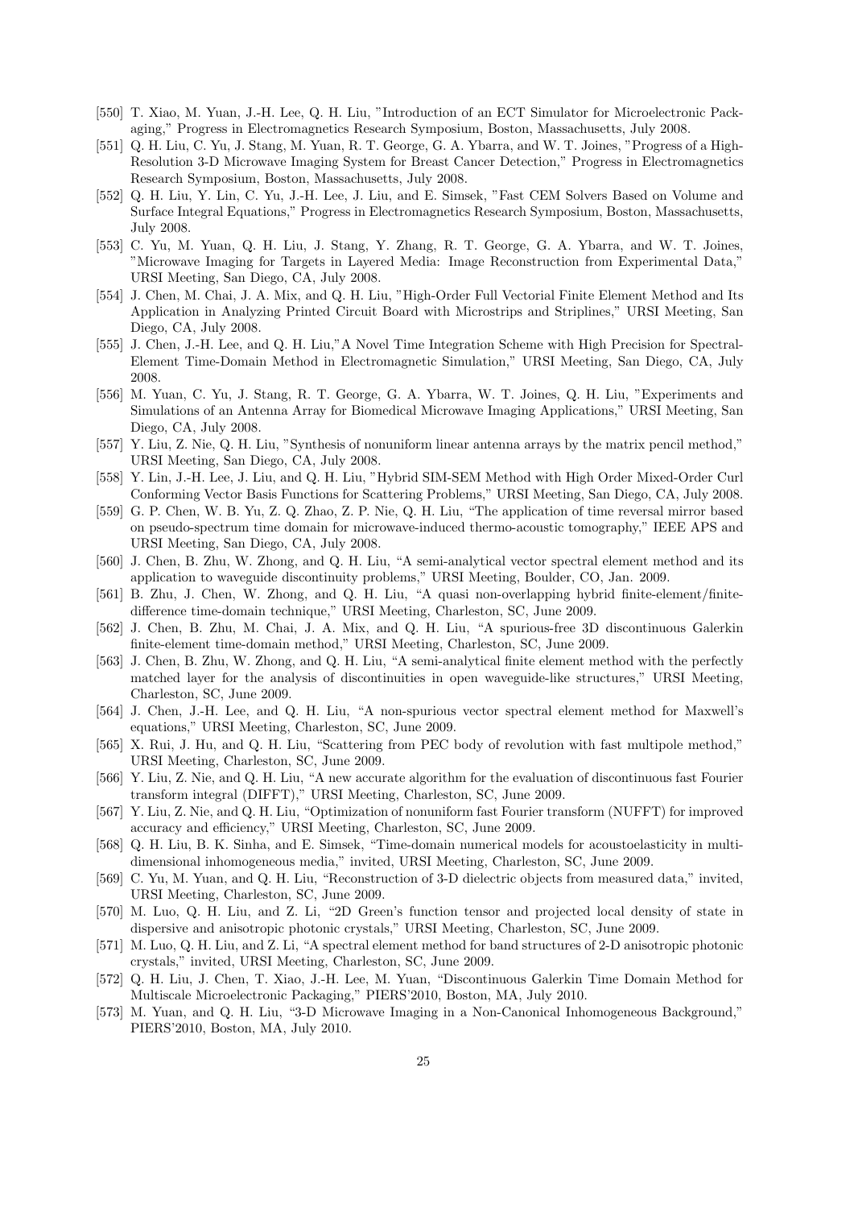[550] T. Xiao, M. Yuan, J.-H. Lee, Q. H. Liu, "Introduction of an ECT Simulator for Microelectronic Packaging," Progress in Electromagnetics Research Symposium, Boston, Massachusetts, July 2008.

[551] Q. H. Liu, C. Yu, J. Stang, M. Yuan, R. T. George, G. A. Ybarra, and W. T. Joines, "Progress of a High-Resolution 3-D Microwave Imaging System for Breast Cancer Detection," Progress in Electromagnetics Research Symposium, Boston, Massachusetts, July 2008.

[552] Q. H. Liu, Y. Lin, C. Yu, J.-H. Lee, J. Liu, and E. Simsek, "Fast CEM Solvers Based on Volume and Surface Integral Equations," Progress in Electromagnetics Research Symposium, Boston, Massachusetts, July 2008.

[553] C. Yu, M. Yuan, Q. H. Liu, J. Stang, Y. Zhang, R. T. George, G. A. Ybarra, and W. T. Joines, "Microwave Imaging for Targets in Layered Media: Image Reconstruction from Experimental Data," URSI Meeting, San Diego, CA, July 2008.

[554] J. Chen, M. Chai, J. A. Mix, and Q. H. Liu, "High-Order Full Vectorial Finite Element Method and Its Application in Analyzing Printed Circuit Board with Microstrips and Striplines," URSI Meeting, San Diego, CA, July 2008.

[555] J. Chen, J.-H. Lee, and Q. H. Liu,"A Novel Time Integration Scheme with High Precision for Spectral-Element Time-Domain Method in Electromagnetic Simulation," URSI Meeting, San Diego, CA, July 2008.

[556] M. Yuan, C. Yu, J. Stang, R. T. George, G. A. Ybarra, W. T. Joines, Q. H. Liu, "Experiments and Simulations of an Antenna Array for Biomedical Microwave Imaging Applications," URSI Meeting, San Diego, CA, July 2008.

[557] Y. Liu, Z. Nie, Q. H. Liu, "Synthesis of nonuniform linear antenna arrays by the matrix pencil method," URSI Meeting, San Diego, CA, July 2008.

[558] Y. Lin, J.-H. Lee, J. Liu, and Q. H. Liu, "Hybrid SIM-SEM Method with High Order Mixed-Order Curl Conforming Vector Basis Functions for Scattering Problems," URSI Meeting, San Diego, CA, July 2008.

[559] G. P. Chen, W. B. Yu, Z. Q. Zhao, Z. P. Nie, Q. H. Liu, "The application of time reversal mirror based on pseudo-spectrum time domain for microwave-induced thermo-acoustic tomography," IEEE APS and URSI Meeting, San Diego, CA, July 2008.

[560] J. Chen, B. Zhu, W. Zhong, and Q. H. Liu, "A semi-analytical vector spectral element method and its application to waveguide discontinuity problems," URSI Meeting, Boulder, CO, Jan. 2009.

[561] B. Zhu, J. Chen, W. Zhong, and Q. H. Liu, "A quasi non-overlapping hybrid finite-element/finite-difference time-domain technique," URSI Meeting, Charleston, SC, June 2009.

[562] J. Chen, B. Zhu, M. Chai, J. A. Mix, and Q. H. Liu, "A spurious-free 3D discontinuous Galerkin finite-element time-domain method," URSI Meeting, Charleston, SC, June 2009.

[563] J. Chen, B. Zhu, W. Zhong, and Q. H. Liu, "A semi-analytical finite element method with the perfectly matched layer for the analysis of discontinuities in open waveguide-like structures," URSI Meeting, Charleston, SC, June 2009.

[564] J. Chen, J.-H. Lee, and Q. H. Liu, "A non-spurious vector spectral element method for Maxwell's equations," URSI Meeting, Charleston, SC, June 2009.

[565] X. Rui, J. Hu, and Q. H. Liu, "Scattering from PEC body of revolution with fast multipole method," URSI Meeting, Charleston, SC, June 2009.

[566] Y. Liu, Z. Nie, and Q. H. Liu, "A new accurate algorithm for the evaluation of discontinuous fast Fourier transform integral (DIFFT)," URSI Meeting, Charleston, SC, June 2009.

[567] Y. Liu, Z. Nie, and Q. H. Liu, "Optimization of nonuniform fast Fourier transform (NUFFT) for improved accuracy and efficiency," URSI Meeting, Charleston, SC, June 2009.

[568] Q. H. Liu, B. K. Sinha, and E. Simsek, "Time-domain numerical models for acoustoelasticity in multi-dimensional inhomogeneous media," invited, URSI Meeting, Charleston, SC, June 2009.

[569] C. Yu, M. Yuan, and Q. H. Liu, "Reconstruction of 3-D dielectric objects from measured data," invited, URSI Meeting, Charleston, SC, June 2009.

[570] M. Luo, Q. H. Liu, and Z. Li, "2D Green's function tensor and projected local density of state in dispersive and anisotropic photonic crystals," URSI Meeting, Charleston, SC, June 2009.

[571] M. Luo, Q. H. Liu, and Z. Li, "A spectral element method for band structures of 2-D anisotropic photonic crystals," invited, URSI Meeting, Charleston, SC, June 2009.

[572] Q. H. Liu, J. Chen, T. Xiao, J.-H. Lee, M. Yuan, "Discontinuous Galerkin Time Domain Method for Multiscale Microelectronic Packaging," PIERS'2010, Boston, MA, July 2010.

[573] M. Yuan, and Q. H. Liu, "3-D Microwave Imaging in a Non-Canonical Inhomogeneous Background," PIERS'2010, Boston, MA, July 2010.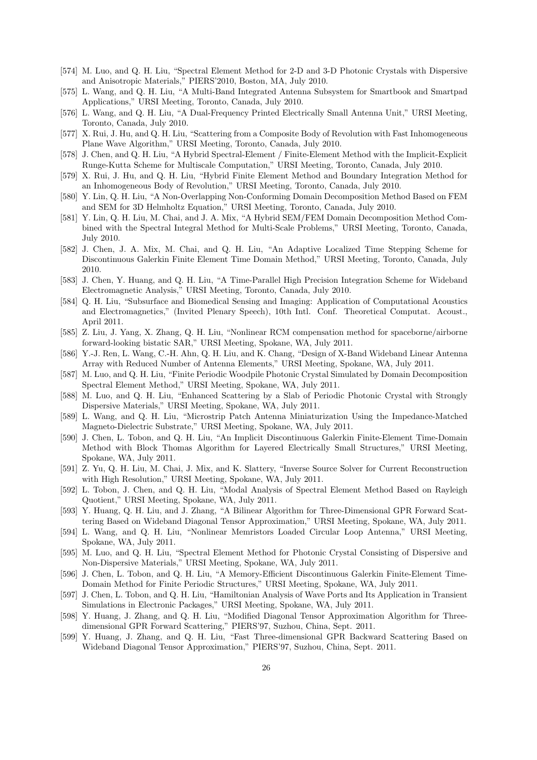[574] M. Luo, and Q. H. Liu, "Spectral Element Method for 2-D and 3-D Photonic Crystals with Dispersive and Anisotropic Materials," PIERS'2010, Boston, MA, July 2010.

[575] L. Wang, and Q. H. Liu, "A Multi-Band Integrated Antenna Subsystem for Smartbook and Smartpad Applications," URSI Meeting, Toronto, Canada, July 2010.

[576] L. Wang, and Q. H. Liu, "A Dual-Frequency Printed Electrically Small Antenna Unit," URSI Meeting, Toronto, Canada, July 2010.

[577] X. Rui, J. Hu, and Q. H. Liu, "Scattering from a Composite Body of Revolution with Fast Inhomogeneous Plane Wave Algorithm," URSI Meeting, Toronto, Canada, July 2010.

[578] J. Chen, and Q. H. Liu, "A Hybrid Spectral-Element / Finite-Element Method with the Implicit-Explicit Runge-Kutta Scheme for Multiscale Computation," URSI Meeting, Toronto, Canada, July 2010.

[579] X. Rui, J. Hu, and Q. H. Liu, "Hybrid Finite Element Method and Boundary Integration Method for an Inhomogeneous Body of Revolution," URSI Meeting, Toronto, Canada, July 2010.

[580] Y. Lin, Q. H. Liu, "A Non-Overlapping Non-Conforming Domain Decomposition Method Based on FEM and SEM for 3D Helmholtz Equation," URSI Meeting, Toronto, Canada, July 2010.

[581] Y. Lin, Q. H. Liu, M. Chai, and J. A. Mix, "A Hybrid SEM/FEM Domain Decomposition Method Combined with the Spectral Integral Method for Multi-Scale Problems," URSI Meeting, Toronto, Canada, July 2010.

[582] J. Chen, J. A. Mix, M. Chai, and Q. H. Liu, "An Adaptive Localized Time Stepping Scheme for Discontinuous Galerkin Finite Element Time Domain Method," URSI Meeting, Toronto, Canada, July 2010.

[583] J. Chen, Y. Huang, and Q. H. Liu, "A Time-Parallel High Precision Integration Scheme for Wideband Electromagnetic Analysis," URSI Meeting, Toronto, Canada, July 2010.

[584] Q. H. Liu, "Subsurface and Biomedical Sensing and Imaging: Application of Computational Acoustics and Electromagnetics," (Invited Plenary Speech), 10th Intl. Conf. Theoretical Computat. Acoust., April 2011.

[585] Z. Liu, J. Yang, X. Zhang, Q. H. Liu, "Nonlinear RCM compensation method for spaceborne/airborne forward-looking bistatic SAR," URSI Meeting, Spokane, WA, July 2011.

[586] Y.-J. Ren, L. Wang, C.-H. Ahn, Q. H. Liu, and K. Chang, "Design of X-Band Wideband Linear Antenna Array with Reduced Number of Antenna Elements," URSI Meeting, Spokane, WA, July 2011.

[587] M. Luo, and Q. H. Liu, "Finite Periodic Woodpile Photonic Crystal Simulated by Domain Decomposition Spectral Element Method," URSI Meeting, Spokane, WA, July 2011.

[588] M. Luo, and Q. H. Liu, "Enhanced Scattering by a Slab of Periodic Photonic Crystal with Strongly Dispersive Materials," URSI Meeting, Spokane, WA, July 2011.

[589] L. Wang, and Q. H. Liu, "Microstrip Patch Antenna Miniaturization Using the Impedance-Matched Magneto-Dielectric Substrate," URSI Meeting, Spokane, WA, July 2011.

[590] J. Chen, L. Tobon, and Q. H. Liu, "An Implicit Discontinuous Galerkin Finite-Element Time-Domain Method with Block Thomas Algorithm for Layered Electrically Small Structures," URSI Meeting, Spokane, WA, July 2011.

[591] Z. Yu, Q. H. Liu, M. Chai, J. Mix, and K. Slattery, "Inverse Source Solver for Current Reconstruction with High Resolution," URSI Meeting, Spokane, WA, July 2011.

[592] L. Tobon, J. Chen, and Q. H. Liu, "Modal Analysis of Spectral Element Method Based on Rayleigh Quotient," URSI Meeting, Spokane, WA, July 2011.

[593] Y. Huang, Q. H. Liu, and J. Zhang, "A Bilinear Algorithm for Three-Dimensional GPR Forward Scattering Based on Wideband Diagonal Tensor Approximation," URSI Meeting, Spokane, WA, July 2011.

[594] L. Wang, and Q. H. Liu, "Nonlinear Memristors Loaded Circular Loop Antenna," URSI Meeting, Spokane, WA, July 2011.

[595] M. Luo, and Q. H. Liu, "Spectral Element Method for Photonic Crystal Consisting of Dispersive and Non-Dispersive Materials," URSI Meeting, Spokane, WA, July 2011.

[596] J. Chen, L. Tobon, and Q. H. Liu, "A Memory-Efficient Discontinuous Galerkin Finite-Element Time-Domain Method for Finite Periodic Structures," URSI Meeting, Spokane, WA, July 2011.

[597] J. Chen, L. Tobon, and Q. H. Liu, "Hamiltonian Analysis of Wave Ports and Its Application in Transient Simulations in Electronic Packages," URSI Meeting, Spokane, WA, July 2011.

[598] Y. Huang, J. Zhang, and Q. H. Liu, "Modified Diagonal Tensor Approximation Algorithm for Three-dimensional GPR Forward Scattering," PIERS'97, Suzhou, China, Sept. 2011.

[599] Y. Huang, J. Zhang, and Q. H. Liu, "Fast Three-dimensional GPR Backward Scattering Based on Wideband Diagonal Tensor Approximation," PIERS'97, Suzhou, China, Sept. 2011.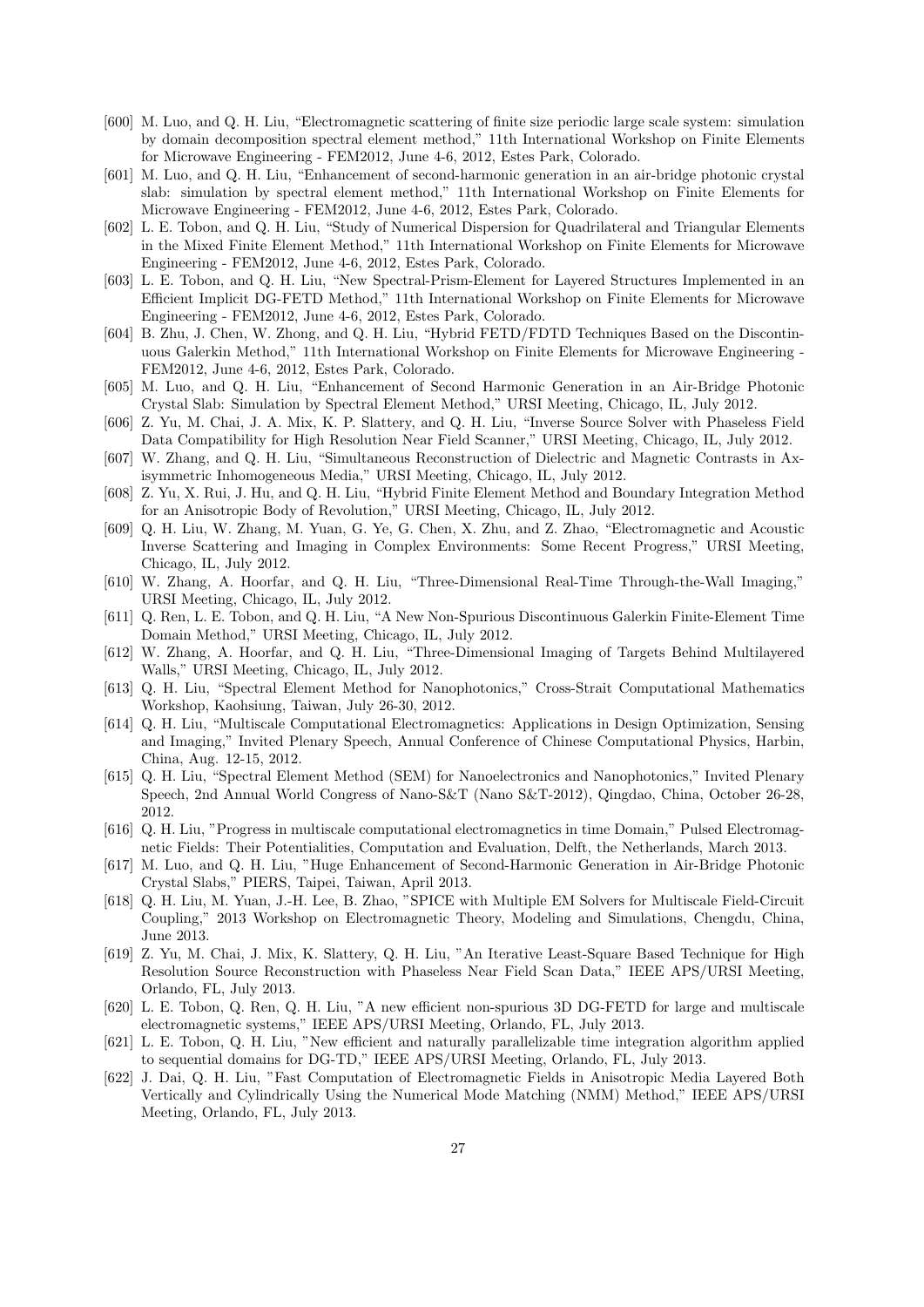[600] M. Luo, and Q. H. Liu, "Electromagnetic scattering of finite size periodic large scale system: simulation by domain decomposition spectral element method," 11th International Workshop on Finite Elements for Microwave Engineering - FEM2012, June 4-6, 2012, Estes Park, Colorado.

[601] M. Luo, and Q. H. Liu, "Enhancement of second-harmonic generation in an air-bridge photonic crystal slab: simulation by spectral element method," 11th International Workshop on Finite Elements for Microwave Engineering - FEM2012, June 4-6, 2012, Estes Park, Colorado.

[602] L. E. Tobon, and Q. H. Liu, "Study of Numerical Dispersion for Quadrilateral and Triangular Elements in the Mixed Finite Element Method," 11th International Workshop on Finite Elements for Microwave Engineering - FEM2012, June 4-6, 2012, Estes Park, Colorado.

[603] L. E. Tobon, and Q. H. Liu, "New Spectral-Prism-Element for Layered Structures Implemented in an Efficient Implicit DG-FETD Method," 11th International Workshop on Finite Elements for Microwave Engineering - FEM2012, June 4-6, 2012, Estes Park, Colorado.

[604] B. Zhu, J. Chen, W. Zhong, and Q. H. Liu, "Hybrid FETD/FDTD Techniques Based on the Discontinuous Galerkin Method," 11th International Workshop on Finite Elements for Microwave Engineering - FEM2012, June 4-6, 2012, Estes Park, Colorado.

[605] M. Luo, and Q. H. Liu, "Enhancement of Second Harmonic Generation in an Air-Bridge Photonic Crystal Slab: Simulation by Spectral Element Method," URSI Meeting, Chicago, IL, July 2012.

[606] Z. Yu, M. Chai, J. A. Mix, K. P. Slattery, and Q. H. Liu, "Inverse Source Solver with Phaseless Field Data Compatibility for High Resolution Near Field Scanner," URSI Meeting, Chicago, IL, July 2012.

[607] W. Zhang, and Q. H. Liu, "Simultaneous Reconstruction of Dielectric and Magnetic Contrasts in Axisymmetric Inhomogeneous Media," URSI Meeting, Chicago, IL, July 2012.

[608] Z. Yu, X. Rui, J. Hu, and Q. H. Liu, "Hybrid Finite Element Method and Boundary Integration Method for an Anisotropic Body of Revolution," URSI Meeting, Chicago, IL, July 2012.

[609] Q. H. Liu, W. Zhang, M. Yuan, G. Ye, G. Chen, X. Zhu, and Z. Zhao, "Electromagnetic and Acoustic Inverse Scattering and Imaging in Complex Environments: Some Recent Progress," URSI Meeting, Chicago, IL, July 2012.

[610] W. Zhang, A. Hoorfar, and Q. H. Liu, "Three-Dimensional Real-Time Through-the-Wall Imaging," URSI Meeting, Chicago, IL, July 2012.

[611] Q. Ren, L. E. Tobon, and Q. H. Liu, "A New Non-Spurious Discontinuous Galerkin Finite-Element Time Domain Method," URSI Meeting, Chicago, IL, July 2012.

[612] W. Zhang, A. Hoorfar, and Q. H. Liu, "Three-Dimensional Imaging of Targets Behind Multilayered Walls," URSI Meeting, Chicago, IL, July 2012.

[613] Q. H. Liu, "Spectral Element Method for Nanophotonics," Cross-Strait Computational Mathematics Workshop, Kaohsiung, Taiwan, July 26-30, 2012.

[614] Q. H. Liu, "Multiscale Computational Electromagnetics: Applications in Design Optimization, Sensing and Imaging," Invited Plenary Speech, Annual Conference of Chinese Computational Physics, Harbin, China, Aug. 12-15, 2012.

[615] Q. H. Liu, "Spectral Element Method (SEM) for Nanoelectronics and Nanophotonics," Invited Plenary Speech, 2nd Annual World Congress of Nano-S&T (Nano S&T-2012), Qingdao, China, October 26-28, 2012.

[616] Q. H. Liu, "Progress in multiscale computational electromagnetics in time Domain," Pulsed Electromagnetic Fields: Their Potentialities, Computation and Evaluation, Delft, the Netherlands, March 2013.

[617] M. Luo, and Q. H. Liu, "Huge Enhancement of Second-Harmonic Generation in Air-Bridge Photonic Crystal Slabs," PIERS, Taipei, Taiwan, April 2013.

[618] Q. H. Liu, M. Yuan, J.-H. Lee, B. Zhao, "SPICE with Multiple EM Solvers for Multiscale Field-Circuit Coupling," 2013 Workshop on Electromagnetic Theory, Modeling and Simulations, Chengdu, China, June 2013.

[619] Z. Yu, M. Chai, J. Mix, K. Slattery, Q. H. Liu, "An Iterative Least-Square Based Technique for High Resolution Source Reconstruction with Phaseless Near Field Scan Data," IEEE APS/URSI Meeting, Orlando, FL, July 2013.

[620] L. E. Tobon, Q. Ren, Q. H. Liu, "A new efficient non-spurious 3D DG-FETD for large and multiscale electromagnetic systems," IEEE APS/URSI Meeting, Orlando, FL, July 2013.

[621] L. E. Tobon, Q. H. Liu, "New efficient and naturally parallelizable time integration algorithm applied to sequential domains for DG-TD," IEEE APS/URSI Meeting, Orlando, FL, July 2013.

[622] J. Dai, Q. H. Liu, "Fast Computation of Electromagnetic Fields in Anisotropic Media Layered Both Vertically and Cylindrically Using the Numerical Mode Matching (NMM) Method," IEEE APS/URSI Meeting, Orlando, FL, July 2013.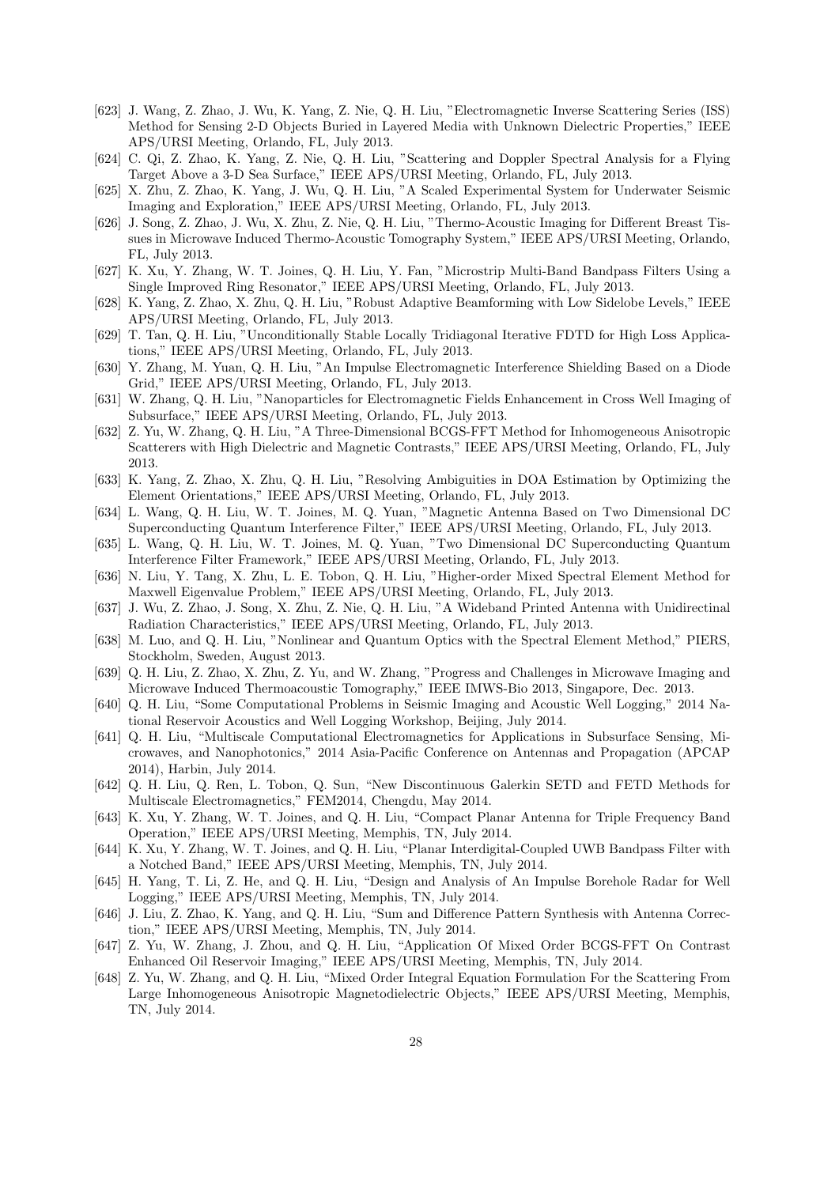[623] J. Wang, Z. Zhao, J. Wu, K. Yang, Z. Nie, Q. H. Liu, "Electromagnetic Inverse Scattering Series (ISS) Method for Sensing 2-D Objects Buried in Layered Media with Unknown Dielectric Properties," IEEE APS/URSI Meeting, Orlando, FL, July 2013.

[624] C. Qi, Z. Zhao, K. Yang, Z. Nie, Q. H. Liu, "Scattering and Doppler Spectral Analysis for a Flying Target Above a 3-D Sea Surface," IEEE APS/URSI Meeting, Orlando, FL, July 2013.

[625] X. Zhu, Z. Zhao, K. Yang, J. Wu, Q. H. Liu, "A Scaled Experimental System for Underwater Seismic Imaging and Exploration," IEEE APS/URSI Meeting, Orlando, FL, July 2013.

[626] J. Song, Z. Zhao, J. Wu, X. Zhu, Z. Nie, Q. H. Liu, "Thermo-Acoustic Imaging for Different Breast Tissues in Microwave Induced Thermo-Acoustic Tomography System," IEEE APS/URSI Meeting, Orlando, FL, July 2013.

[627] K. Xu, Y. Zhang, W. T. Joines, Q. H. Liu, Y. Fan, "Microstrip Multi-Band Bandpass Filters Using a Single Improved Ring Resonator," IEEE APS/URSI Meeting, Orlando, FL, July 2013.

[628] K. Yang, Z. Zhao, X. Zhu, Q. H. Liu, "Robust Adaptive Beamforming with Low Sidelobe Levels," IEEE APS/URSI Meeting, Orlando, FL, July 2013.

[629] T. Tan, Q. H. Liu, "Unconditionally Stable Locally Tridiagonal Iterative FDTD for High Loss Applications," IEEE APS/URSI Meeting, Orlando, FL, July 2013.

[630] Y. Zhang, M. Yuan, Q. H. Liu, "An Impulse Electromagnetic Interference Shielding Based on a Diode Grid," IEEE APS/URSI Meeting, Orlando, FL, July 2013.

[631] W. Zhang, Q. H. Liu, "Nanoparticles for Electromagnetic Fields Enhancement in Cross Well Imaging of Subsurface," IEEE APS/URSI Meeting, Orlando, FL, July 2013.

[632] Z. Yu, W. Zhang, Q. H. Liu, "A Three-Dimensional BCGS-FFT Method for Inhomogeneous Anisotropic Scatterers with High Dielectric and Magnetic Contrasts," IEEE APS/URSI Meeting, Orlando, FL, July 2013.

[633] K. Yang, Z. Zhao, X. Zhu, Q. H. Liu, "Resolving Ambiguities in DOA Estimation by Optimizing the Element Orientations," IEEE APS/URSI Meeting, Orlando, FL, July 2013.

[634] L. Wang, Q. H. Liu, W. T. Joines, M. Q. Yuan, "Magnetic Antenna Based on Two Dimensional DC Superconducting Quantum Interference Filter," IEEE APS/URSI Meeting, Orlando, FL, July 2013.

[635] L. Wang, Q. H. Liu, W. T. Joines, M. Q. Yuan, "Two Dimensional DC Superconducting Quantum Interference Filter Framework," IEEE APS/URSI Meeting, Orlando, FL, July 2013.

[636] N. Liu, Y. Tang, X. Zhu, L. E. Tobon, Q. H. Liu, "Higher-order Mixed Spectral Element Method for Maxwell Eigenvalue Problem," IEEE APS/URSI Meeting, Orlando, FL, July 2013.

[637] J. Wu, Z. Zhao, J. Song, X. Zhu, Z. Nie, Q. H. Liu, "A Wideband Printed Antenna with Unidirectinal Radiation Characteristics," IEEE APS/URSI Meeting, Orlando, FL, July 2013.

[638] M. Luo, and Q. H. Liu, "Nonlinear and Quantum Optics with the Spectral Element Method," PIERS, Stockholm, Sweden, August 2013.

[639] Q. H. Liu, Z. Zhao, X. Zhu, Z. Yu, and W. Zhang, "Progress and Challenges in Microwave Imaging and Microwave Induced Thermoacoustic Tomography," IEEE IMWS-Bio 2013, Singapore, Dec. 2013.

[640] Q. H. Liu, "Some Computational Problems in Seismic Imaging and Acoustic Well Logging," 2014 National Reservoir Acoustics and Well Logging Workshop, Beijing, July 2014.

[641] Q. H. Liu, "Multiscale Computational Electromagnetics for Applications in Subsurface Sensing, Microwaves, and Nanophotonics," 2014 Asia-Pacific Conference on Antennas and Propagation (APCAP 2014), Harbin, July 2014.

[642] Q. H. Liu, Q. Ren, L. Tobon, Q. Sun, "New Discontinuous Galerkin SETD and FETD Methods for Multiscale Electromagnetics," FEM2014, Chengdu, May 2014.

[643] K. Xu, Y. Zhang, W. T. Joines, and Q. H. Liu, "Compact Planar Antenna for Triple Frequency Band Operation," IEEE APS/URSI Meeting, Memphis, TN, July 2014.

[644] K. Xu, Y. Zhang, W. T. Joines, and Q. H. Liu, "Planar Interdigital-Coupled UWB Bandpass Filter with a Notched Band," IEEE APS/URSI Meeting, Memphis, TN, July 2014.

[645] H. Yang, T. Li, Z. He, and Q. H. Liu, "Design and Analysis of An Impulse Borehole Radar for Well Logging," IEEE APS/URSI Meeting, Memphis, TN, July 2014.

[646] J. Liu, Z. Zhao, K. Yang, and Q. H. Liu, "Sum and Difference Pattern Synthesis with Antenna Correction," IEEE APS/URSI Meeting, Memphis, TN, July 2014.

[647] Z. Yu, W. Zhang, J. Zhou, and Q. H. Liu, "Application Of Mixed Order BCGS-FFT On Contrast Enhanced Oil Reservoir Imaging," IEEE APS/URSI Meeting, Memphis, TN, July 2014.

[648] Z. Yu, W. Zhang, and Q. H. Liu, "Mixed Order Integral Equation Formulation For the Scattering From Large Inhomogeneous Anisotropic Magnetodielectric Objects," IEEE APS/URSI Meeting, Memphis, TN, July 2014.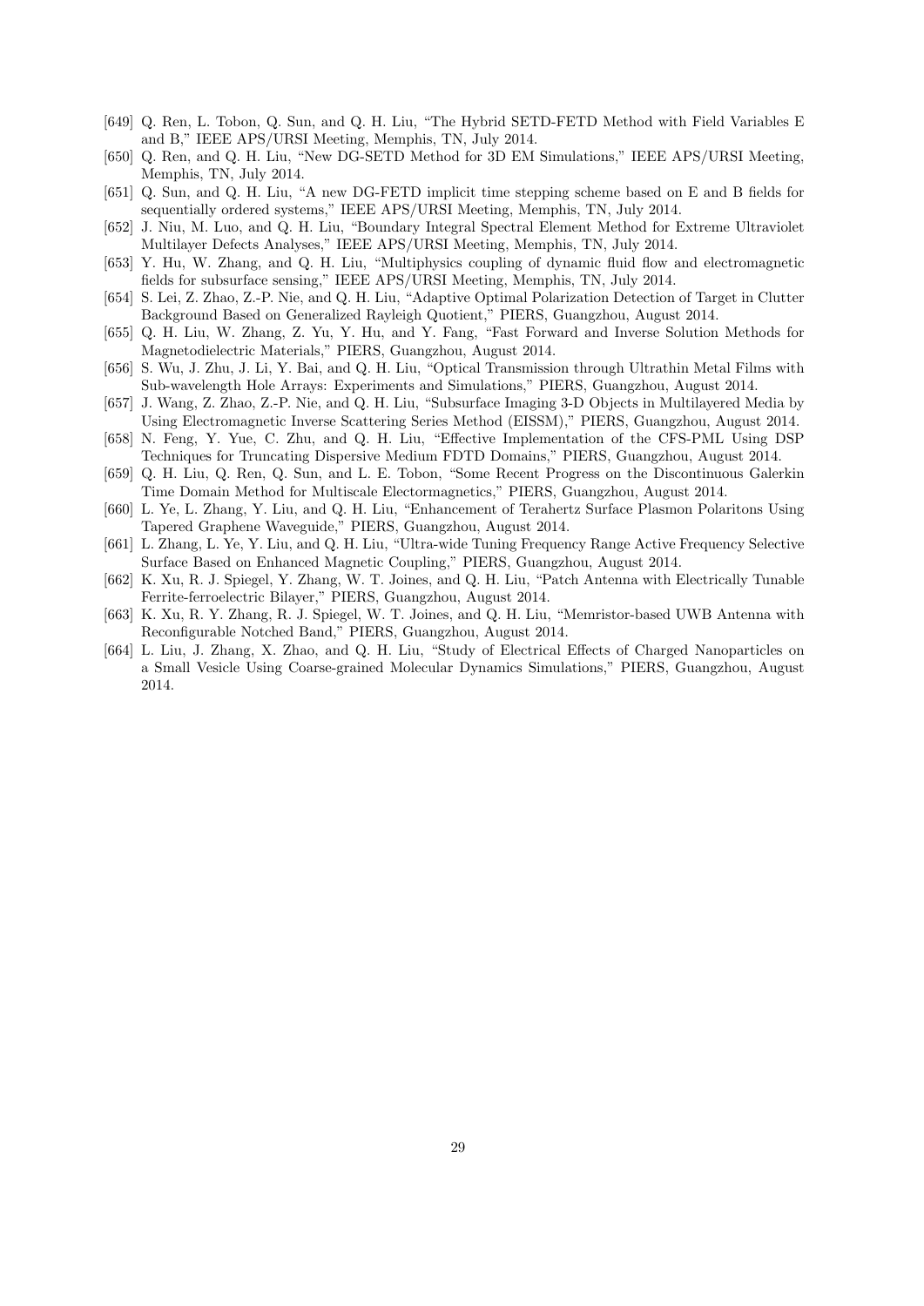[649] Q. Ren, L. Tobon, Q. Sun, and Q. H. Liu, "The Hybrid SETD-FETD Method with Field Variables E and B," IEEE APS/URSI Meeting, Memphis, TN, July 2014.

[650] Q. Ren, and Q. H. Liu, "New DG-SETD Method for 3D EM Simulations," IEEE APS/URSI Meeting, Memphis, TN, July 2014.

[651] Q. Sun, and Q. H. Liu, "A new DG-FETD implicit time stepping scheme based on E and B fields for sequentially ordered systems," IEEE APS/URSI Meeting, Memphis, TN, July 2014.

[652] J. Niu, M. Luo, and Q. H. Liu, "Boundary Integral Spectral Element Method for Extreme Ultraviolet Multilayer Defects Analyses," IEEE APS/URSI Meeting, Memphis, TN, July 2014.

[653] Y. Hu, W. Zhang, and Q. H. Liu, "Multiphysics coupling of dynamic fluid flow and electromagnetic fields for subsurface sensing," IEEE APS/URSI Meeting, Memphis, TN, July 2014.

[654] S. Lei, Z. Zhao, Z.-P. Nie, and Q. H. Liu, "Adaptive Optimal Polarization Detection of Target in Clutter Background Based on Generalized Rayleigh Quotient," PIERS, Guangzhou, August 2014.

[655] Q. H. Liu, W. Zhang, Z. Yu, Y. Hu, and Y. Fang, "Fast Forward and Inverse Solution Methods for Magnetodielectric Materials," PIERS, Guangzhou, August 2014.

[656] S. Wu, J. Zhu, J. Li, Y. Bai, and Q. H. Liu, "Optical Transmission through Ultrathin Metal Films with Sub-wavelength Hole Arrays: Experiments and Simulations," PIERS, Guangzhou, August 2014.

[657] J. Wang, Z. Zhao, Z.-P. Nie, and Q. H. Liu, "Subsurface Imaging 3-D Objects in Multilayered Media by Using Electromagnetic Inverse Scattering Series Method (EISSM)," PIERS, Guangzhou, August 2014.

[658] N. Feng, Y. Yue, C. Zhu, and Q. H. Liu, "Effective Implementation of the CFS-PML Using DSP Techniques for Truncating Dispersive Medium FDTD Domains," PIERS, Guangzhou, August 2014.

[659] Q. H. Liu, Q. Ren, Q. Sun, and L. E. Tobon, "Some Recent Progress on the Discontinuous Galerkin Time Domain Method for Multiscale Electormagnetics," PIERS, Guangzhou, August 2014.

[660] L. Ye, L. Zhang, Y. Liu, and Q. H. Liu, "Enhancement of Terahertz Surface Plasmon Polaritons Using Tapered Graphene Waveguide," PIERS, Guangzhou, August 2014.

[661] L. Zhang, L. Ye, Y. Liu, and Q. H. Liu, "Ultra-wide Tuning Frequency Range Active Frequency Selective Surface Based on Enhanced Magnetic Coupling," PIERS, Guangzhou, August 2014.

[662] K. Xu, R. J. Spiegel, Y. Zhang, W. T. Joines, and Q. H. Liu, "Patch Antenna with Electrically Tunable Ferrite-ferroelectric Bilayer," PIERS, Guangzhou, August 2014.

[663] K. Xu, R. Y. Zhang, R. J. Spiegel, W. T. Joines, and Q. H. Liu, "Memristor-based UWB Antenna with Reconfigurable Notched Band," PIERS, Guangzhou, August 2014.

[664] L. Liu, J. Zhang, X. Zhao, and Q. H. Liu, "Study of Electrical Effects of Charged Nanoparticles on a Small Vesicle Using Coarse-grained Molecular Dynamics Simulations," PIERS, Guangzhou, August 2014.